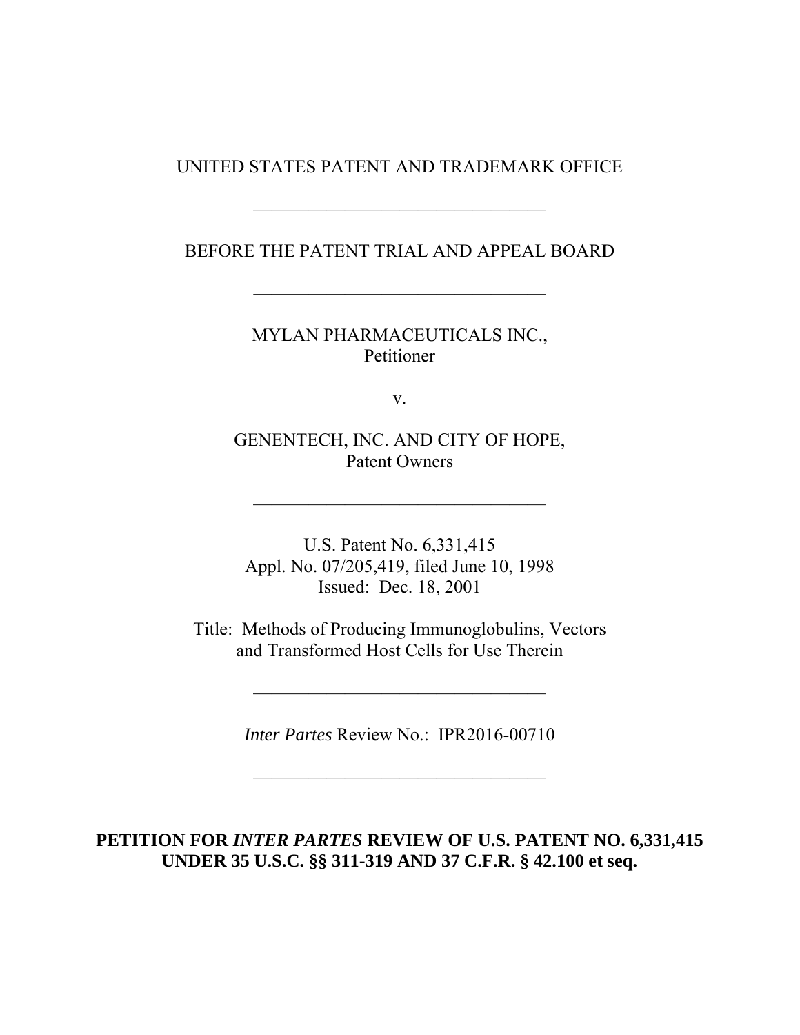UNITED STATES PATENT AND TRADEMARK OFFICE

---

BEFORE THE PATENT TRIAL AND APPEAL BOARD

---

MYLAN PHARMACEUTICALS INC.,
Petitioner

v.

GENENTECH, INC. AND CITY OF HOPE,
Patent Owners

---

U.S. Patent No. 6,331,415
Appl. No. 07/205,419, filed June 10, 1998
Issued: Dec. 18, 2001

Title: Methods of Producing Immunoglobulins, Vectors and Transformed Host Cells for Use Therein

---

*Inter Partes* Review No.: IPR2016-00710

---

**PETITION FOR *INTER PARTES* REVIEW OF U.S. PATENT NO. 6,331,415 UNDER 35 U.S.C. §§ 311-319 AND 37 C.F.R. § 42.100 et seq.**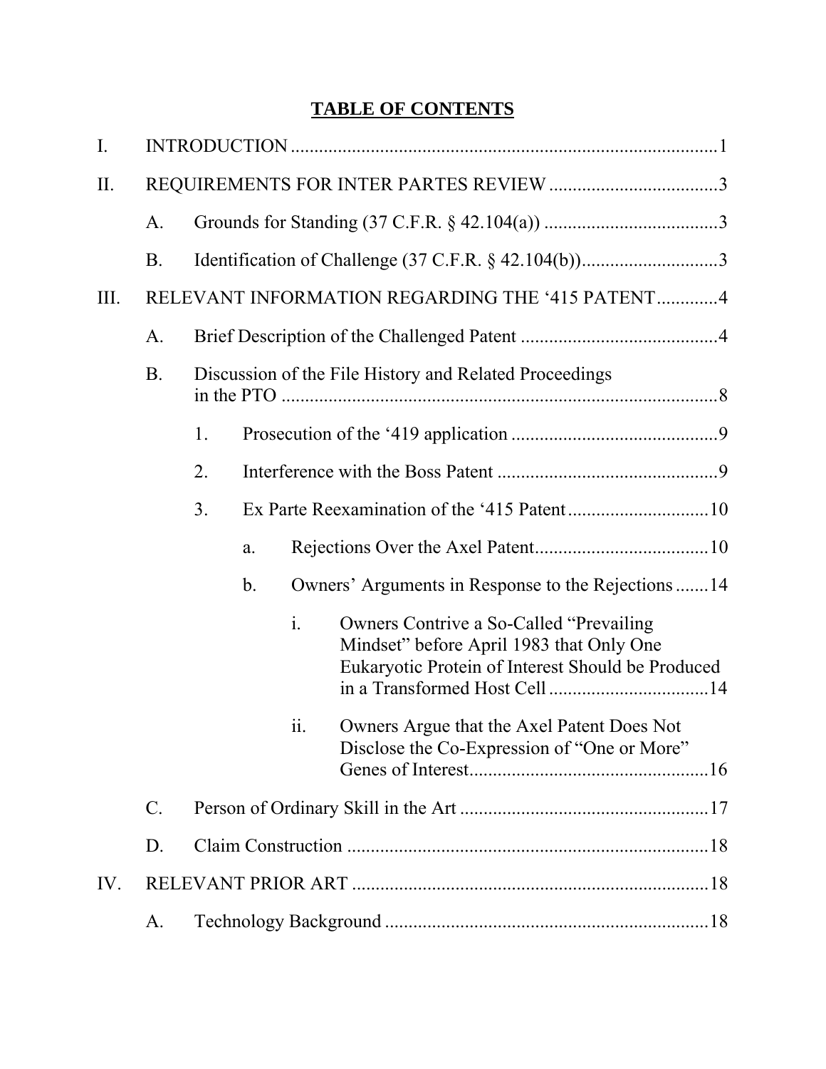# TABLE OF CONTENTS

I. INTRODUCTION ..........1

II. REQUIREMENTS FOR INTER PARTES REVIEW ..........3

- A. Grounds for Standing (37 C.F.R. § 42.104(a)) ..........3
- B. Identification of Challenge (37 C.F.R. § 42.104(b)) ..........3

III. RELEVANT INFORMATION REGARDING THE '415 PATENT ..........4

- A. Brief Description of the Challenged Patent ..........4
- B. Discussion of the File History and Related Proceedings in the PTO ..........8
  - 1. Prosecution of the '419 application ..........9
  - 2. Interference with the Boss Patent ..........9
  - 3. Ex Parte Reexamination of the '415 Patent ..........10
    - a. Rejections Over the Axel Patent ..........10
    - b. Owners' Arguments in Response to the Rejections ..........14
      - i. Owners Contrive a So-Called "Prevailing Mindset" before April 1983 that Only One Eukaryotic Protein of Interest Should be Produced in a Transformed Host Cell ..........14
      - ii. Owners Argue that the Axel Patent Does Not Disclose the Co-Expression of "One or More" Genes of Interest ..........16
- C. Person of Ordinary Skill in the Art ..........17
- D. Claim Construction ..........18

IV. RELEVANT PRIOR ART ..........18

- A. Technology Background ..........18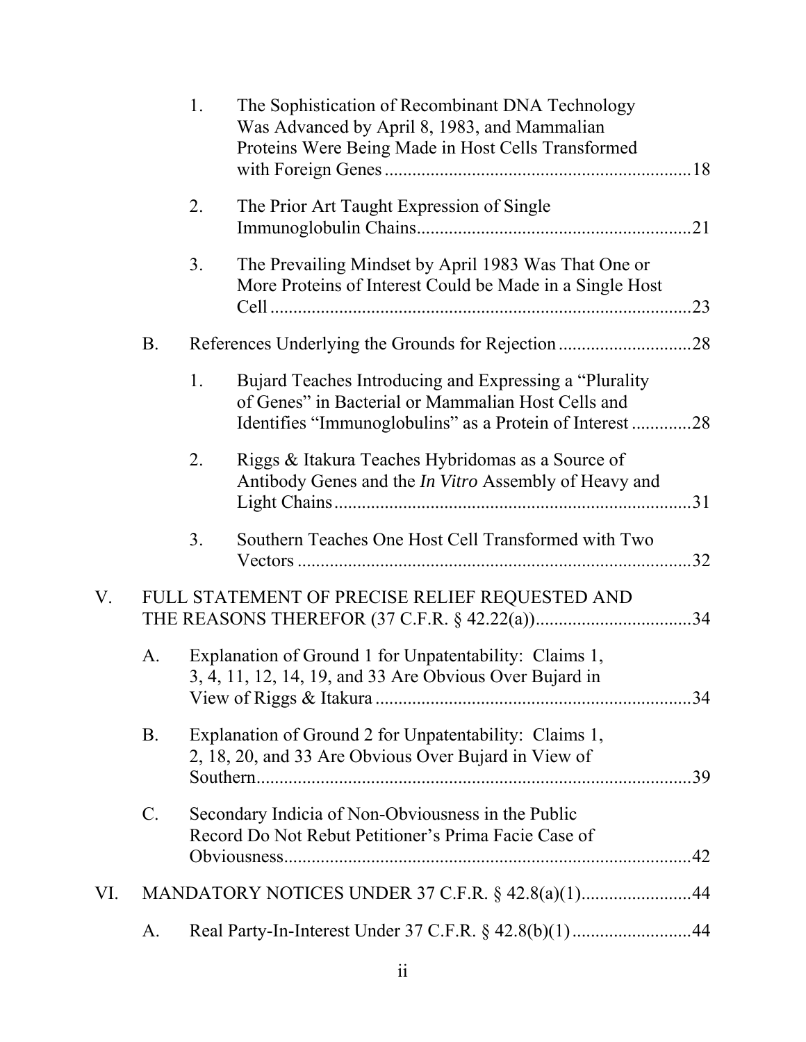1. The Sophistication of Recombinant DNA Technology Was Advanced by April 8, 1983, and Mammalian Proteins Were Being Made in Host Cells Transformed with Foreign Genes ....................................................................18

2. The Prior Art Taught Expression of Single Immunoglobulin Chains............................................................21

3. The Prevailing Mindset by April 1983 Was That One or More Proteins of Interest Could be Made in a Single Host Cell ............................................................................................23

B. References Underlying the Grounds for Rejection .............................28

1. Bujard Teaches Introducing and Expressing a "Plurality of Genes" in Bacterial or Mammalian Host Cells and Identifies "Immunoglobulins" as a Protein of Interest .............28

2. Riggs & Itakura Teaches Hybridomas as a Source of Antibody Genes and the *In Vitro* Assembly of Heavy and Light Chains...............................................................................31

3. Southern Teaches One Host Cell Transformed with Two Vectors .......................................................................................32

V. FULL STATEMENT OF PRECISE RELIEF REQUESTED AND THE REASONS THEREFOR (37 C.F.R. § 42.22(a))..................................34

A. Explanation of Ground 1 for Unpatentability: Claims 1, 3, 4, 11, 12, 14, 19, and 33 Are Obvious Over Bujard in View of Riggs & Itakura .....................................................................34

B. Explanation of Ground 2 for Unpatentability: Claims 1, 2, 18, 20, and 33 Are Obvious Over Bujard in View of Southern.................................................................................................39

C. Secondary Indicia of Non-Obviousness in the Public Record Do Not Rebut Petitioner's Prima Facie Case of Obviousness.........................................................................................42

VI. MANDATORY NOTICES UNDER 37 C.F.R. § 42.8(a)(1)........................44

A. Real Party-In-Interest Under 37 C.F.R. § 42.8(b)(1) ..........................44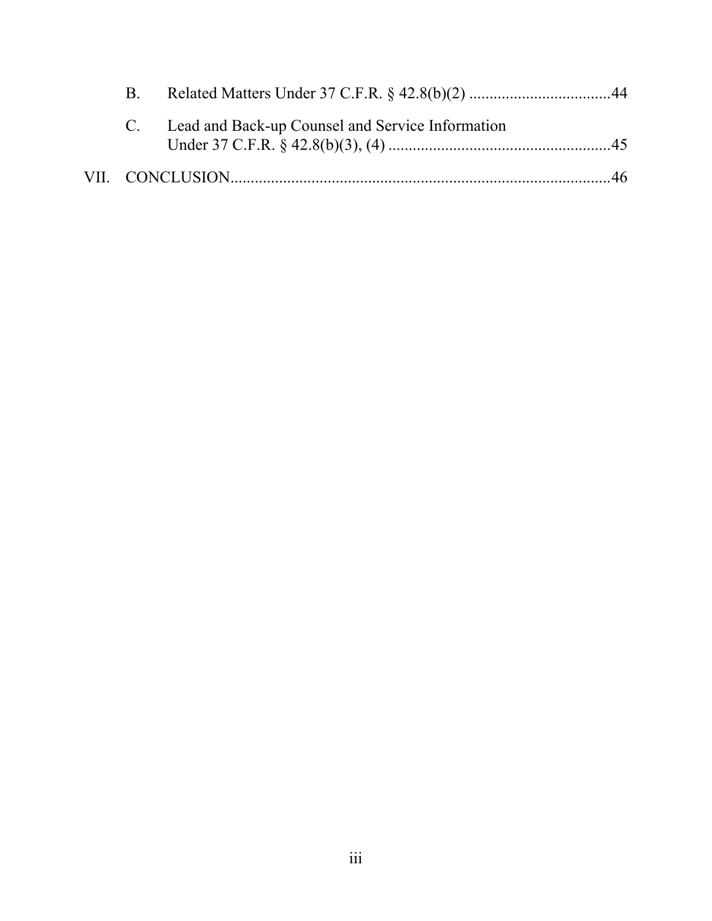B. Related Matters Under 37 C.F.R. § 42.8(b)(2) ....................................44

C. Lead and Back-up Counsel and Service Information Under 37 C.F.R. § 42.8(b)(3), (4) ........................................................45

VII. CONCLUSION..............................................................................................46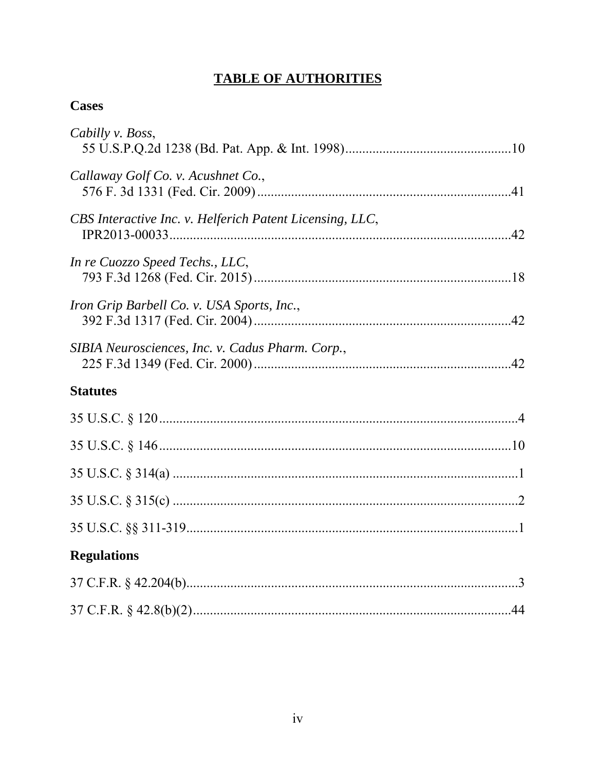# TABLE OF AUTHORITIES

## Cases

*Cabilly v. Boss*,
55 U.S.P.Q.2d 1238 (Bd. Pat. App. & Int. 1998)................................................10

*Callaway Golf Co. v. Acushnet Co.*,
576 F. 3d 1331 (Fed. Cir. 2009).........................................................................41

*CBS Interactive Inc. v. Helferich Patent Licensing, LLC*,
IPR2013-00033...................................................................................................42

*In re Cuozzo Speed Techs., LLC*,
793 F.3d 1268 (Fed. Cir. 2015)...........................................................................18

*Iron Grip Barbell Co. v. USA Sports, Inc.*,
392 F.3d 1317 (Fed. Cir. 2004)...........................................................................42

*SIBIA Neurosciences, Inc. v. Cadus Pharm. Corp.*,
225 F.3d 1349 (Fed. Cir. 2000)...........................................................................42

## Statutes

35 U.S.C. § 120.........................................................................................................4

35 U.S.C. § 146.......................................................................................................10

35 U.S.C. § 314(a) .....................................................................................................1

35 U.S.C. § 315(c) .....................................................................................................2

35 U.S.C. §§ 311-319.................................................................................................1

## Regulations

37 C.F.R. § 42.204(b).................................................................................................3

37 C.F.R. § 42.8(b)(2)...............................................................................................44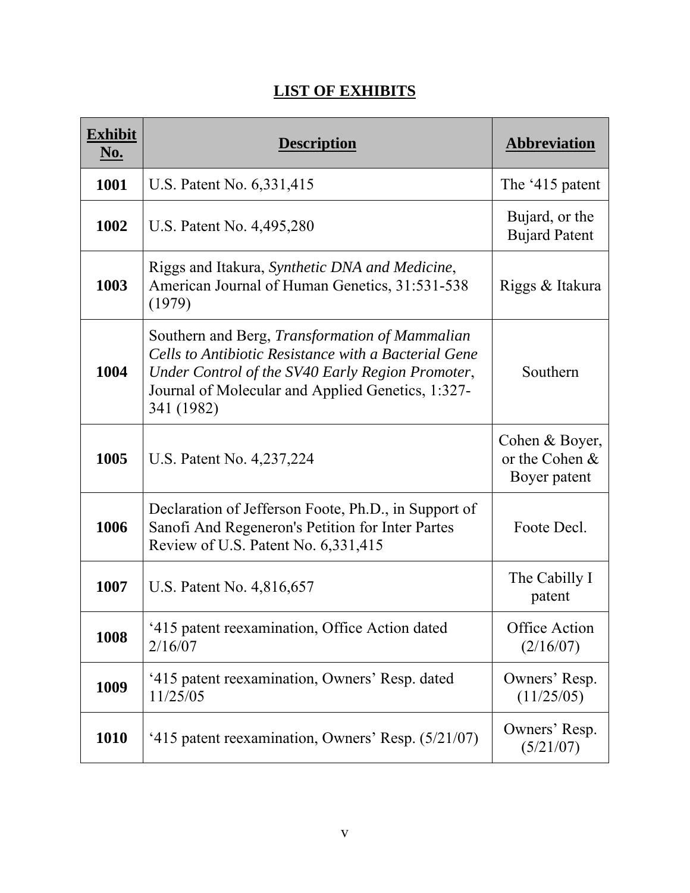## LIST OF EXHIBITS

| Exhibit No. | Description | Abbreviation |
|---|---|---|
| **1001** | U.S. Patent No. 6,331,415 | The '415 patent |
| **1002** | U.S. Patent No. 4,495,280 | Bujard, or the Bujard Patent |
| **1003** | Riggs and Itakura, *Synthetic DNA and Medicine*, American Journal of Human Genetics, 31:531-538 (1979) | Riggs & Itakura |
| **1004** | Southern and Berg, *Transformation of Mammalian Cells to Antibiotic Resistance with a Bacterial Gene Under Control of the SV40 Early Region Promoter*, Journal of Molecular and Applied Genetics, 1:327-341 (1982) | Southern |
| **1005** | U.S. Patent No. 4,237,224 | Cohen & Boyer, or the Cohen & Boyer patent |
| **1006** | Declaration of Jefferson Foote, Ph.D., in Support of Sanofi And Regeneron's Petition for Inter Partes Review of U.S. Patent No. 6,331,415 | Foote Decl. |
| **1007** | U.S. Patent No. 4,816,657 | The Cabilly I patent |
| **1008** | '415 patent reexamination, Office Action dated 2/16/07 | Office Action (2/16/07) |
| **1009** | '415 patent reexamination, Owners' Resp. dated 11/25/05 | Owners' Resp. (11/25/05) |
| **1010** | '415 patent reexamination, Owners' Resp. (5/21/07) | Owners' Resp. (5/21/07) |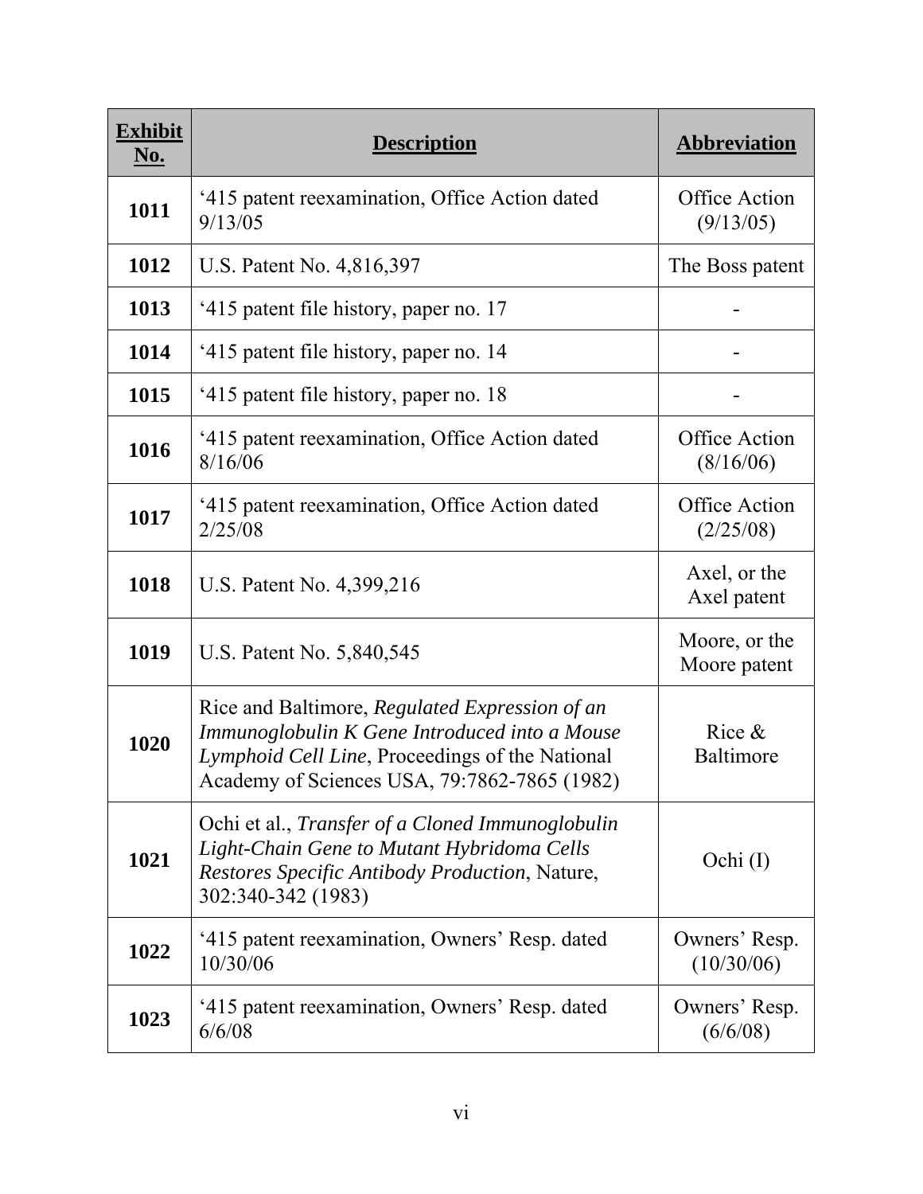| Exhibit No. | Description | Abbreviation |
|---|---|---|
| **1011** | '415 patent reexamination, Office Action dated 9/13/05 | Office Action (9/13/05) |
| **1012** | U.S. Patent No. 4,816,397 | The Boss patent |
| **1013** | '415 patent file history, paper no. 17 | - |
| **1014** | '415 patent file history, paper no. 14 | - |
| **1015** | '415 patent file history, paper no. 18 | - |
| **1016** | '415 patent reexamination, Office Action dated 8/16/06 | Office Action (8/16/06) |
| **1017** | '415 patent reexamination, Office Action dated 2/25/08 | Office Action (2/25/08) |
| **1018** | U.S. Patent No. 4,399,216 | Axel, or the Axel patent |
| **1019** | U.S. Patent No. 5,840,545 | Moore, or the Moore patent |
| **1020** | Rice and Baltimore, *Regulated Expression of an Immunoglobulin K Gene Introduced into a Mouse Lymphoid Cell Line*, Proceedings of the National Academy of Sciences USA, 79:7862-7865 (1982) | Rice & Baltimore |
| **1021** | Ochi et al., *Transfer of a Cloned Immunoglobulin Light-Chain Gene to Mutant Hybridoma Cells Restores Specific Antibody Production*, Nature, 302:340-342 (1983) | Ochi (I) |
| **1022** | '415 patent reexamination, Owners' Resp. dated 10/30/06 | Owners' Resp. (10/30/06) |
| **1023** | '415 patent reexamination, Owners' Resp. dated 6/6/08 | Owners' Resp. (6/6/08) |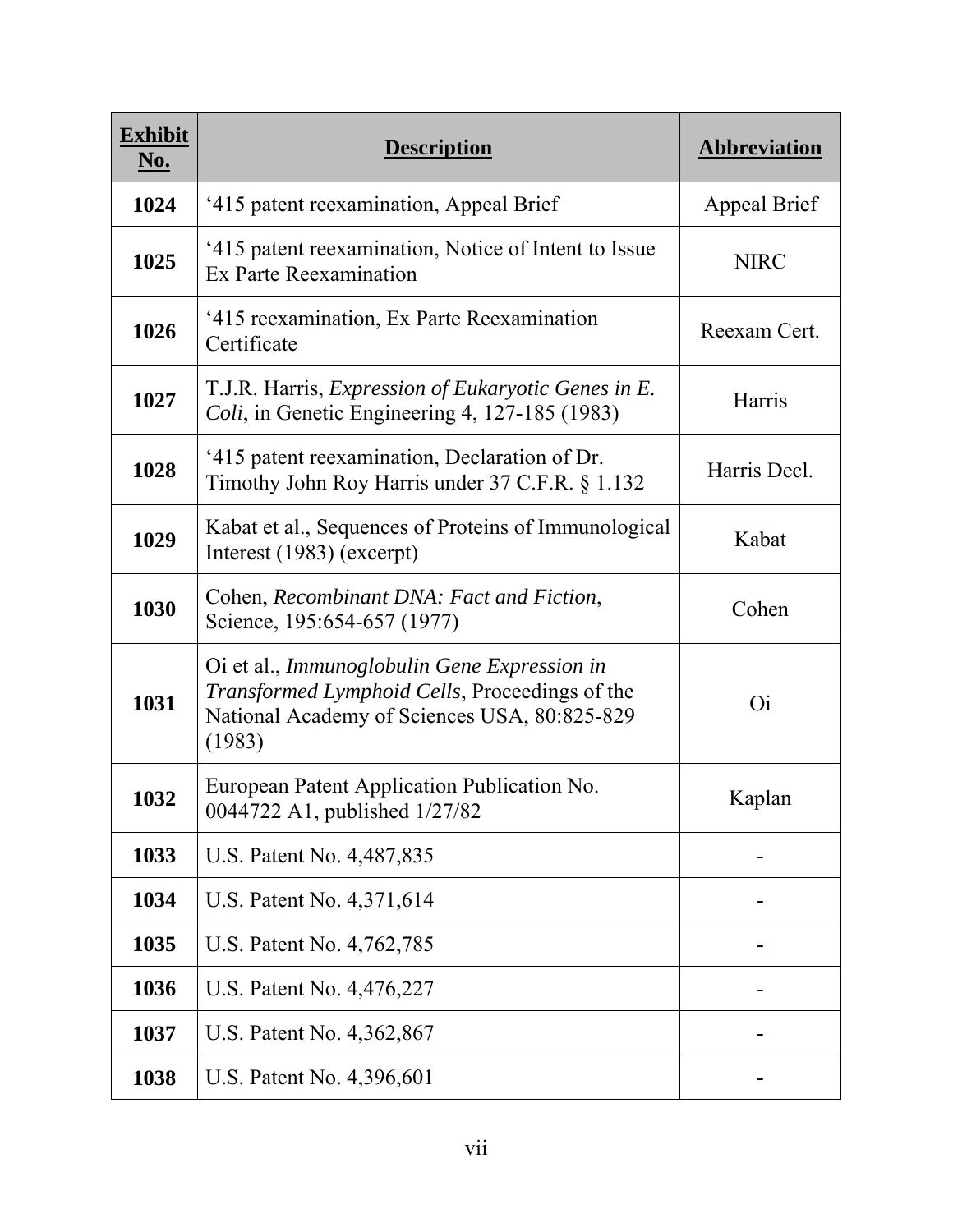| Exhibit No. | Description | Abbreviation |
|---|---|---|
| **1024** | '415 patent reexamination, Appeal Brief | Appeal Brief |
| **1025** | '415 patent reexamination, Notice of Intent to Issue Ex Parte Reexamination | NIRC |
| **1026** | '415 reexamination, Ex Parte Reexamination Certificate | Reexam Cert. |
| **1027** | T.J.R. Harris, *Expression of Eukaryotic Genes in E. Coli*, in Genetic Engineering 4, 127-185 (1983) | Harris |
| **1028** | '415 patent reexamination, Declaration of Dr. Timothy John Roy Harris under 37 C.F.R. § 1.132 | Harris Decl. |
| **1029** | Kabat et al., Sequences of Proteins of Immunological Interest (1983) (excerpt) | Kabat |
| **1030** | Cohen, *Recombinant DNA: Fact and Fiction*, Science, 195:654-657 (1977) | Cohen |
| **1031** | Oi et al., *Immunoglobulin Gene Expression in Transformed Lymphoid Cells*, Proceedings of the National Academy of Sciences USA, 80:825-829 (1983) | Oi |
| **1032** | European Patent Application Publication No. 0044722 A1, published 1/27/82 | Kaplan |
| **1033** | U.S. Patent No. 4,487,835 | - |
| **1034** | U.S. Patent No. 4,371,614 | - |
| **1035** | U.S. Patent No. 4,762,785 | - |
| **1036** | U.S. Patent No. 4,476,227 | - |
| **1037** | U.S. Patent No. 4,362,867 | - |
| **1038** | U.S. Patent No. 4,396,601 | - |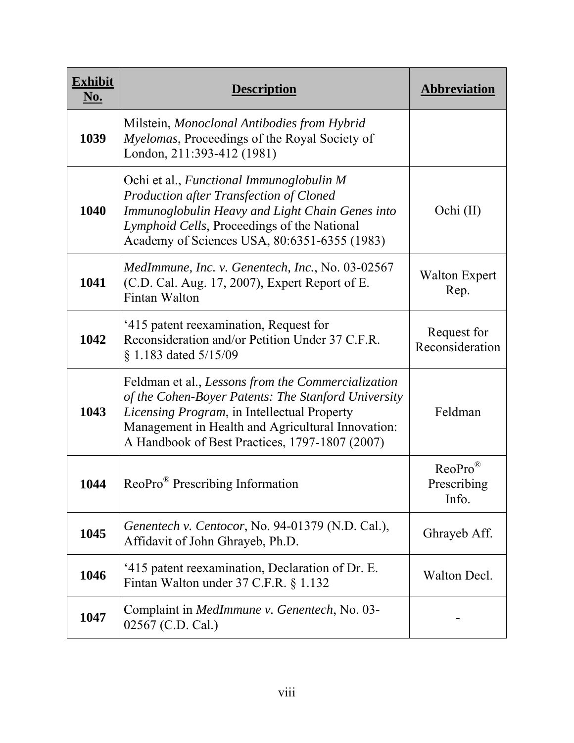| Exhibit No. | Description | Abbreviation |
|---|---|---|
| **1039** | Milstein, *Monoclonal Antibodies from Hybrid Myelomas*, Proceedings of the Royal Society of London, 211:393-412 (1981) | |
| **1040** | Ochi et al., *Functional Immunoglobulin M Production after Transfection of Cloned Immunoglobulin Heavy and Light Chain Genes into Lymphoid Cells*, Proceedings of the National Academy of Sciences USA, 80:6351-6355 (1983) | Ochi (II) |
| **1041** | *MedImmune, Inc. v. Genentech, Inc.*, No. 03-02567 (C.D. Cal. Aug. 17, 2007), Expert Report of E. Fintan Walton | Walton Expert Rep. |
| **1042** | '415 patent reexamination, Request for Reconsideration and/or Petition Under 37 C.F.R. § 1.183 dated 5/15/09 | Request for Reconsideration |
| **1043** | Feldman et al., *Lessons from the Commercialization of the Cohen-Boyer Patents: The Stanford University Licensing Program*, in Intellectual Property Management in Health and Agricultural Innovation: A Handbook of Best Practices, 1797-1807 (2007) | Feldman |
| **1044** | ReoPro® Prescribing Information | ReoPro® Prescribing Info. |
| **1045** | *Genentech v. Centocor*, No. 94-01379 (N.D. Cal.), Affidavit of John Ghrayeb, Ph.D. | Ghrayeb Aff. |
| **1046** | '415 patent reexamination, Declaration of Dr. E. Fintan Walton under 37 C.F.R. § 1.132 | Walton Decl. |
| **1047** | Complaint in *MedImmune v. Genentech*, No. 03-02567 (C.D. Cal.) | - |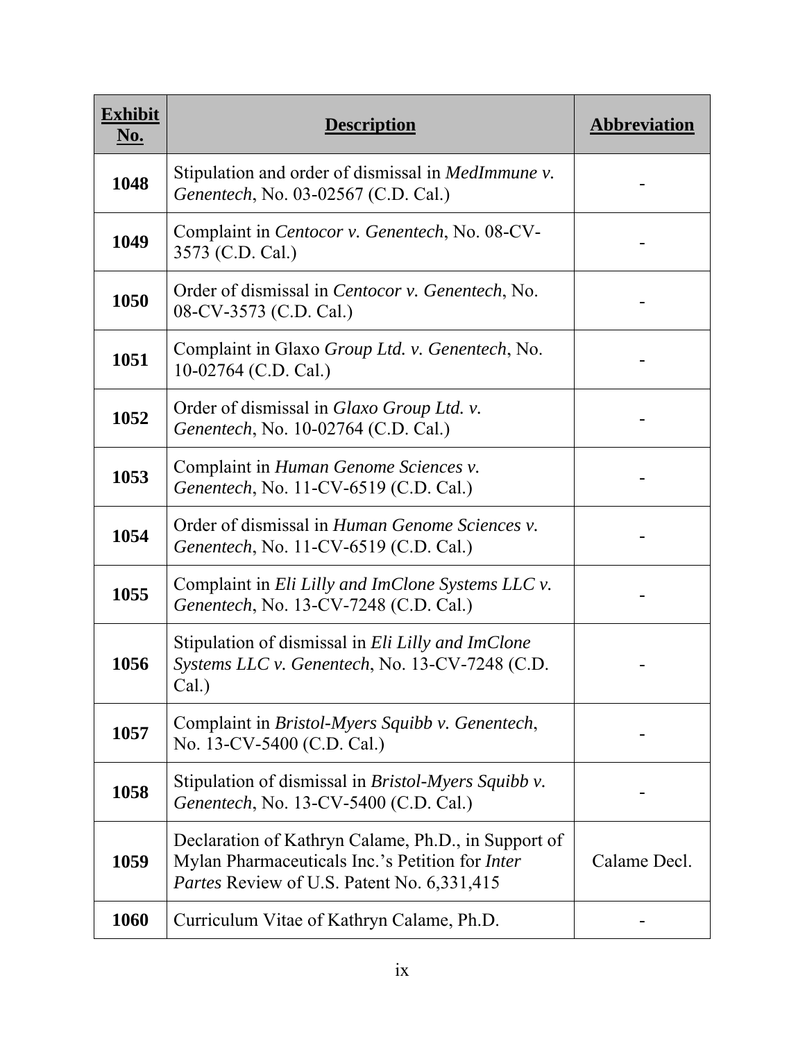| Exhibit No. | Description | Abbreviation |
|---|---|---|
| **1048** | Stipulation and order of dismissal in *MedImmune v. Genentech*, No. 03-02567 (C.D. Cal.) | - |
| **1049** | Complaint in *Centocor v. Genentech*, No. 08-CV-3573 (C.D. Cal.) | - |
| **1050** | Order of dismissal in *Centocor v. Genentech*, No. 08-CV-3573 (C.D. Cal.) | - |
| **1051** | Complaint in Glaxo *Group Ltd. v. Genentech*, No. 10-02764 (C.D. Cal.) | - |
| **1052** | Order of dismissal in *Glaxo Group Ltd. v. Genentech*, No. 10-02764 (C.D. Cal.) | - |
| **1053** | Complaint in *Human Genome Sciences v. Genentech*, No. 11-CV-6519 (C.D. Cal.) | - |
| **1054** | Order of dismissal in *Human Genome Sciences v. Genentech*, No. 11-CV-6519 (C.D. Cal.) | - |
| **1055** | Complaint in *Eli Lilly and ImClone Systems LLC v. Genentech*, No. 13-CV-7248 (C.D. Cal.) | - |
| **1056** | Stipulation of dismissal in *Eli Lilly and ImClone Systems LLC v. Genentech*, No. 13-CV-7248 (C.D. Cal.) | - |
| **1057** | Complaint in *Bristol-Myers Squibb v. Genentech*, No. 13-CV-5400 (C.D. Cal.) | - |
| **1058** | Stipulation of dismissal in *Bristol-Myers Squibb v. Genentech*, No. 13-CV-5400 (C.D. Cal.) | - |
| **1059** | Declaration of Kathryn Calame, Ph.D., in Support of Mylan Pharmaceuticals Inc.'s Petition for *Inter Partes* Review of U.S. Patent No. 6,331,415 | Calame Decl. |
| **1060** | Curriculum Vitae of Kathryn Calame, Ph.D. | - |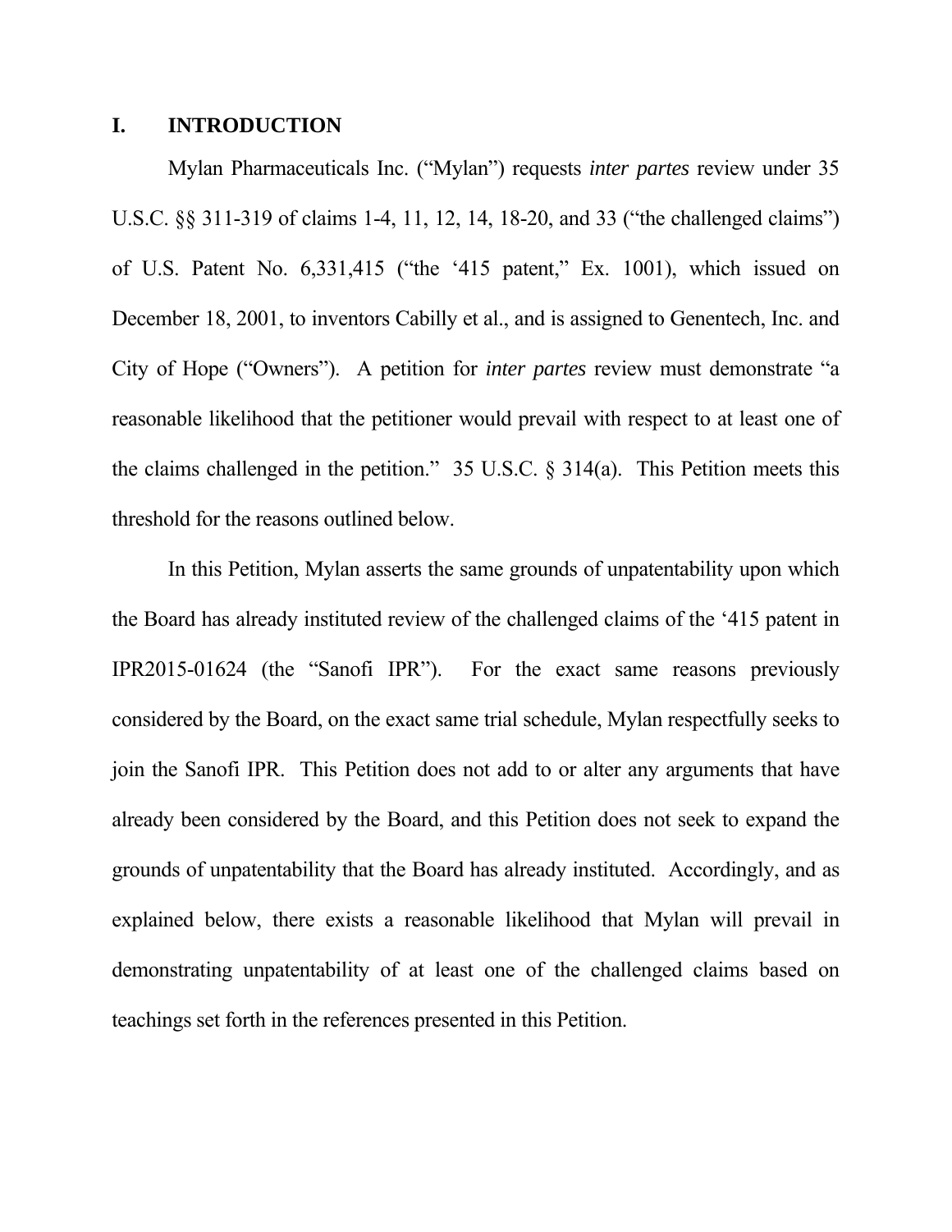## I. INTRODUCTION

Mylan Pharmaceuticals Inc. ("Mylan") requests *inter partes* review under 35 U.S.C. §§ 311-319 of claims 1-4, 11, 12, 14, 18-20, and 33 ("the challenged claims") of U.S. Patent No. 6,331,415 ("the '415 patent," Ex. 1001), which issued on December 18, 2001, to inventors Cabilly et al., and is assigned to Genentech, Inc. and City of Hope ("Owners"). A petition for *inter partes* review must demonstrate "a reasonable likelihood that the petitioner would prevail with respect to at least one of the claims challenged in the petition." 35 U.S.C. § 314(a). This Petition meets this threshold for the reasons outlined below.

In this Petition, Mylan asserts the same grounds of unpatentability upon which the Board has already instituted review of the challenged claims of the '415 patent in IPR2015-01624 (the "Sanofi IPR"). For the exact same reasons previously considered by the Board, on the exact same trial schedule, Mylan respectfully seeks to join the Sanofi IPR. This Petition does not add to or alter any arguments that have already been considered by the Board, and this Petition does not seek to expand the grounds of unpatentability that the Board has already instituted. Accordingly, and as explained below, there exists a reasonable likelihood that Mylan will prevail in demonstrating unpatentability of at least one of the challenged claims based on teachings set forth in the references presented in this Petition.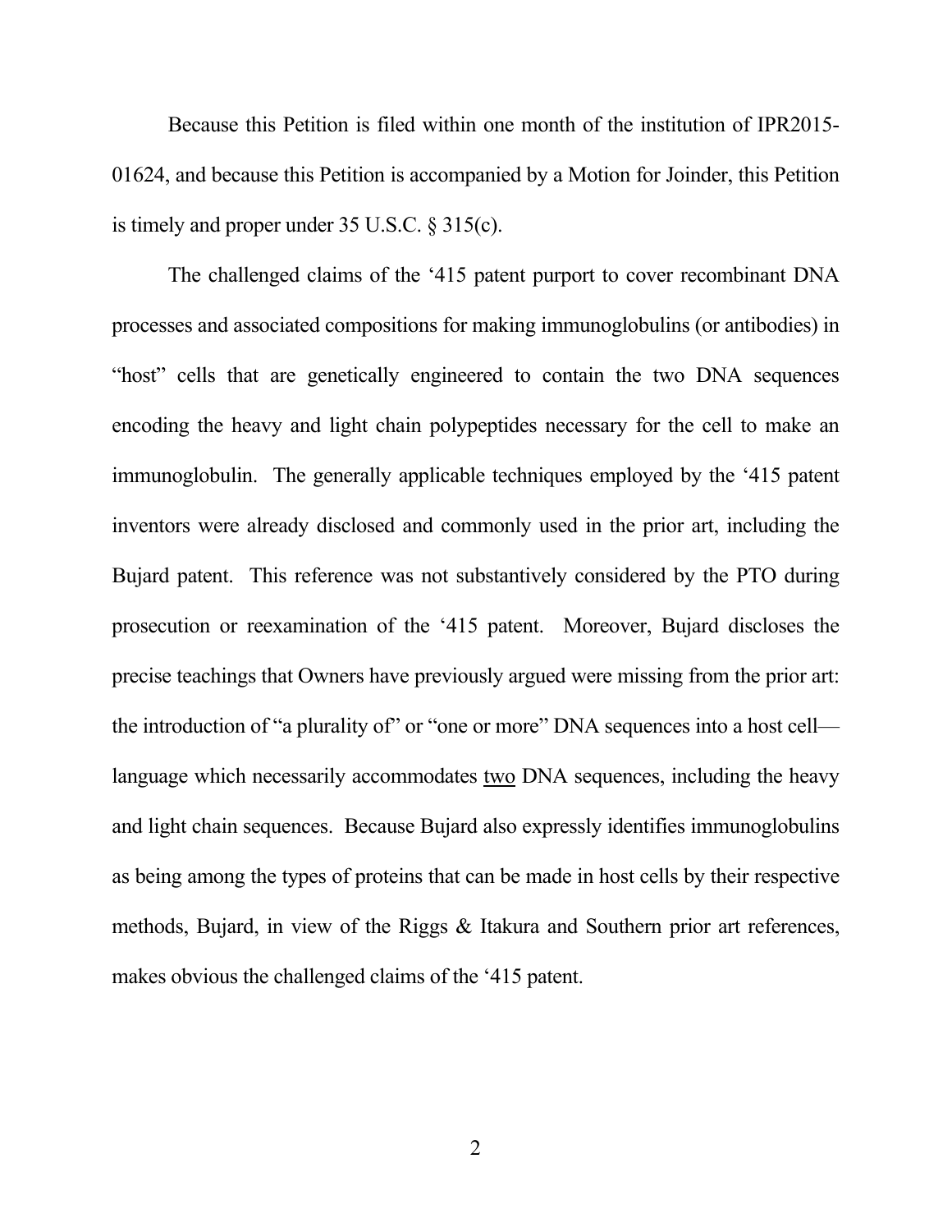Because this Petition is filed within one month of the institution of IPR2015-01624, and because this Petition is accompanied by a Motion for Joinder, this Petition is timely and proper under 35 U.S.C. § 315(c).

The challenged claims of the '415 patent purport to cover recombinant DNA processes and associated compositions for making immunoglobulins (or antibodies) in "host" cells that are genetically engineered to contain the two DNA sequences encoding the heavy and light chain polypeptides necessary for the cell to make an immunoglobulin. The generally applicable techniques employed by the '415 patent inventors were already disclosed and commonly used in the prior art, including the Bujard patent. This reference was not substantively considered by the PTO during prosecution or reexamination of the '415 patent. Moreover, Bujard discloses the precise teachings that Owners have previously argued were missing from the prior art: the introduction of "a plurality of" or "one or more" DNA sequences into a host cell—language which necessarily accommodates <u>two</u> DNA sequences, including the heavy and light chain sequences. Because Bujard also expressly identifies immunoglobulins as being among the types of proteins that can be made in host cells by their respective methods, Bujard, in view of the Riggs & Itakura and Southern prior art references, makes obvious the challenged claims of the '415 patent.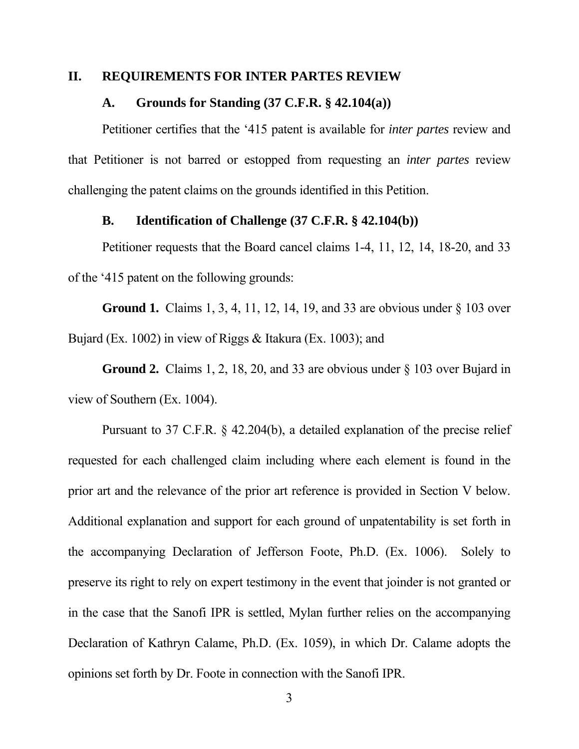## II. REQUIREMENTS FOR INTER PARTES REVIEW

### A. Grounds for Standing (37 C.F.R. § 42.104(a))

Petitioner certifies that the '415 patent is available for *inter partes* review and that Petitioner is not barred or estopped from requesting an *inter partes* review challenging the patent claims on the grounds identified in this Petition.

### B. Identification of Challenge (37 C.F.R. § 42.104(b))

Petitioner requests that the Board cancel claims 1-4, 11, 12, 14, 18-20, and 33 of the '415 patent on the following grounds:

**Ground 1.** Claims 1, 3, 4, 11, 12, 14, 19, and 33 are obvious under § 103 over Bujard (Ex. 1002) in view of Riggs & Itakura (Ex. 1003); and

**Ground 2.** Claims 1, 2, 18, 20, and 33 are obvious under § 103 over Bujard in view of Southern (Ex. 1004).

Pursuant to 37 C.F.R. § 42.204(b), a detailed explanation of the precise relief requested for each challenged claim including where each element is found in the prior art and the relevance of the prior art reference is provided in Section V below. Additional explanation and support for each ground of unpatentability is set forth in the accompanying Declaration of Jefferson Foote, Ph.D. (Ex. 1006). Solely to preserve its right to rely on expert testimony in the event that joinder is not granted or in the case that the Sanofi IPR is settled, Mylan further relies on the accompanying Declaration of Kathryn Calame, Ph.D. (Ex. 1059), in which Dr. Calame adopts the opinions set forth by Dr. Foote in connection with the Sanofi IPR.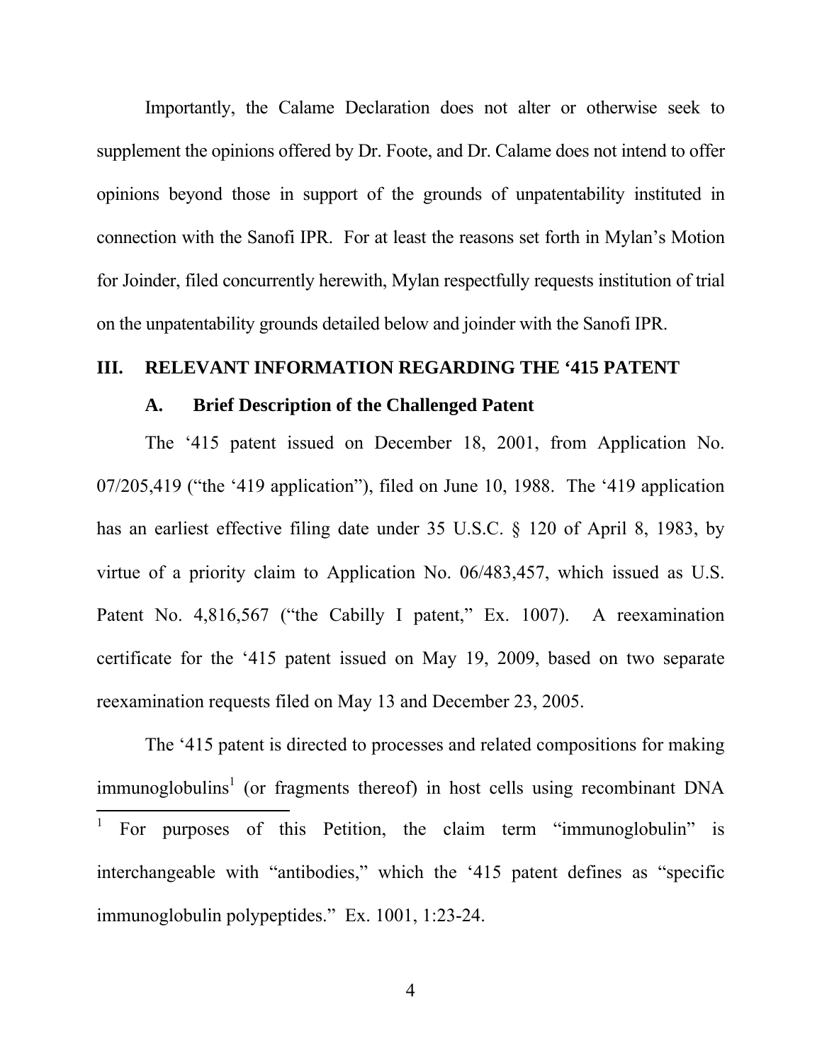Importantly, the Calame Declaration does not alter or otherwise seek to supplement the opinions offered by Dr. Foote, and Dr. Calame does not intend to offer opinions beyond those in support of the grounds of unpatentability instituted in connection with the Sanofi IPR. For at least the reasons set forth in Mylan's Motion for Joinder, filed concurrently herewith, Mylan respectfully requests institution of trial on the unpatentability grounds detailed below and joinder with the Sanofi IPR.

## III. RELEVANT INFORMATION REGARDING THE '415 PATENT

### A. Brief Description of the Challenged Patent

The '415 patent issued on December 18, 2001, from Application No. 07/205,419 ("the '419 application"), filed on June 10, 1988. The '419 application has an earliest effective filing date under 35 U.S.C. § 120 of April 8, 1983, by virtue of a priority claim to Application No. 06/483,457, which issued as U.S. Patent No. 4,816,567 ("the Cabilly I patent," Ex. 1007). A reexamination certificate for the '415 patent issued on May 19, 2009, based on two separate reexamination requests filed on May 13 and December 23, 2005.

The '415 patent is directed to processes and related compositions for making immunoglobulins[1] (or fragments thereof) in host cells using recombinant DNA

[1] For purposes of this Petition, the claim term "immunoglobulin" is interchangeable with "antibodies," which the '415 patent defines as "specific immunoglobulin polypeptides." Ex. 1001, 1:23-24.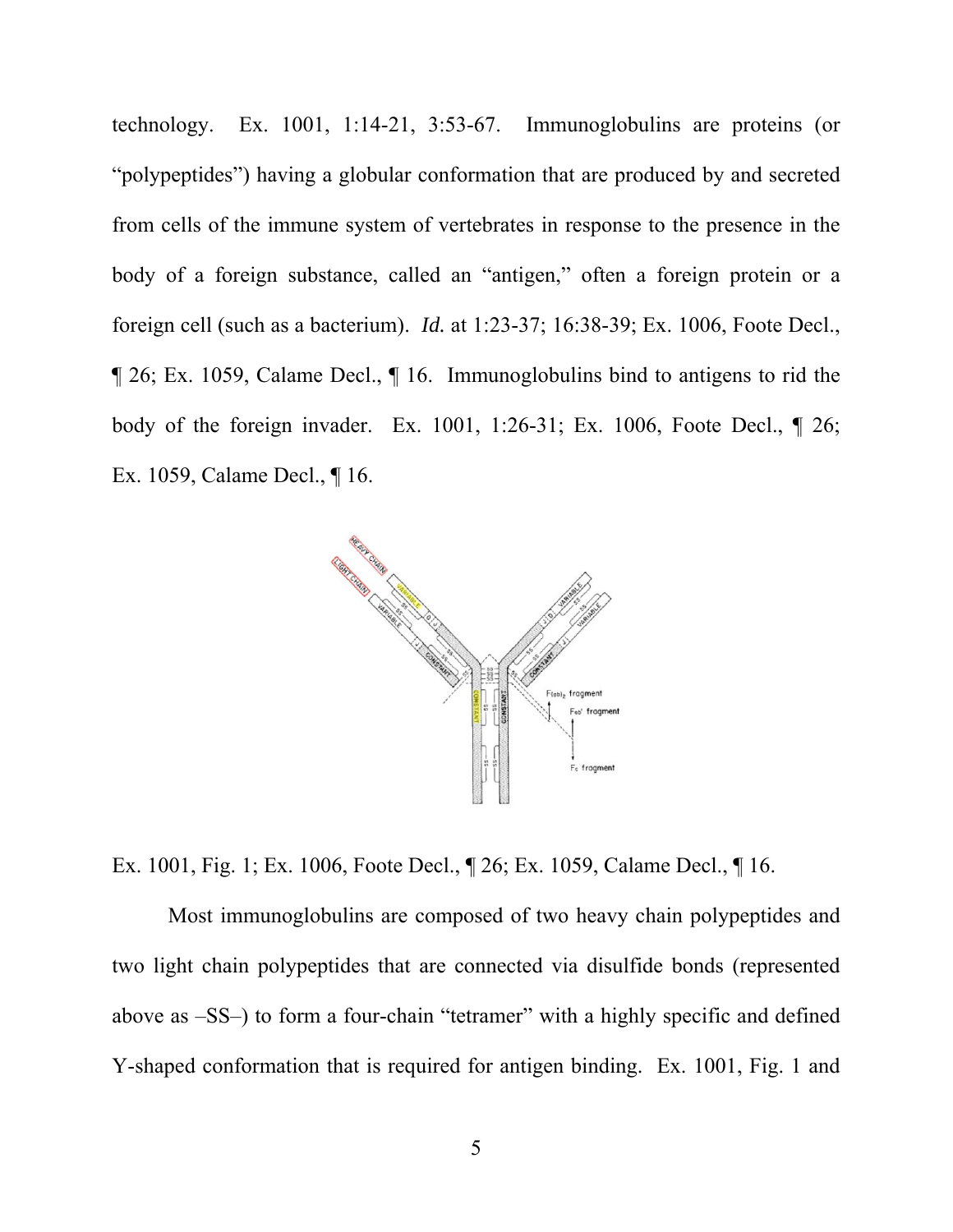technology. Ex. 1001, 1:14-21, 3:53-67. Immunoglobulins are proteins (or "polypeptides") having a globular conformation that are produced by and secreted from cells of the immune system of vertebrates in response to the presence in the body of a foreign substance, called an "antigen," often a foreign protein or a foreign cell (such as a bacterium). *Id.* at 1:23-37; 16:38-39; Ex. 1006, Foote Decl., ¶ 26; Ex. 1059, Calame Decl., ¶ 16. Immunoglobulins bind to antigens to rid the body of the foreign invader. Ex. 1001, 1:26-31; Ex. 1006, Foote Decl., ¶ 26; Ex. 1059, Calame Decl., ¶ 16.

Ex. 1001, Fig. 1; Ex. 1006, Foote Decl., ¶ 26; Ex. 1059, Calame Decl., ¶ 16.

Most immunoglobulins are composed of two heavy chain polypeptides and two light chain polypeptides that are connected via disulfide bonds (represented above as –SS–) to form a four-chain "tetramer" with a highly specific and defined Y-shaped conformation that is required for antigen binding. Ex. 1001, Fig. 1 and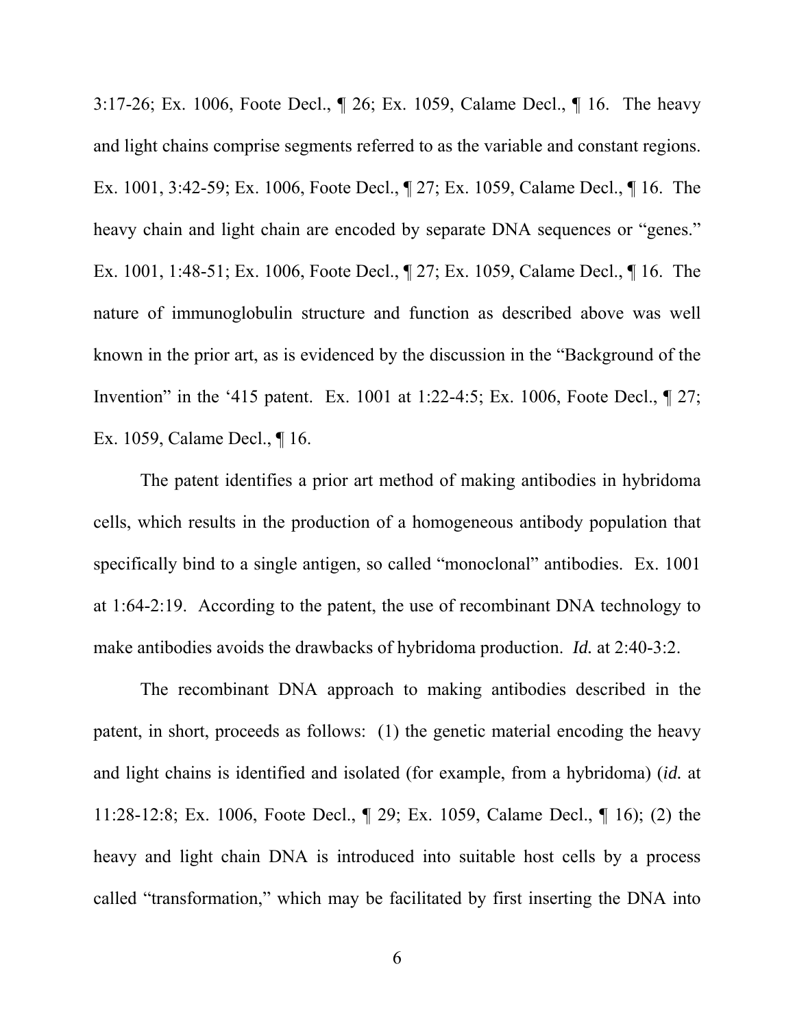3:17-26; Ex. 1006, Foote Decl., ¶ 26; Ex. 1059, Calame Decl., ¶ 16. The heavy and light chains comprise segments referred to as the variable and constant regions. Ex. 1001, 3:42-59; Ex. 1006, Foote Decl., ¶ 27; Ex. 1059, Calame Decl., ¶ 16. The heavy chain and light chain are encoded by separate DNA sequences or "genes." Ex. 1001, 1:48-51; Ex. 1006, Foote Decl., ¶ 27; Ex. 1059, Calame Decl., ¶ 16. The nature of immunoglobulin structure and function as described above was well known in the prior art, as is evidenced by the discussion in the "Background of the Invention" in the '415 patent. Ex. 1001 at 1:22-4:5; Ex. 1006, Foote Decl., ¶ 27; Ex. 1059, Calame Decl., ¶ 16.

The patent identifies a prior art method of making antibodies in hybridoma cells, which results in the production of a homogeneous antibody population that specifically bind to a single antigen, so called "monoclonal" antibodies. Ex. 1001 at 1:64-2:19. According to the patent, the use of recombinant DNA technology to make antibodies avoids the drawbacks of hybridoma production. *Id.* at 2:40-3:2.

The recombinant DNA approach to making antibodies described in the patent, in short, proceeds as follows: (1) the genetic material encoding the heavy and light chains is identified and isolated (for example, from a hybridoma) (*id.* at 11:28-12:8; Ex. 1006, Foote Decl., ¶ 29; Ex. 1059, Calame Decl., ¶ 16); (2) the heavy and light chain DNA is introduced into suitable host cells by a process called "transformation," which may be facilitated by first inserting the DNA into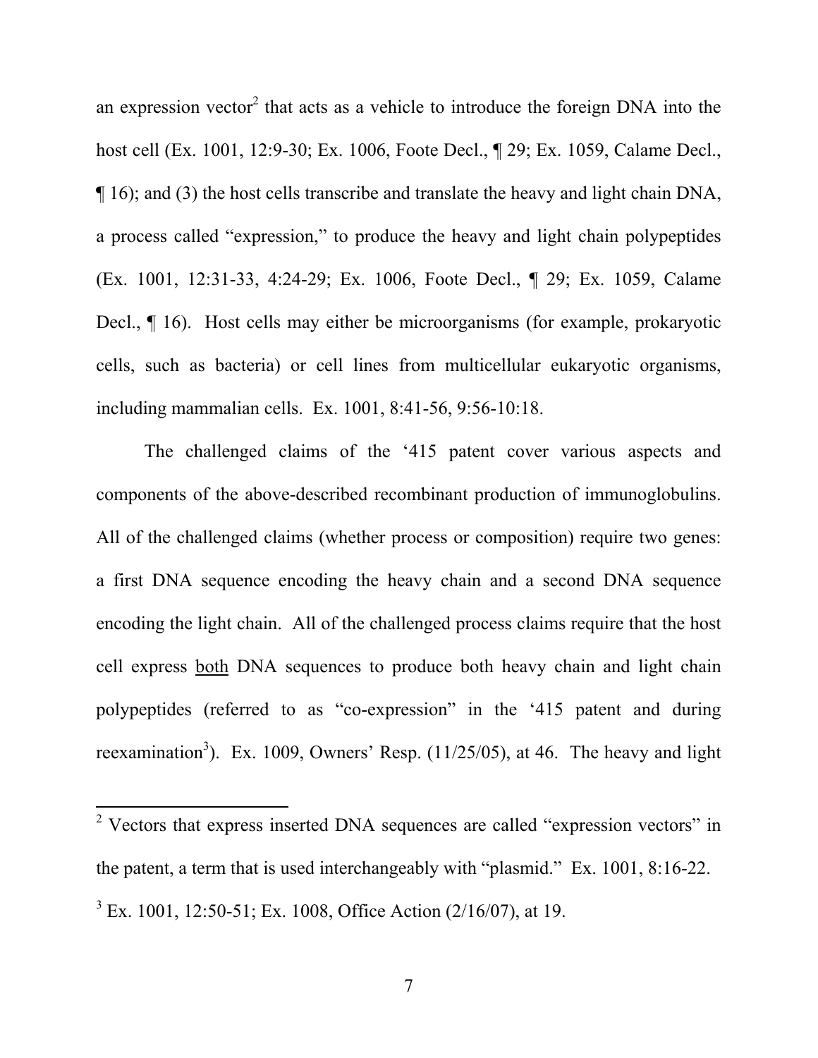an expression vector[2] that acts as a vehicle to introduce the foreign DNA into the host cell (Ex. 1001, 12:9-30; Ex. 1006, Foote Decl., ¶ 29; Ex. 1059, Calame Decl., ¶ 16); and (3) the host cells transcribe and translate the heavy and light chain DNA, a process called "expression," to produce the heavy and light chain polypeptides (Ex. 1001, 12:31-33, 4:24-29; Ex. 1006, Foote Decl., ¶ 29; Ex. 1059, Calame Decl., ¶ 16). Host cells may either be microorganisms (for example, prokaryotic cells, such as bacteria) or cell lines from multicellular eukaryotic organisms, including mammalian cells. Ex. 1001, 8:41-56, 9:56-10:18.

The challenged claims of the '415 patent cover various aspects and components of the above-described recombinant production of immunoglobulins. All of the challenged claims (whether process or composition) require two genes: a first DNA sequence encoding the heavy chain and a second DNA sequence encoding the light chain. All of the challenged process claims require that the host cell express <u>both</u> DNA sequences to produce both heavy chain and light chain polypeptides (referred to as "co-expression" in the '415 patent and during reexamination[3]). Ex. 1009, Owners' Resp. (11/25/05), at 46. The heavy and light

---

[2] Vectors that express inserted DNA sequences are called "expression vectors" in the patent, a term that is used interchangeably with "plasmid." Ex. 1001, 8:16-22.

[3] Ex. 1001, 12:50-51; Ex. 1008, Office Action (2/16/07), at 19.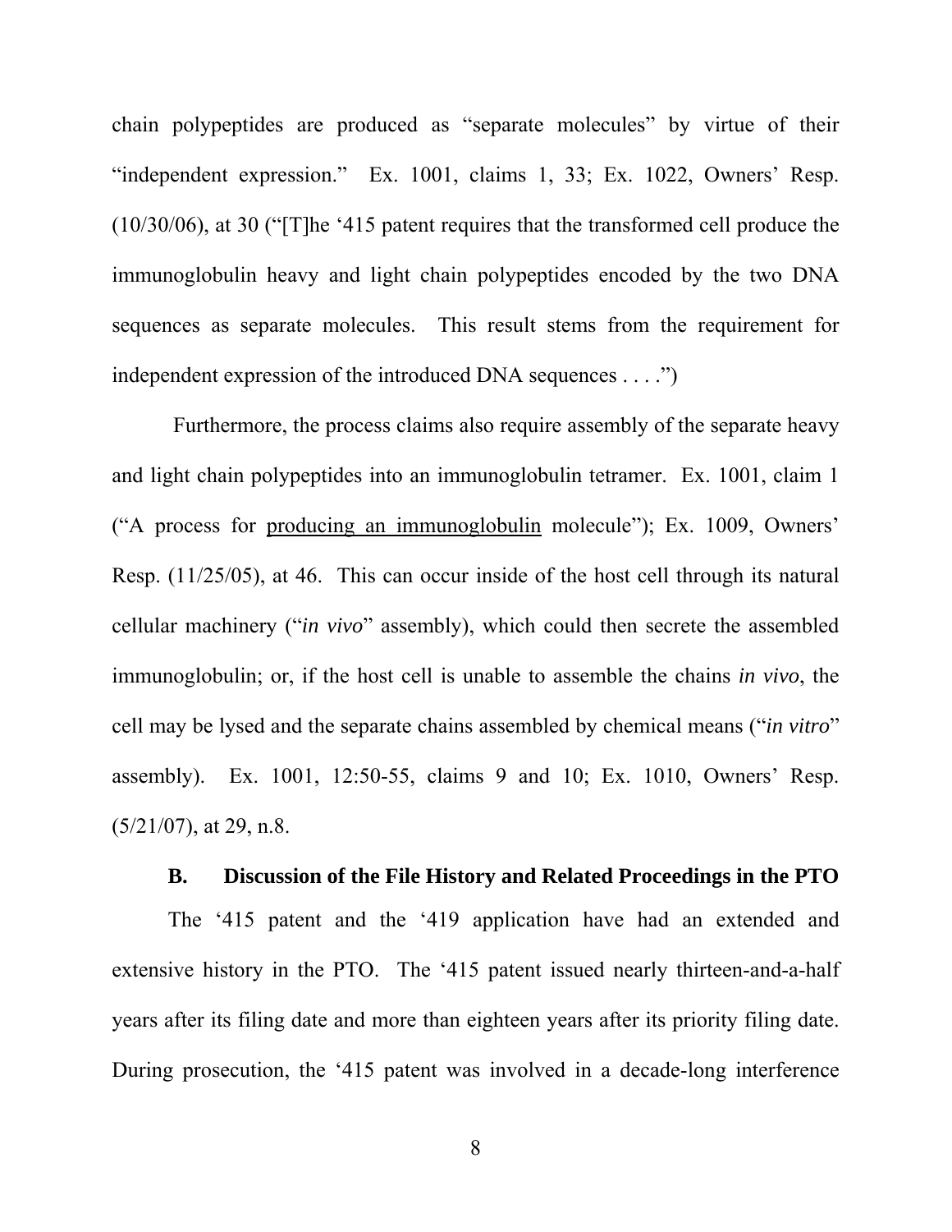chain polypeptides are produced as "separate molecules" by virtue of their "independent expression." Ex. 1001, claims 1, 33; Ex. 1022, Owners' Resp. (10/30/06), at 30 ("[T]he '415 patent requires that the transformed cell produce the immunoglobulin heavy and light chain polypeptides encoded by the two DNA sequences as separate molecules. This result stems from the requirement for independent expression of the introduced DNA sequences . . . .")

Furthermore, the process claims also require assembly of the separate heavy and light chain polypeptides into an immunoglobulin tetramer. Ex. 1001, claim 1 ("A process for <u>producing an immunoglobulin</u> molecule"); Ex. 1009, Owners' Resp. (11/25/05), at 46. This can occur inside of the host cell through its natural cellular machinery ("*in vivo*" assembly), which could then secrete the assembled immunoglobulin; or, if the host cell is unable to assemble the chains *in vivo*, the cell may be lysed and the separate chains assembled by chemical means ("*in vitro*" assembly). Ex. 1001, 12:50-55, claims 9 and 10; Ex. 1010, Owners' Resp. (5/21/07), at 29, n.8.

### B. Discussion of the File History and Related Proceedings in the PTO

The '415 patent and the '419 application have had an extended and extensive history in the PTO. The '415 patent issued nearly thirteen-and-a-half years after its filing date and more than eighteen years after its priority filing date. During prosecution, the '415 patent was involved in a decade-long interference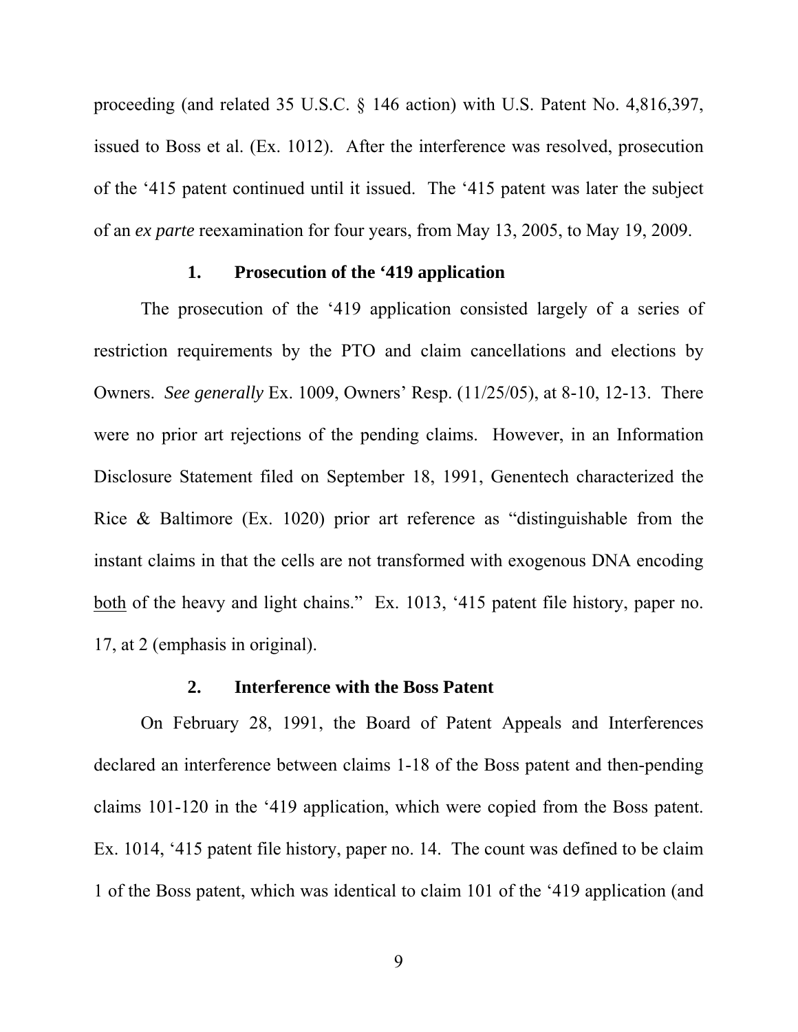proceeding (and related 35 U.S.C. § 146 action) with U.S. Patent No. 4,816,397, issued to Boss et al. (Ex. 1012). After the interference was resolved, prosecution of the '415 patent continued until it issued. The '415 patent was later the subject of an *ex parte* reexamination for four years, from May 13, 2005, to May 19, 2009.

### 1. Prosecution of the '419 application

The prosecution of the '419 application consisted largely of a series of restriction requirements by the PTO and claim cancellations and elections by Owners. *See generally* Ex. 1009, Owners' Resp. (11/25/05), at 8-10, 12-13. There were no prior art rejections of the pending claims. However, in an Information Disclosure Statement filed on September 18, 1991, Genentech characterized the Rice & Baltimore (Ex. 1020) prior art reference as "distinguishable from the instant claims in that the cells are not transformed with exogenous DNA encoding <u>both</u> of the heavy and light chains." Ex. 1013, '415 patent file history, paper no. 17, at 2 (emphasis in original).

### 2. Interference with the Boss Patent

On February 28, 1991, the Board of Patent Appeals and Interferences declared an interference between claims 1-18 of the Boss patent and then-pending claims 101-120 in the '419 application, which were copied from the Boss patent. Ex. 1014, '415 patent file history, paper no. 14. The count was defined to be claim 1 of the Boss patent, which was identical to claim 101 of the '419 application (and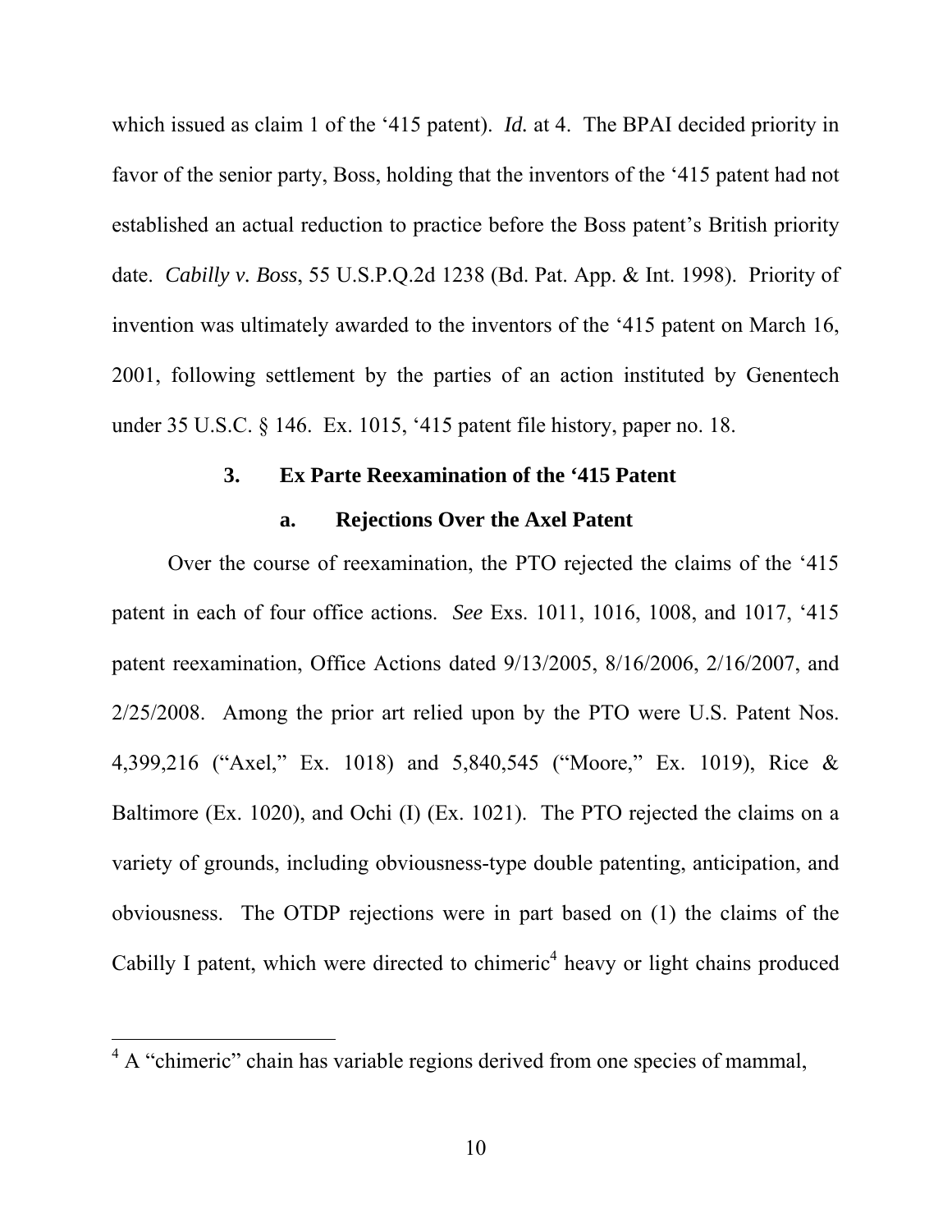which issued as claim 1 of the '415 patent). *Id.* at 4. The BPAI decided priority in favor of the senior party, Boss, holding that the inventors of the '415 patent had not established an actual reduction to practice before the Boss patent's British priority date. *Cabilly v. Boss*, 55 U.S.P.Q.2d 1238 (Bd. Pat. App. & Int. 1998). Priority of invention was ultimately awarded to the inventors of the '415 patent on March 16, 2001, following settlement by the parties of an action instituted by Genentech under 35 U.S.C. § 146. Ex. 1015, '415 patent file history, paper no. 18.

### 3. Ex Parte Reexamination of the '415 Patent

#### a. Rejections Over the Axel Patent

Over the course of reexamination, the PTO rejected the claims of the '415 patent in each of four office actions. *See* Exs. 1011, 1016, 1008, and 1017, '415 patent reexamination, Office Actions dated 9/13/2005, 8/16/2006, 2/16/2007, and 2/25/2008. Among the prior art relied upon by the PTO were U.S. Patent Nos. 4,399,216 ("Axel," Ex. 1018) and 5,840,545 ("Moore," Ex. 1019), Rice & Baltimore (Ex. 1020), and Ochi (I) (Ex. 1021). The PTO rejected the claims on a variety of grounds, including obviousness-type double patenting, anticipation, and obviousness. The OTDP rejections were in part based on (1) the claims of the Cabilly I patent, which were directed to chimeric[4] heavy or light chains produced

[4] A "chimeric" chain has variable regions derived from one species of mammal,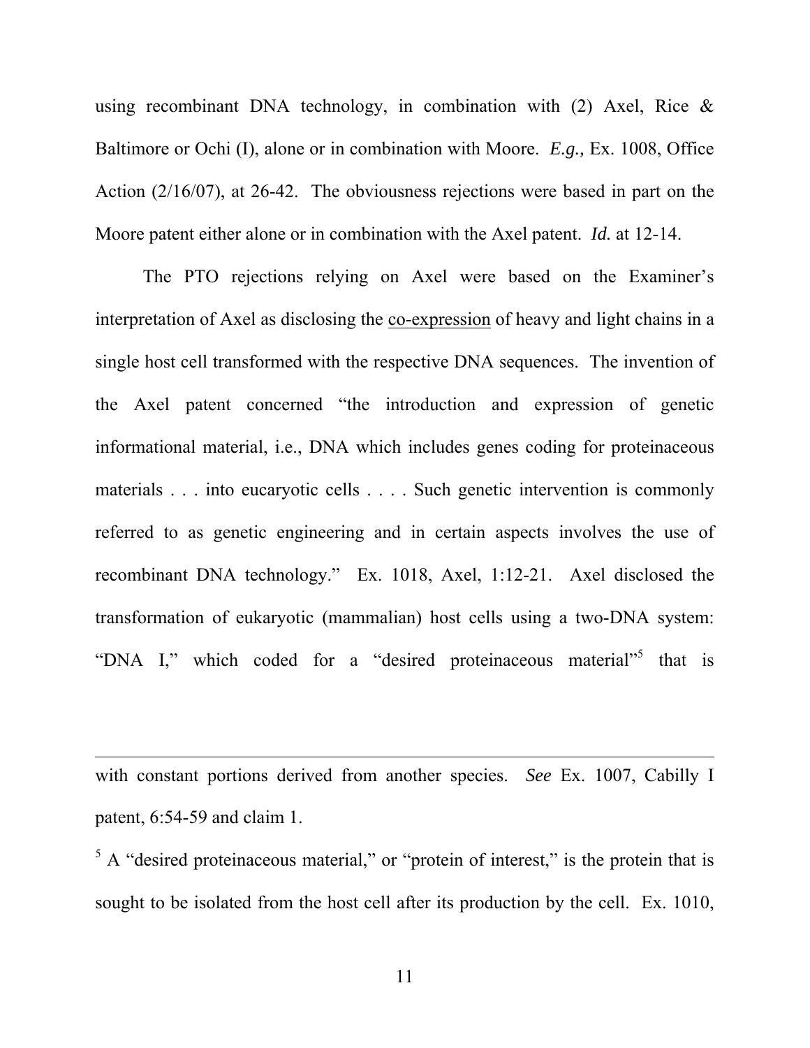using recombinant DNA technology, in combination with (2) Axel, Rice & Baltimore or Ochi (I), alone or in combination with Moore. *E.g.,* Ex. 1008, Office Action (2/16/07), at 26-42. The obviousness rejections were based in part on the Moore patent either alone or in combination with the Axel patent. *Id.* at 12-14.

The PTO rejections relying on Axel were based on the Examiner's interpretation of Axel as disclosing the <u>co-expression</u> of heavy and light chains in a single host cell transformed with the respective DNA sequences. The invention of the Axel patent concerned "the introduction and expression of genetic informational material, i.e., DNA which includes genes coding for proteinaceous materials . . . into eucaryotic cells . . . . Such genetic intervention is commonly referred to as genetic engineering and in certain aspects involves the use of recombinant DNA technology." Ex. 1018, Axel, 1:12-21. Axel disclosed the transformation of eukaryotic (mammalian) host cells using a two-DNA system: "DNA I," which coded for a "desired proteinaceous material"[5] that is

---

with constant portions derived from another species. *See* Ex. 1007, Cabilly I patent, 6:54-59 and claim 1.

[5] A "desired proteinaceous material," or "protein of interest," is the protein that is sought to be isolated from the host cell after its production by the cell. Ex. 1010,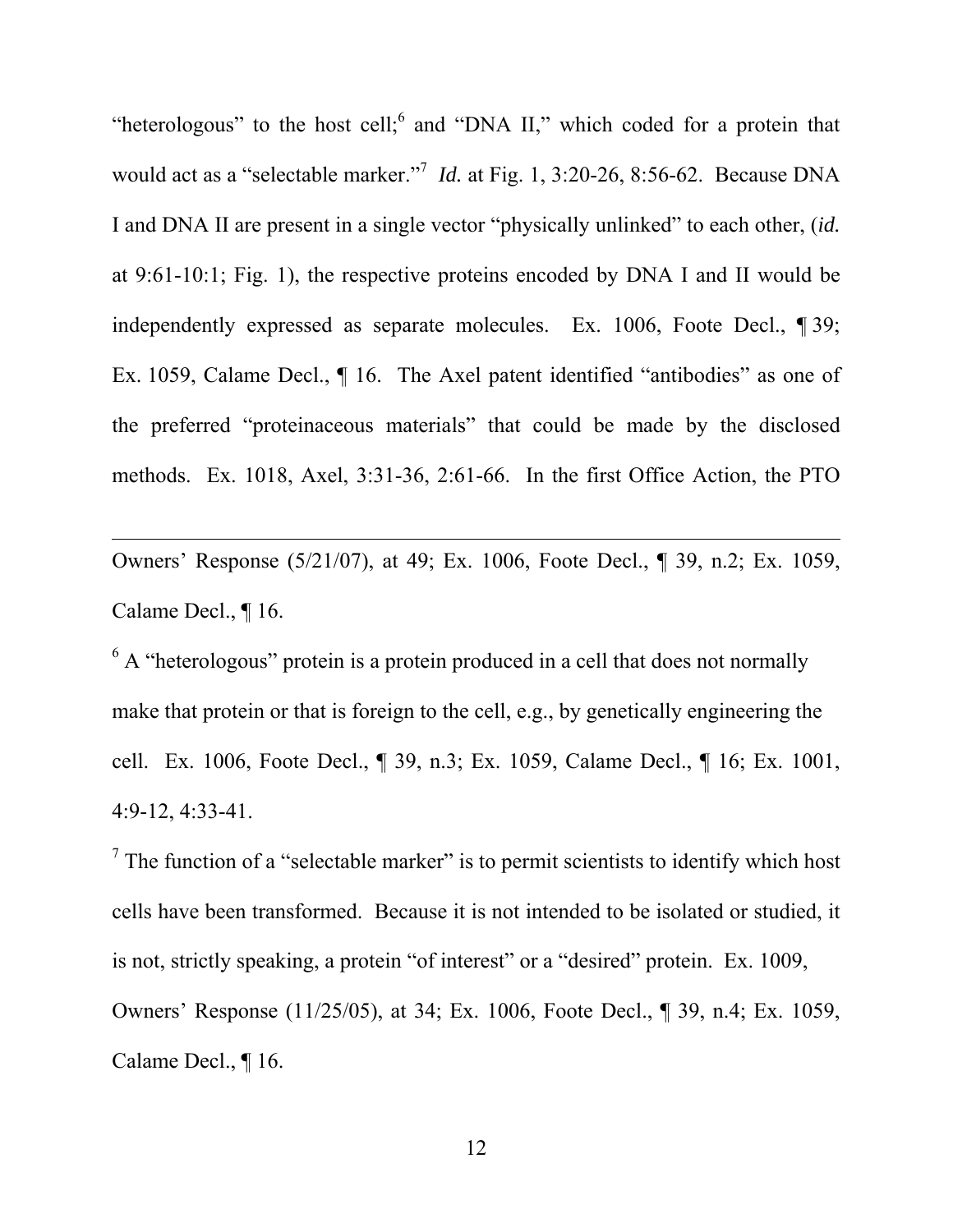"heterologous" to the host cell;[6] and "DNA II," which coded for a protein that would act as a "selectable marker."[7] *Id.* at Fig. 1, 3:20-26, 8:56-62. Because DNA I and DNA II are present in a single vector "physically unlinked" to each other, (*id.* at 9:61-10:1; Fig. 1), the respective proteins encoded by DNA I and II would be independently expressed as separate molecules. Ex. 1006, Foote Decl., ¶ 39; Ex. 1059, Calame Decl., ¶ 16. The Axel patent identified "antibodies" as one of the preferred "proteinaceous materials" that could be made by the disclosed methods. Ex. 1018, Axel, 3:31-36, 2:61-66. In the first Office Action, the PTO

---

Owners' Response (5/21/07), at 49; Ex. 1006, Foote Decl., ¶ 39, n.2; Ex. 1059, Calame Decl., ¶ 16.

[6] A "heterologous" protein is a protein produced in a cell that does not normally make that protein or that is foreign to the cell, e.g., by genetically engineering the cell. Ex. 1006, Foote Decl., ¶ 39, n.3; Ex. 1059, Calame Decl., ¶ 16; Ex. 1001, 4:9-12, 4:33-41.

[7] The function of a "selectable marker" is to permit scientists to identify which host cells have been transformed. Because it is not intended to be isolated or studied, it is not, strictly speaking, a protein "of interest" or a "desired" protein. Ex. 1009, Owners' Response (11/25/05), at 34; Ex. 1006, Foote Decl., ¶ 39, n.4; Ex. 1059, Calame Decl., ¶ 16.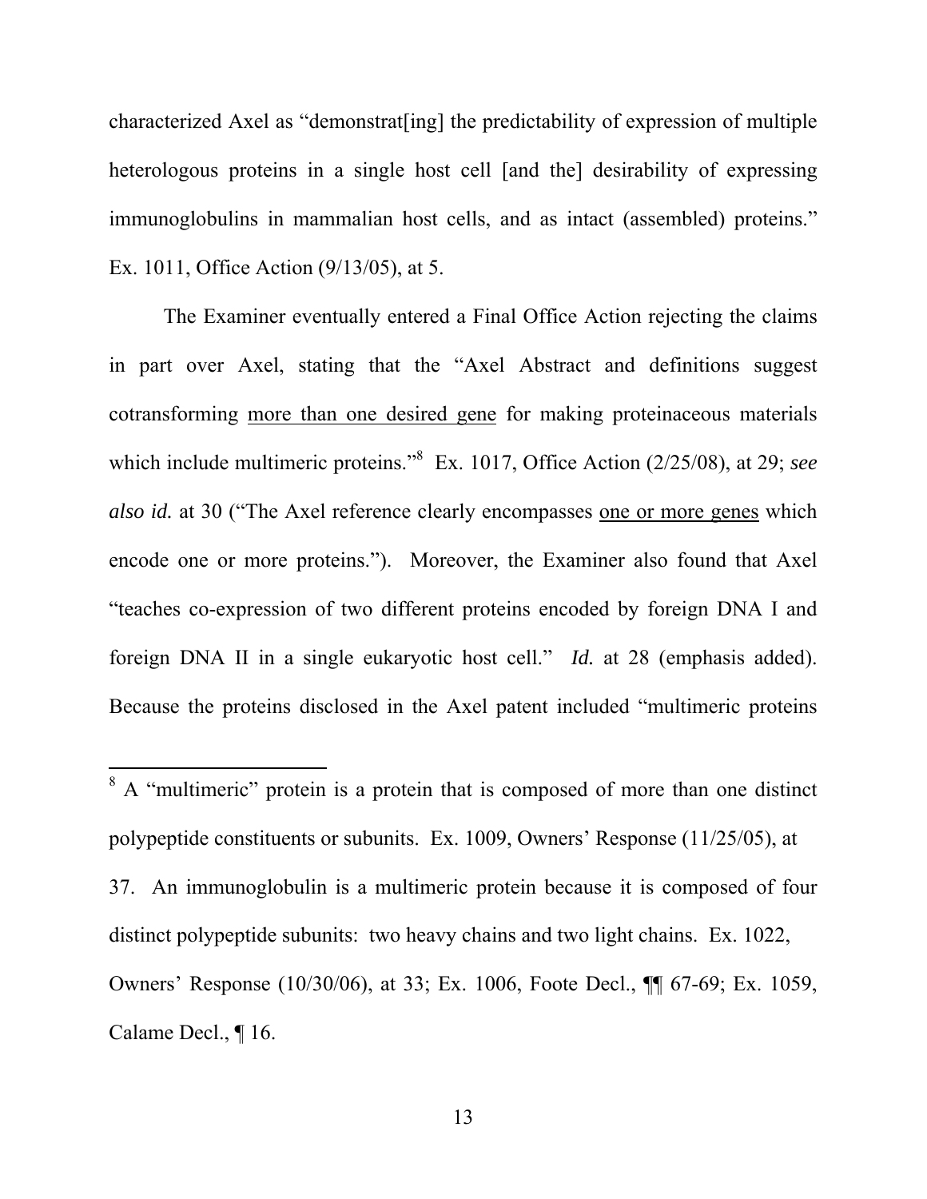characterized Axel as "demonstrat[ing] the predictability of expression of multiple heterologous proteins in a single host cell [and the] desirability of expressing immunoglobulins in mammalian host cells, and as intact (assembled) proteins." Ex. 1011, Office Action (9/13/05), at 5.

The Examiner eventually entered a Final Office Action rejecting the claims in part over Axel, stating that the "Axel Abstract and definitions suggest cotransforming <u>more than one desired gene</u> for making proteinaceous materials which include multimeric proteins."[8] Ex. 1017, Office Action (2/25/08), at 29; *see also id.* at 30 ("The Axel reference clearly encompasses <u>one or more genes</u> which encode one or more proteins."). Moreover, the Examiner also found that Axel "teaches co-expression of two different proteins encoded by foreign DNA I and foreign DNA II in a single eukaryotic host cell." *Id.* at 28 (emphasis added). Because the proteins disclosed in the Axel patent included "multimeric proteins

---

[8] A "multimeric" protein is a protein that is composed of more than one distinct polypeptide constituents or subunits. Ex. 1009, Owners' Response (11/25/05), at 37. An immunoglobulin is a multimeric protein because it is composed of four distinct polypeptide subunits: two heavy chains and two light chains. Ex. 1022, Owners' Response (10/30/06), at 33; Ex. 1006, Foote Decl., ¶¶ 67-69; Ex. 1059, Calame Decl., ¶ 16.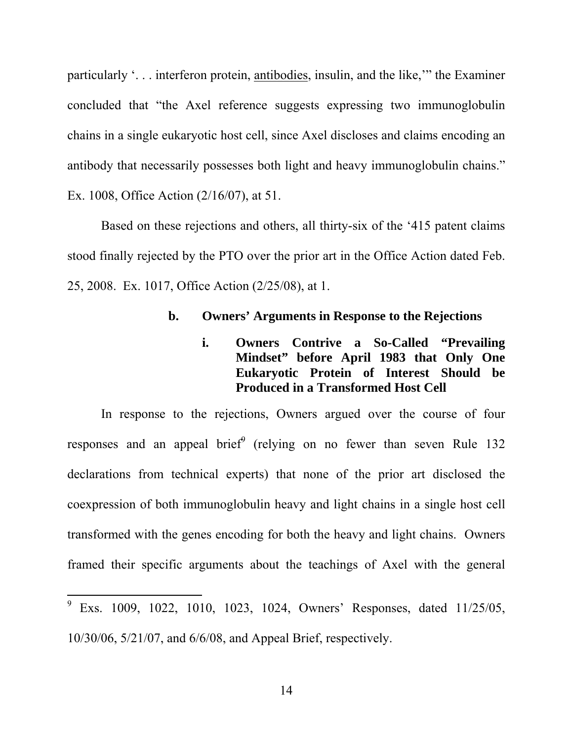particularly '. . . interferon protein, antibodies, insulin, and the like,'" the Examiner concluded that "the Axel reference suggests expressing two immunoglobulin chains in a single eukaryotic host cell, since Axel discloses and claims encoding an antibody that necessarily possesses both light and heavy immunoglobulin chains." Ex. 1008, Office Action (2/16/07), at 51.

Based on these rejections and others, all thirty-six of the '415 patent claims stood finally rejected by the PTO over the prior art in the Office Action dated Feb. 25, 2008. Ex. 1017, Office Action (2/25/08), at 1.

**b. Owners' Arguments in Response to the Rejections**

**i. Owners Contrive a So-Called "Prevailing Mindset" before April 1983 that Only One Eukaryotic Protein of Interest Should be Produced in a Transformed Host Cell**

In response to the rejections, Owners argued over the course of four responses and an appeal brief[9] (relying on no fewer than seven Rule 132 declarations from technical experts) that none of the prior art disclosed the coexpression of both immunoglobulin heavy and light chains in a single host cell transformed with the genes encoding for both the heavy and light chains. Owners framed their specific arguments about the teachings of Axel with the general

[9] Exs. 1009, 1022, 1010, 1023, 1024, Owners' Responses, dated 11/25/05, 10/30/06, 5/21/07, and 6/6/08, and Appeal Brief, respectively.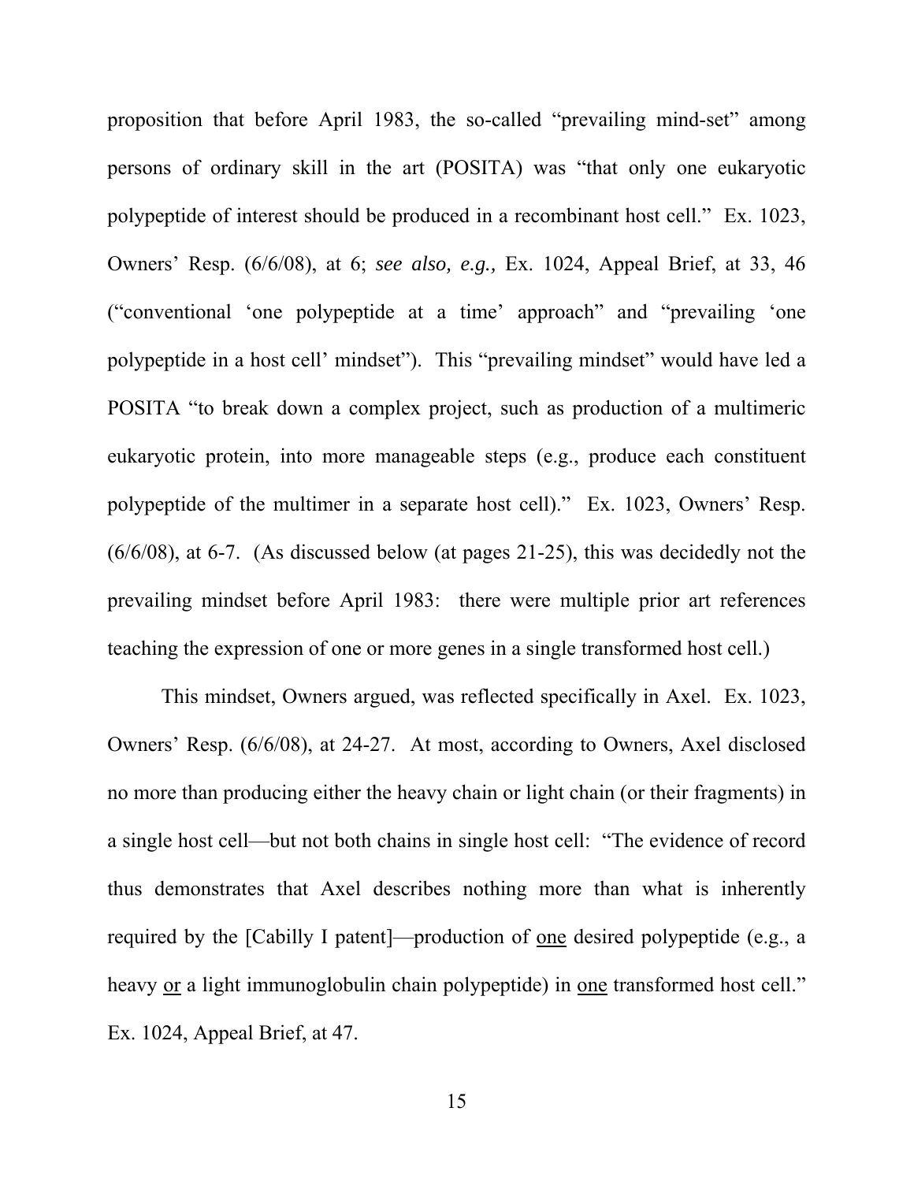proposition that before April 1983, the so-called "prevailing mind-set" among persons of ordinary skill in the art (POSITA) was "that only one eukaryotic polypeptide of interest should be produced in a recombinant host cell." Ex. 1023, Owners' Resp. (6/6/08), at 6; *see also, e.g.,* Ex. 1024, Appeal Brief, at 33, 46 ("conventional 'one polypeptide at a time' approach" and "prevailing 'one polypeptide in a host cell' mindset"). This "prevailing mindset" would have led a POSITA "to break down a complex project, such as production of a multimeric eukaryotic protein, into more manageable steps (e.g., produce each constituent polypeptide of the multimer in a separate host cell)." Ex. 1023, Owners' Resp. (6/6/08), at 6-7. (As discussed below (at pages 21-25), this was decidedly not the prevailing mindset before April 1983: there were multiple prior art references teaching the expression of one or more genes in a single transformed host cell.)

This mindset, Owners argued, was reflected specifically in Axel. Ex. 1023, Owners' Resp. (6/6/08), at 24-27. At most, according to Owners, Axel disclosed no more than producing either the heavy chain or light chain (or their fragments) in a single host cell—but not both chains in single host cell: "The evidence of record thus demonstrates that Axel describes nothing more than what is inherently required by the [Cabilly I patent]—production of <u>one</u> desired polypeptide (e.g., a heavy <u>or</u> a light immunoglobulin chain polypeptide) in <u>one</u> transformed host cell." Ex. 1024, Appeal Brief, at 47.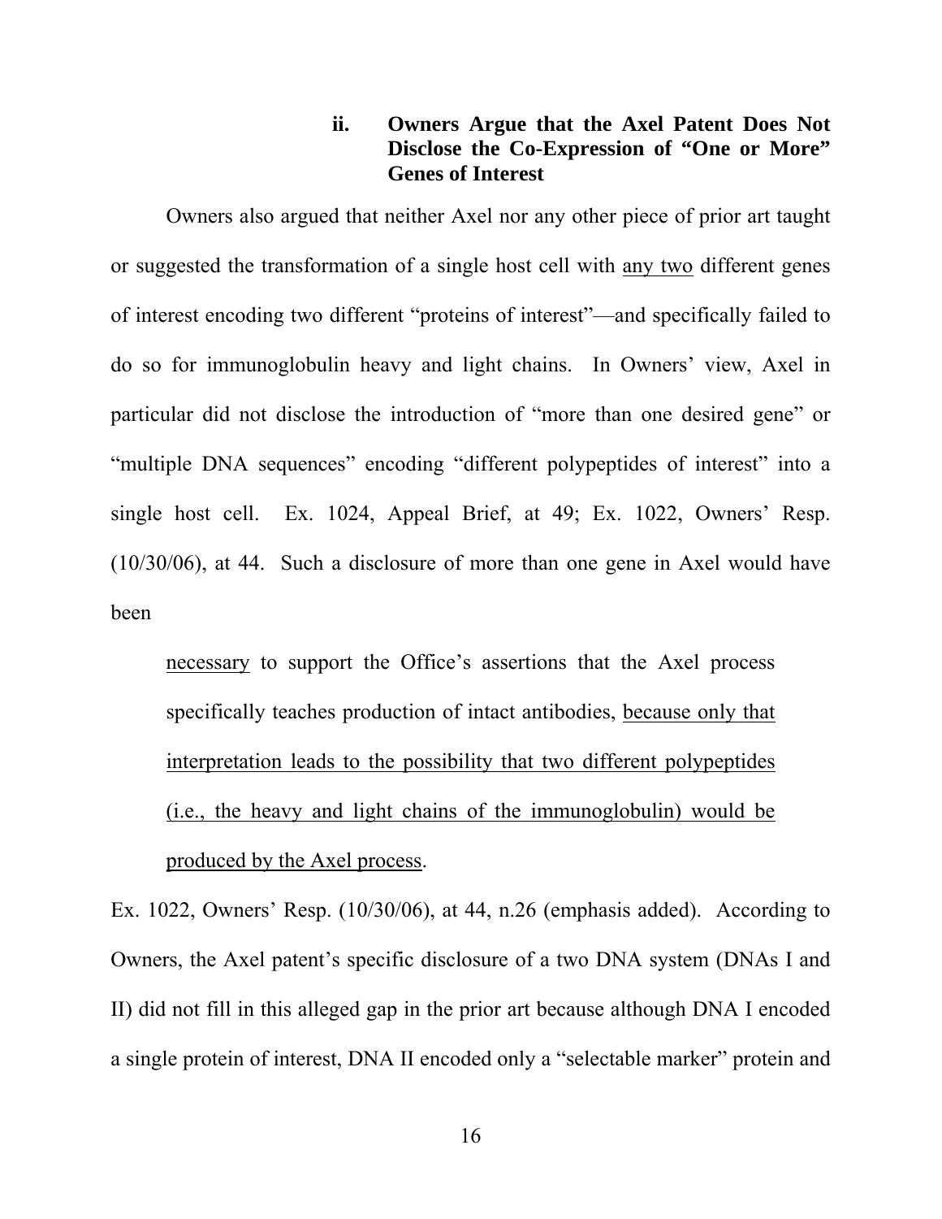#### ii. Owners Argue that the Axel Patent Does Not Disclose the Co-Expression of "One or More" Genes of Interest

Owners also argued that neither Axel nor any other piece of prior art taught or suggested the transformation of a single host cell with <u>any two</u> different genes of interest encoding two different "proteins of interest"—and specifically failed to do so for immunoglobulin heavy and light chains. In Owners' view, Axel in particular did not disclose the introduction of "more than one desired gene" or "multiple DNA sequences" encoding "different polypeptides of interest" into a single host cell. Ex. 1024, Appeal Brief, at 49; Ex. 1022, Owners' Resp. (10/30/06), at 44. Such a disclosure of more than one gene in Axel would have been

> <u>necessary</u> to support the Office's assertions that the Axel process specifically teaches production of intact antibodies, <u>because only that interpretation leads to the possibility that two different polypeptides (i.e., the heavy and light chains of the immunoglobulin) would be produced by the Axel process</u>.

Ex. 1022, Owners' Resp. (10/30/06), at 44, n.26 (emphasis added). According to Owners, the Axel patent's specific disclosure of a two DNA system (DNAs I and II) did not fill in this alleged gap in the prior art because although DNA I encoded a single protein of interest, DNA II encoded only a "selectable marker" protein and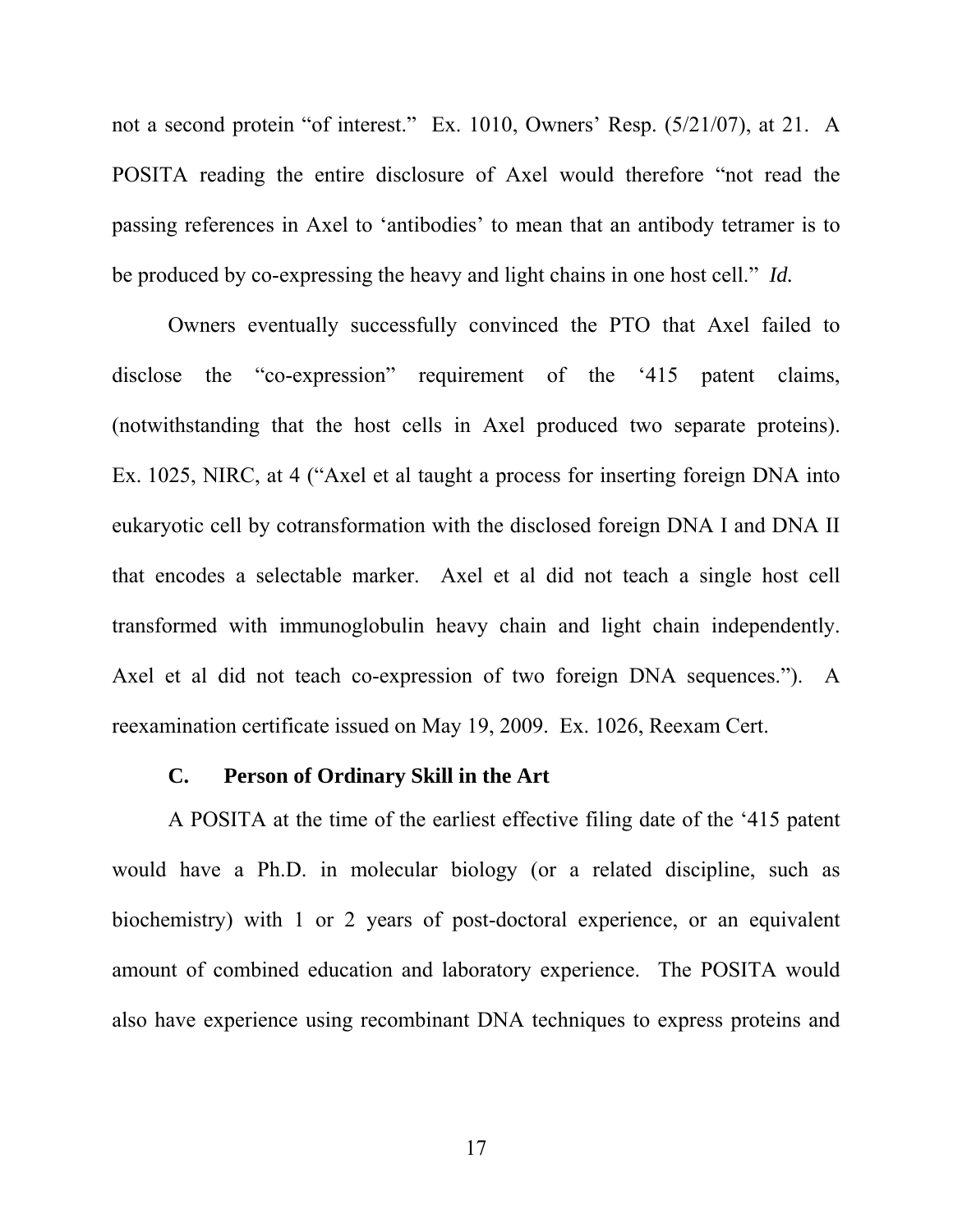not a second protein "of interest." Ex. 1010, Owners' Resp. (5/21/07), at 21. A POSITA reading the entire disclosure of Axel would therefore "not read the passing references in Axel to 'antibodies' to mean that an antibody tetramer is to be produced by co-expressing the heavy and light chains in one host cell." *Id.*

Owners eventually successfully convinced the PTO that Axel failed to disclose the "co-expression" requirement of the '415 patent claims, (notwithstanding that the host cells in Axel produced two separate proteins). Ex. 1025, NIRC, at 4 ("Axel et al taught a process for inserting foreign DNA into eukaryotic cell by cotransformation with the disclosed foreign DNA I and DNA II that encodes a selectable marker. Axel et al did not teach a single host cell transformed with immunoglobulin heavy chain and light chain independently. Axel et al did not teach co-expression of two foreign DNA sequences."). A reexamination certificate issued on May 19, 2009. Ex. 1026, Reexam Cert.

### C. Person of Ordinary Skill in the Art

A POSITA at the time of the earliest effective filing date of the '415 patent would have a Ph.D. in molecular biology (or a related discipline, such as biochemistry) with 1 or 2 years of post-doctoral experience, or an equivalent amount of combined education and laboratory experience. The POSITA would also have experience using recombinant DNA techniques to express proteins and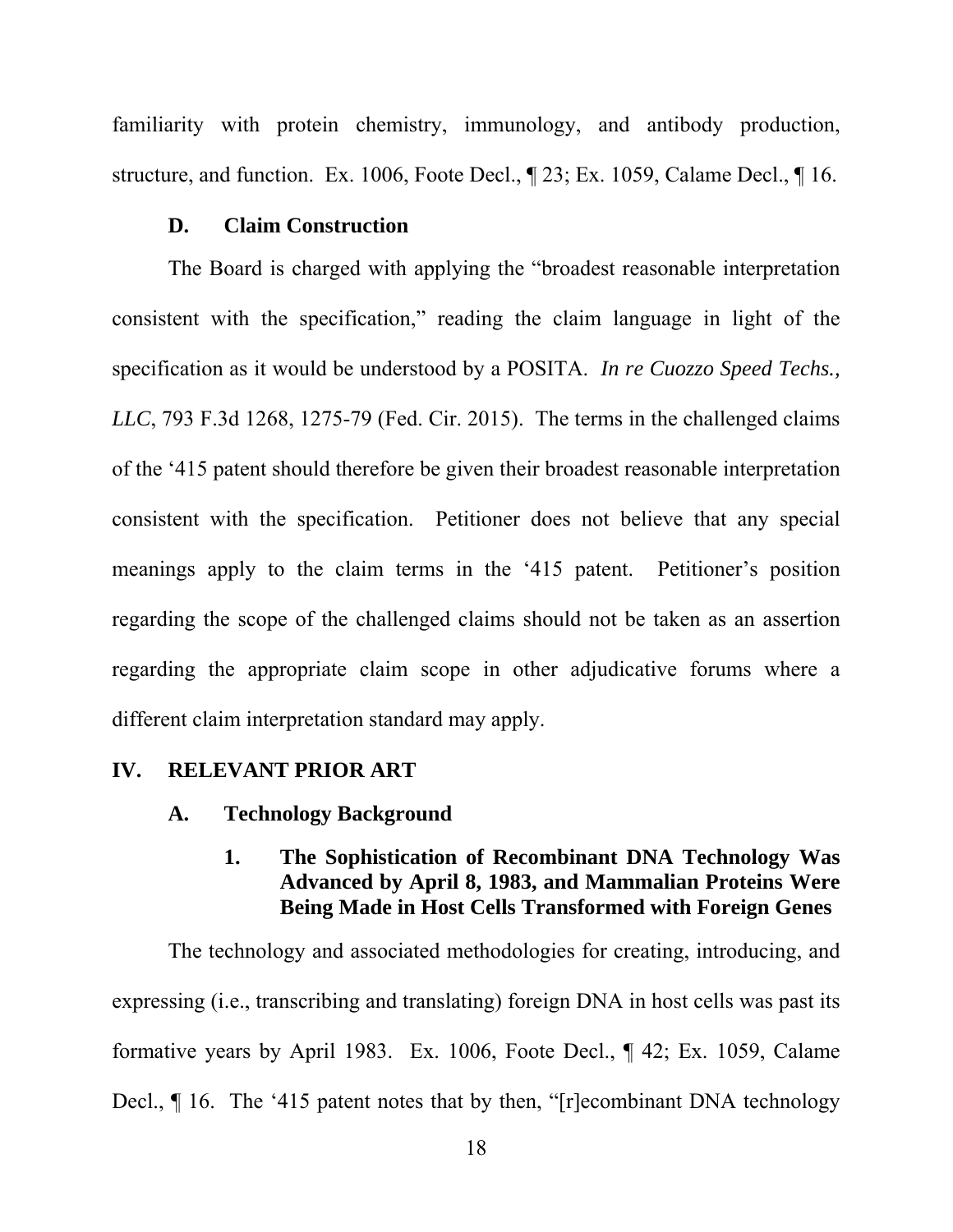familiarity with protein chemistry, immunology, and antibody production, structure, and function. Ex. 1006, Foote Decl., ¶ 23; Ex. 1059, Calame Decl., ¶ 16.

### D. Claim Construction

The Board is charged with applying the "broadest reasonable interpretation consistent with the specification," reading the claim language in light of the specification as it would be understood by a POSITA. *In re Cuozzo Speed Techs., LLC*, 793 F.3d 1268, 1275-79 (Fed. Cir. 2015). The terms in the challenged claims of the '415 patent should therefore be given their broadest reasonable interpretation consistent with the specification. Petitioner does not believe that any special meanings apply to the claim terms in the '415 patent. Petitioner's position regarding the scope of the challenged claims should not be taken as an assertion regarding the appropriate claim scope in other adjudicative forums where a different claim interpretation standard may apply.

## IV. RELEVANT PRIOR ART

### A. Technology Background

#### 1. The Sophistication of Recombinant DNA Technology Was Advanced by April 8, 1983, and Mammalian Proteins Were Being Made in Host Cells Transformed with Foreign Genes

The technology and associated methodologies for creating, introducing, and expressing (i.e., transcribing and translating) foreign DNA in host cells was past its formative years by April 1983. Ex. 1006, Foote Decl., ¶ 42; Ex. 1059, Calame Decl., ¶ 16. The '415 patent notes that by then, "[r]ecombinant DNA technology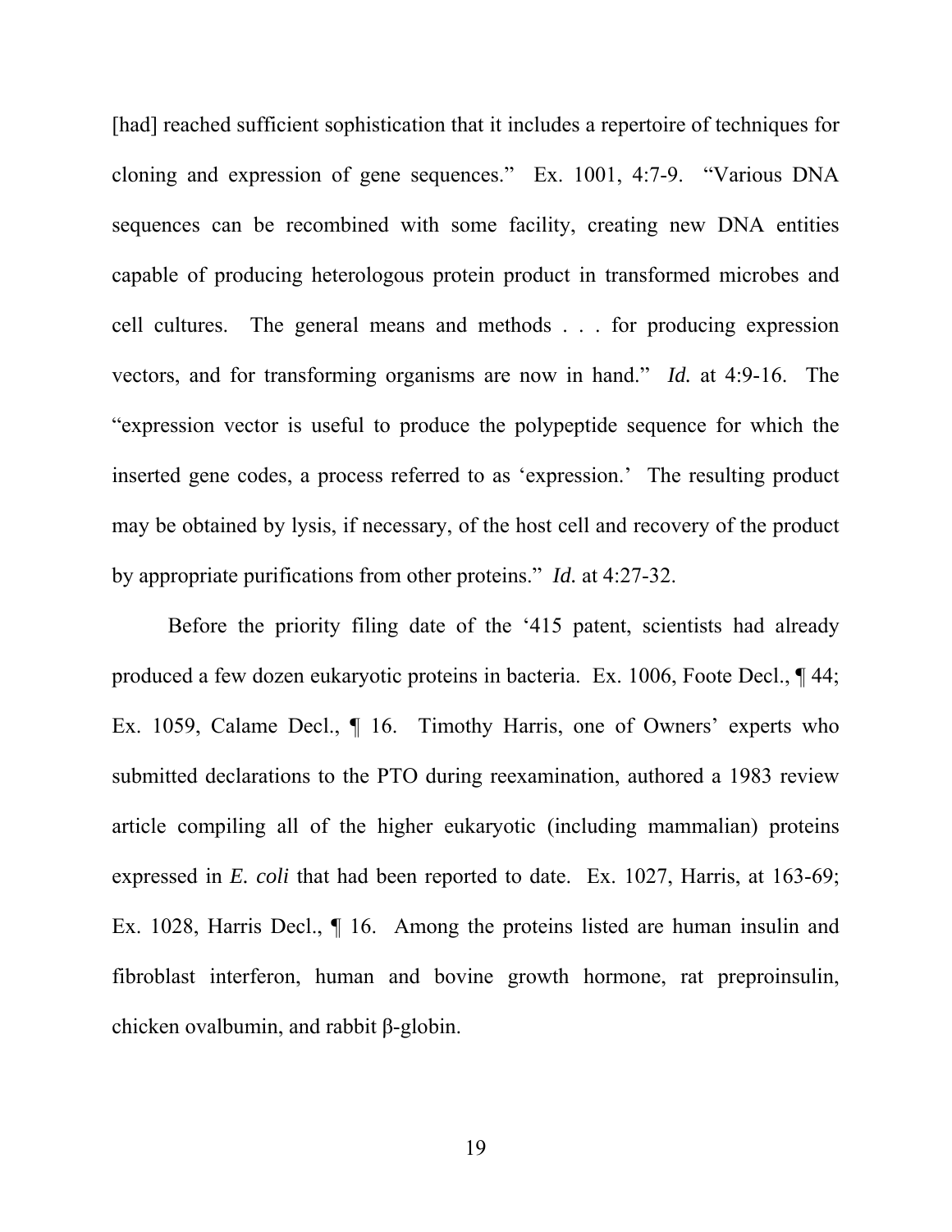[had] reached sufficient sophistication that it includes a repertoire of techniques for cloning and expression of gene sequences." Ex. 1001, 4:7-9. "Various DNA sequences can be recombined with some facility, creating new DNA entities capable of producing heterologous protein product in transformed microbes and cell cultures. The general means and methods . . . for producing expression vectors, and for transforming organisms are now in hand." *Id.* at 4:9-16. The "expression vector is useful to produce the polypeptide sequence for which the inserted gene codes, a process referred to as 'expression.' The resulting product may be obtained by lysis, if necessary, of the host cell and recovery of the product by appropriate purifications from other proteins." *Id.* at 4:27-32.

Before the priority filing date of the '415 patent, scientists had already produced a few dozen eukaryotic proteins in bacteria. Ex. 1006, Foote Decl., ¶ 44; Ex. 1059, Calame Decl., ¶ 16. Timothy Harris, one of Owners' experts who submitted declarations to the PTO during reexamination, authored a 1983 review article compiling all of the higher eukaryotic (including mammalian) proteins expressed in *E. coli* that had been reported to date. Ex. 1027, Harris, at 163-69; Ex. 1028, Harris Decl., ¶ 16. Among the proteins listed are human insulin and fibroblast interferon, human and bovine growth hormone, rat preproinsulin, chicken ovalbumin, and rabbit β-globin.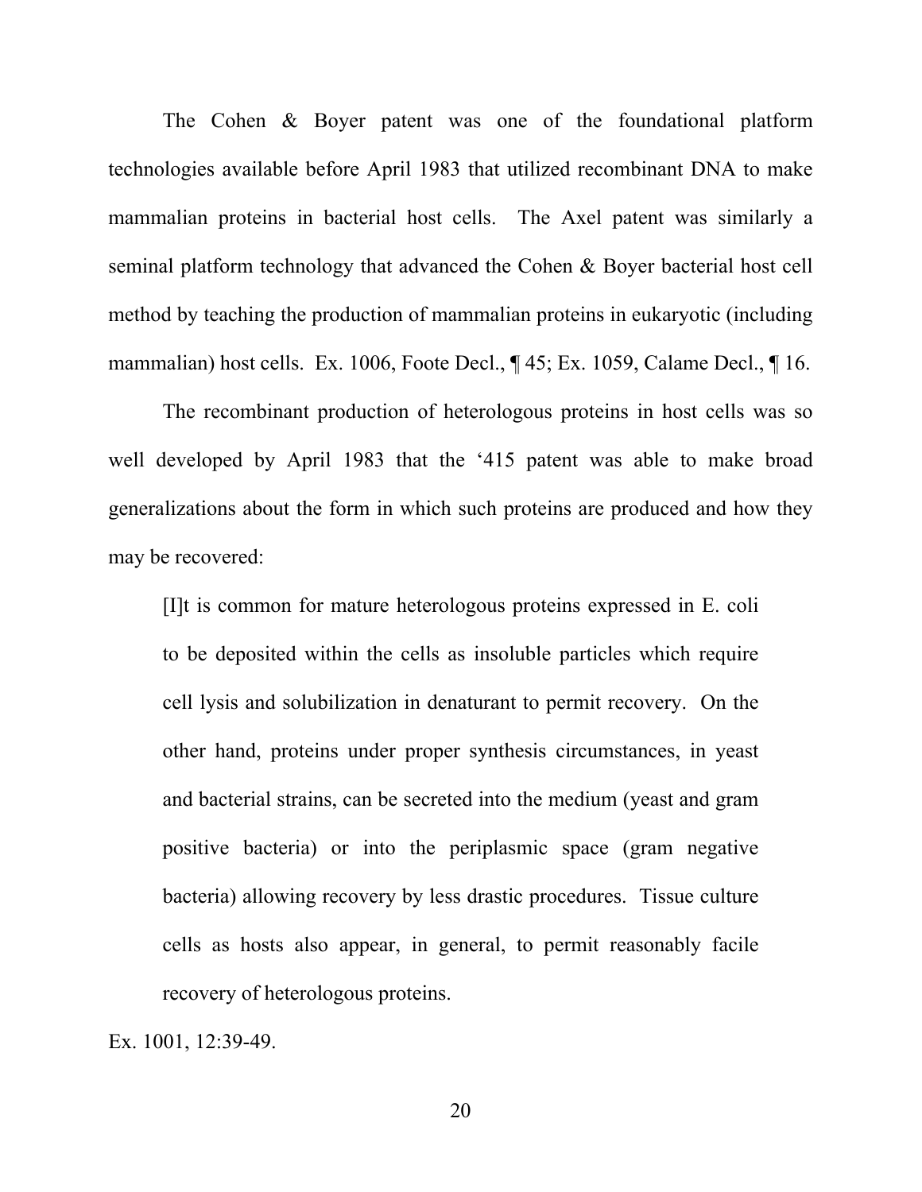The Cohen & Boyer patent was one of the foundational platform technologies available before April 1983 that utilized recombinant DNA to make mammalian proteins in bacterial host cells. The Axel patent was similarly a seminal platform technology that advanced the Cohen & Boyer bacterial host cell method by teaching the production of mammalian proteins in eukaryotic (including mammalian) host cells. Ex. 1006, Foote Decl., ¶ 45; Ex. 1059, Calame Decl., ¶ 16.

The recombinant production of heterologous proteins in host cells was so well developed by April 1983 that the '415 patent was able to make broad generalizations about the form in which such proteins are produced and how they may be recovered:

> [I]t is common for mature heterologous proteins expressed in E. coli to be deposited within the cells as insoluble particles which require cell lysis and solubilization in denaturant to permit recovery. On the other hand, proteins under proper synthesis circumstances, in yeast and bacterial strains, can be secreted into the medium (yeast and gram positive bacteria) or into the periplasmic space (gram negative bacteria) allowing recovery by less drastic procedures. Tissue culture cells as hosts also appear, in general, to permit reasonably facile recovery of heterologous proteins.

Ex. 1001, 12:39-49.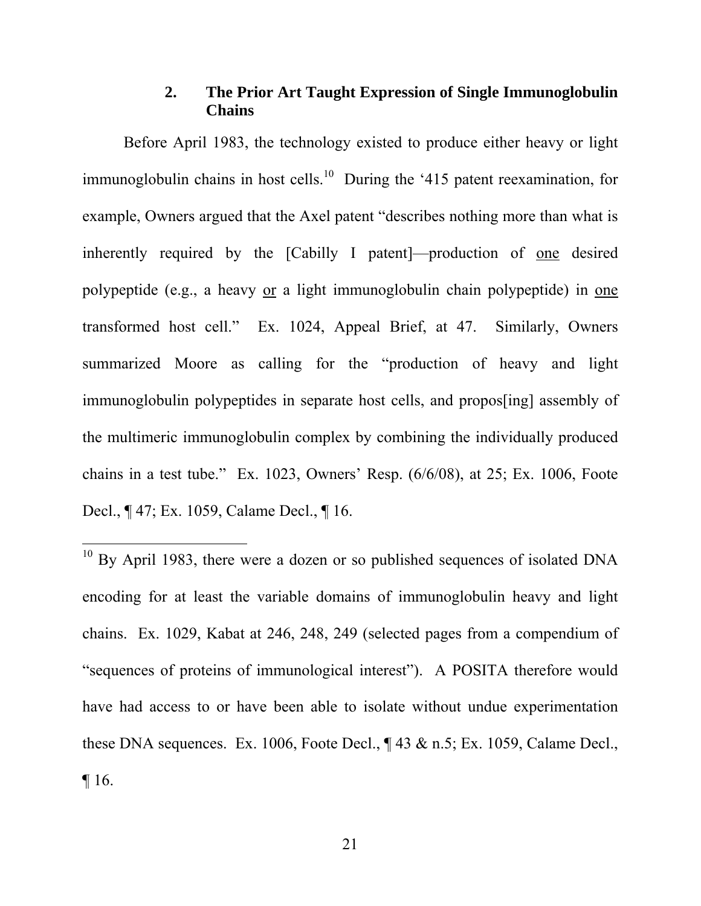### 2. The Prior Art Taught Expression of Single Immunoglobulin Chains

Before April 1983, the technology existed to produce either heavy or light immunoglobulin chains in host cells.[10] During the '415 patent reexamination, for example, Owners argued that the Axel patent "describes nothing more than what is inherently required by the [Cabilly I patent]—production of <u>one</u> desired polypeptide (e.g., a heavy <u>or</u> a light immunoglobulin chain polypeptide) in <u>one</u> transformed host cell." Ex. 1024, Appeal Brief, at 47. Similarly, Owners summarized Moore as calling for the "production of heavy and light immunoglobulin polypeptides in separate host cells, and propos[ing] assembly of the multimeric immunoglobulin complex by combining the individually produced chains in a test tube." Ex. 1023, Owners' Resp. (6/6/08), at 25; Ex. 1006, Foote Decl., ¶ 47; Ex. 1059, Calame Decl., ¶ 16.

---

[10] By April 1983, there were a dozen or so published sequences of isolated DNA encoding for at least the variable domains of immunoglobulin heavy and light chains. Ex. 1029, Kabat at 246, 248, 249 (selected pages from a compendium of "sequences of proteins of immunological interest"). A POSITA therefore would have had access to or have been able to isolate without undue experimentation these DNA sequences. Ex. 1006, Foote Decl., ¶ 43 & n.5; Ex. 1059, Calame Decl., ¶ 16.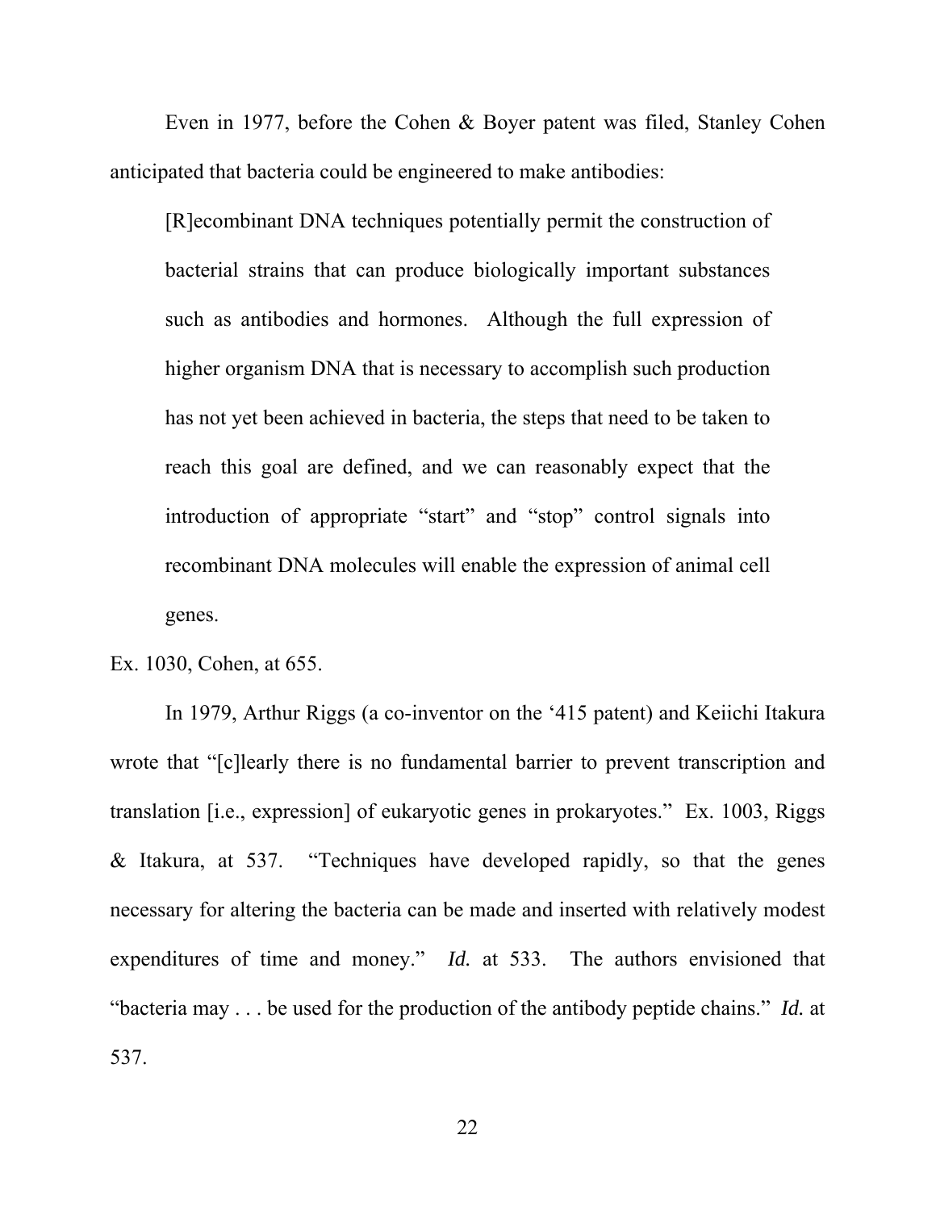Even in 1977, before the Cohen & Boyer patent was filed, Stanley Cohen anticipated that bacteria could be engineered to make antibodies:

> [R]ecombinant DNA techniques potentially permit the construction of bacterial strains that can produce biologically important substances such as antibodies and hormones. Although the full expression of higher organism DNA that is necessary to accomplish such production has not yet been achieved in bacteria, the steps that need to be taken to reach this goal are defined, and we can reasonably expect that the introduction of appropriate "start" and "stop" control signals into recombinant DNA molecules will enable the expression of animal cell genes.

Ex. 1030, Cohen, at 655.

In 1979, Arthur Riggs (a co-inventor on the '415 patent) and Keiichi Itakura wrote that "[c]learly there is no fundamental barrier to prevent transcription and translation [i.e., expression] of eukaryotic genes in prokaryotes." Ex. 1003, Riggs & Itakura, at 537. "Techniques have developed rapidly, so that the genes necessary for altering the bacteria can be made and inserted with relatively modest expenditures of time and money." *Id.* at 533. The authors envisioned that "bacteria may . . . be used for the production of the antibody peptide chains." *Id.* at 537.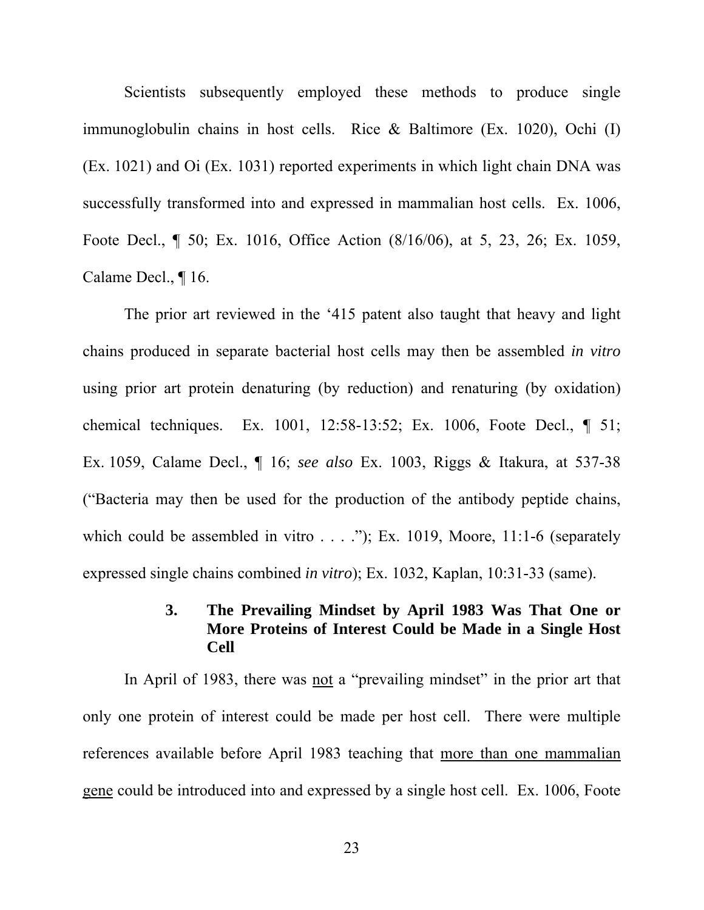Scientists subsequently employed these methods to produce single immunoglobulin chains in host cells. Rice & Baltimore (Ex. 1020), Ochi (I) (Ex. 1021) and Oi (Ex. 1031) reported experiments in which light chain DNA was successfully transformed into and expressed in mammalian host cells. Ex. 1006, Foote Decl., ¶ 50; Ex. 1016, Office Action (8/16/06), at 5, 23, 26; Ex. 1059, Calame Decl., ¶ 16.

The prior art reviewed in the '415 patent also taught that heavy and light chains produced in separate bacterial host cells may then be assembled *in vitro* using prior art protein denaturing (by reduction) and renaturing (by oxidation) chemical techniques. Ex. 1001, 12:58-13:52; Ex. 1006, Foote Decl., ¶ 51; Ex. 1059, Calame Decl., ¶ 16; *see also* Ex. 1003, Riggs & Itakura, at 537-38 ("Bacteria may then be used for the production of the antibody peptide chains, which could be assembled in vitro . . . ."); Ex. 1019, Moore, 11:1-6 (separately expressed single chains combined *in vitro*); Ex. 1032, Kaplan, 10:31-33 (same).

### 3. The Prevailing Mindset by April 1983 Was That One or More Proteins of Interest Could be Made in a Single Host Cell

In April of 1983, there was <u>not</u> a "prevailing mindset" in the prior art that only one protein of interest could be made per host cell. There were multiple references available before April 1983 teaching that <u>more than one mammalian gene</u> could be introduced into and expressed by a single host cell. Ex. 1006, Foote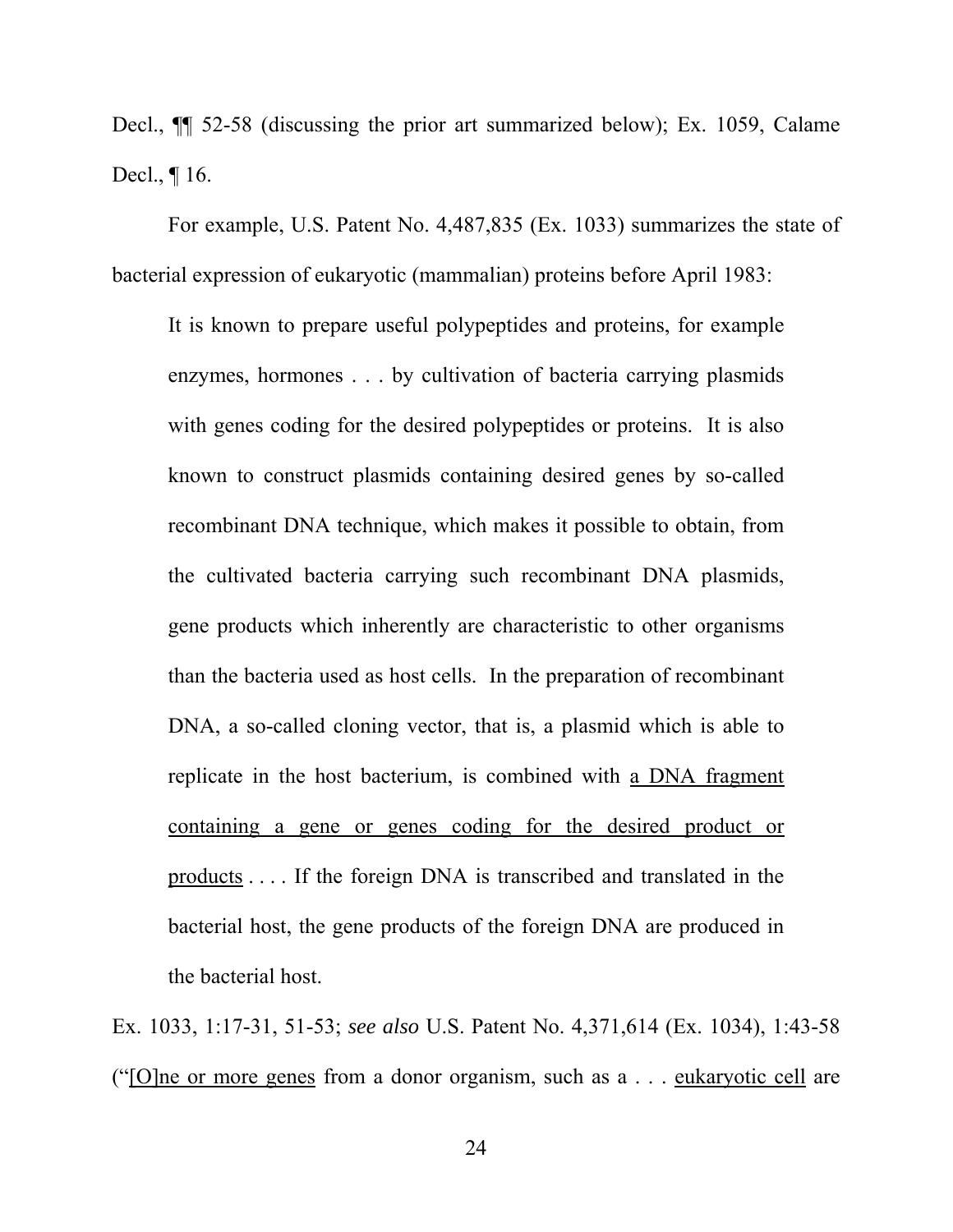Decl., ¶¶ 52-58 (discussing the prior art summarized below); Ex. 1059, Calame Decl., ¶ 16.

For example, U.S. Patent No. 4,487,835 (Ex. 1033) summarizes the state of bacterial expression of eukaryotic (mammalian) proteins before April 1983:

> It is known to prepare useful polypeptides and proteins, for example enzymes, hormones . . . by cultivation of bacteria carrying plasmids with genes coding for the desired polypeptides or proteins. It is also known to construct plasmids containing desired genes by so-called recombinant DNA technique, which makes it possible to obtain, from the cultivated bacteria carrying such recombinant DNA plasmids, gene products which inherently are characteristic to other organisms than the bacteria used as host cells. In the preparation of recombinant DNA, a so-called cloning vector, that is, a plasmid which is able to replicate in the host bacterium, is combined with <u>a DNA fragment containing a gene or genes coding for the desired product or products</u> . . . . If the foreign DNA is transcribed and translated in the bacterial host, the gene products of the foreign DNA are produced in the bacterial host.

Ex. 1033, 1:17-31, 51-53; *see also* U.S. Patent No. 4,371,614 (Ex. 1034), 1:43-58 ("<u>[O]ne or more genes</u> from a donor organism, such as a . . . <u>eukaryotic cell</u> are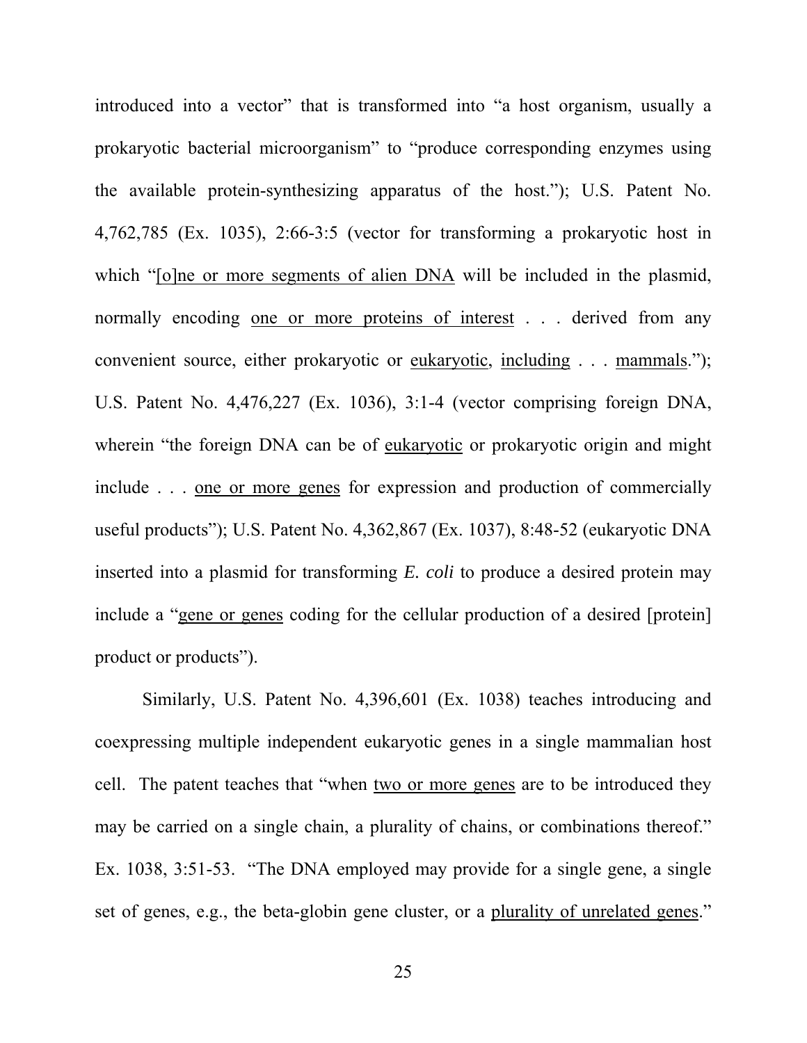introduced into a vector" that is transformed into "a host organism, usually a prokaryotic bacterial microorganism" to "produce corresponding enzymes using the available protein-synthesizing apparatus of the host."); U.S. Patent No. 4,762,785 (Ex. 1035), 2:66-3:5 (vector for transforming a prokaryotic host in which "<u>[o]ne or more segments of alien DNA</u> will be included in the plasmid, normally encoding <u>one or more proteins of interest</u> . . . derived from any convenient source, either prokaryotic or <u>eukaryotic</u>, <u>including</u> . . . <u>mammals</u>."); U.S. Patent No. 4,476,227 (Ex. 1036), 3:1-4 (vector comprising foreign DNA, wherein "the foreign DNA can be of <u>eukaryotic</u> or prokaryotic origin and might include . . . <u>one or more genes</u> for expression and production of commercially useful products"); U.S. Patent No. 4,362,867 (Ex. 1037), 8:48-52 (eukaryotic DNA inserted into a plasmid for transforming *E. coli* to produce a desired protein may include a "<u>gene or genes</u> coding for the cellular production of a desired [protein] product or products").

Similarly, U.S. Patent No. 4,396,601 (Ex. 1038) teaches introducing and coexpressing multiple independent eukaryotic genes in a single mammalian host cell. The patent teaches that "when <u>two or more genes</u> are to be introduced they may be carried on a single chain, a plurality of chains, or combinations thereof." Ex. 1038, 3:51-53. "The DNA employed may provide for a single gene, a single set of genes, e.g., the beta-globin gene cluster, or a <u>plurality of unrelated genes</u>."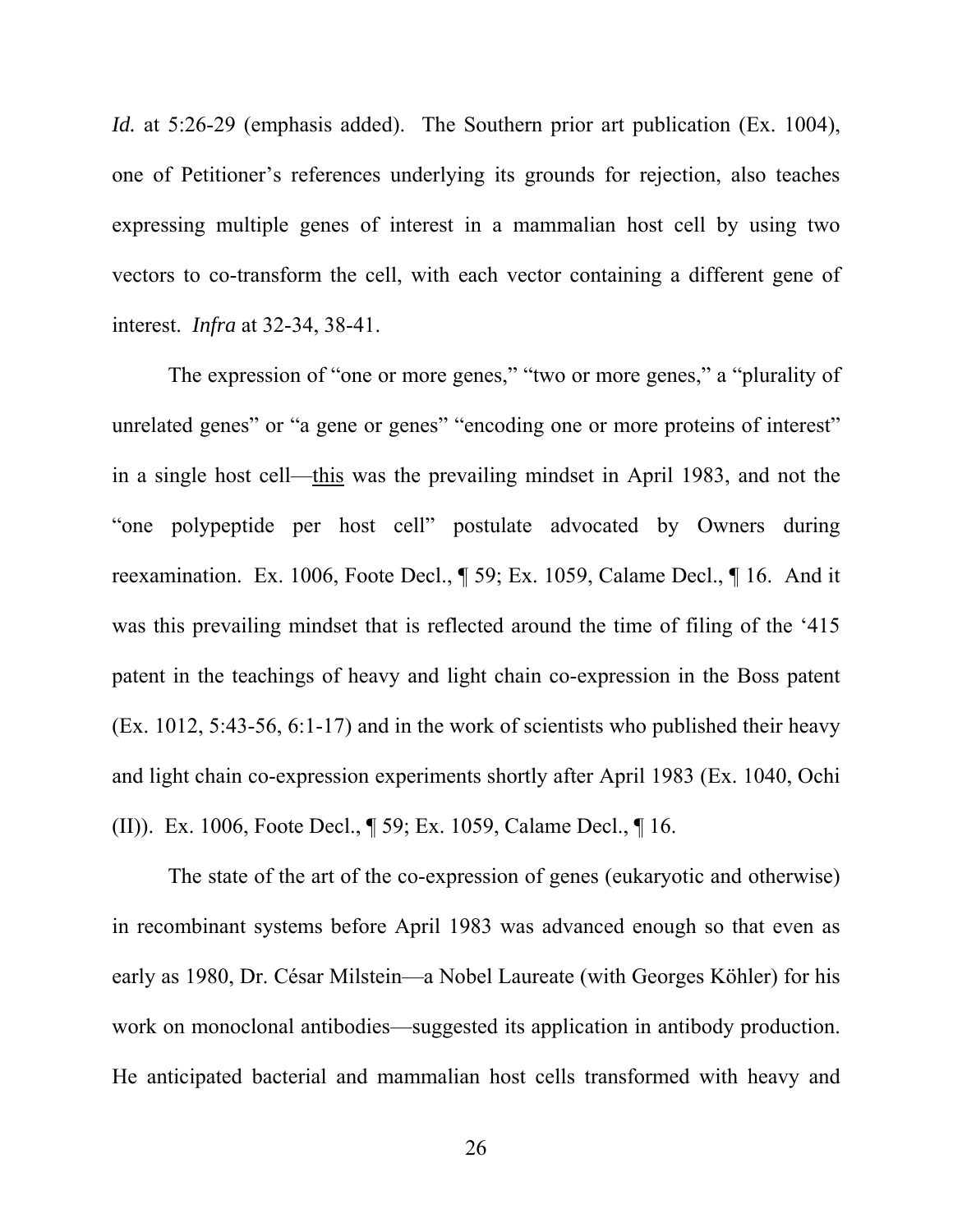*Id.* at 5:26-29 (emphasis added). The Southern prior art publication (Ex. 1004), one of Petitioner's references underlying its grounds for rejection, also teaches expressing multiple genes of interest in a mammalian host cell by using two vectors to co-transform the cell, with each vector containing a different gene of interest. *Infra* at 32-34, 38-41.

The expression of "one or more genes," "two or more genes," a "plurality of unrelated genes" or "a gene or genes" "encoding one or more proteins of interest" in a single host cell—<u>this</u> was the prevailing mindset in April 1983, and not the "one polypeptide per host cell" postulate advocated by Owners during reexamination. Ex. 1006, Foote Decl., ¶ 59; Ex. 1059, Calame Decl., ¶ 16. And it was this prevailing mindset that is reflected around the time of filing of the '415 patent in the teachings of heavy and light chain co-expression in the Boss patent (Ex. 1012, 5:43-56, 6:1-17) and in the work of scientists who published their heavy and light chain co-expression experiments shortly after April 1983 (Ex. 1040, Ochi (II)). Ex. 1006, Foote Decl., ¶ 59; Ex. 1059, Calame Decl., ¶ 16.

The state of the art of the co-expression of genes (eukaryotic and otherwise) in recombinant systems before April 1983 was advanced enough so that even as early as 1980, Dr. César Milstein—a Nobel Laureate (with Georges Köhler) for his work on monoclonal antibodies—suggested its application in antibody production. He anticipated bacterial and mammalian host cells transformed with heavy and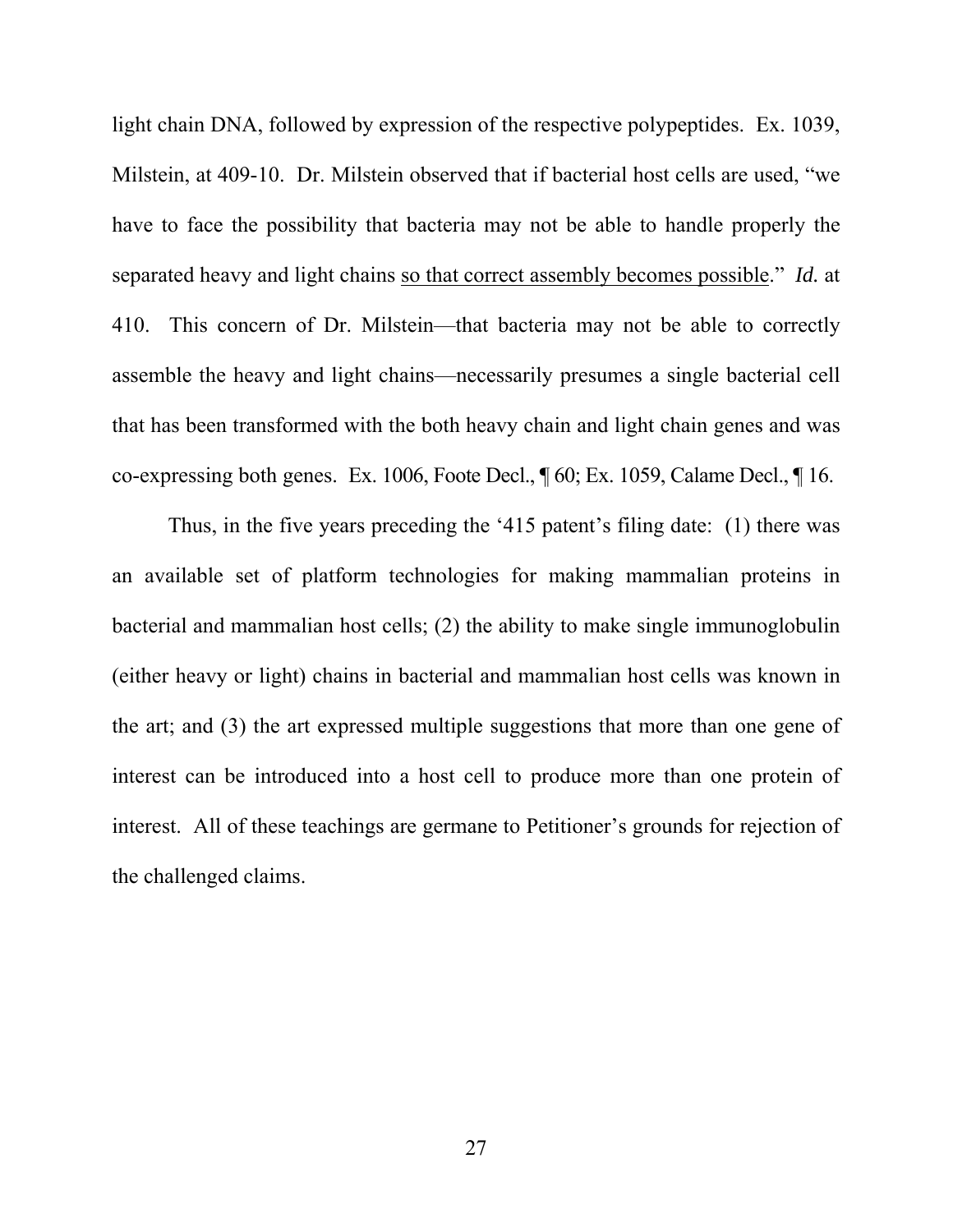light chain DNA, followed by expression of the respective polypeptides. Ex. 1039, Milstein, at 409-10. Dr. Milstein observed that if bacterial host cells are used, "we have to face the possibility that bacteria may not be able to handle properly the separated heavy and light chains <u>so that correct assembly becomes possible</u>." *Id.* at 410. This concern of Dr. Milstein—that bacteria may not be able to correctly assemble the heavy and light chains—necessarily presumes a single bacterial cell that has been transformed with the both heavy chain and light chain genes and was co-expressing both genes. Ex. 1006, Foote Decl., ¶ 60; Ex. 1059, Calame Decl., ¶ 16.

Thus, in the five years preceding the '415 patent's filing date: (1) there was an available set of platform technologies for making mammalian proteins in bacterial and mammalian host cells; (2) the ability to make single immunoglobulin (either heavy or light) chains in bacterial and mammalian host cells was known in the art; and (3) the art expressed multiple suggestions that more than one gene of interest can be introduced into a host cell to produce more than one protein of interest. All of these teachings are germane to Petitioner's grounds for rejection of the challenged claims.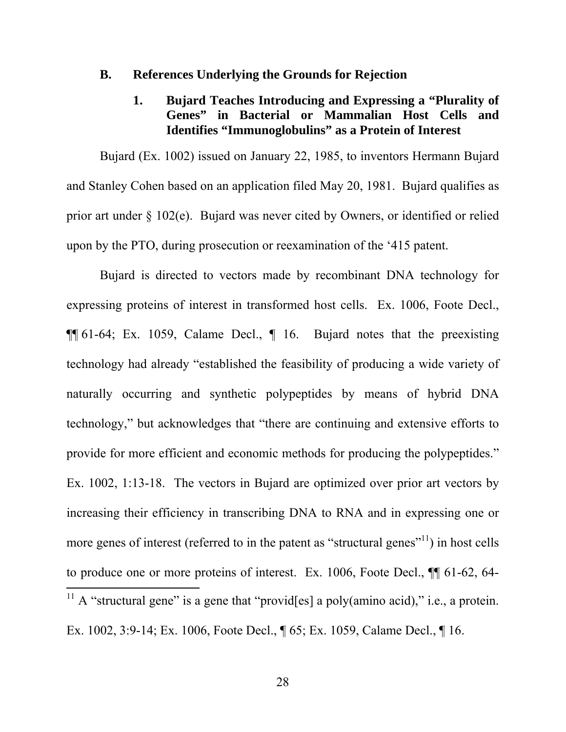## B. References Underlying the Grounds for Rejection

### 1. Bujard Teaches Introducing and Expressing a "Plurality of Genes" in Bacterial or Mammalian Host Cells and Identifies "Immunoglobulins" as a Protein of Interest

Bujard (Ex. 1002) issued on January 22, 1985, to inventors Hermann Bujard and Stanley Cohen based on an application filed May 20, 1981. Bujard qualifies as prior art under § 102(e). Bujard was never cited by Owners, or identified or relied upon by the PTO, during prosecution or reexamination of the '415 patent.

Bujard is directed to vectors made by recombinant DNA technology for expressing proteins of interest in transformed host cells. Ex. 1006, Foote Decl., ¶¶ 61-64; Ex. 1059, Calame Decl., ¶ 16. Bujard notes that the preexisting technology had already "established the feasibility of producing a wide variety of naturally occurring and synthetic polypeptides by means of hybrid DNA technology," but acknowledges that "there are continuing and extensive efforts to provide for more efficient and economic methods for producing the polypeptides." Ex. 1002, 1:13-18. The vectors in Bujard are optimized over prior art vectors by increasing their efficiency in transcribing DNA to RNA and in expressing one or more genes of interest (referred to in the patent as "structural genes"[11]) in host cells to produce one or more proteins of interest. Ex. 1006, Foote Decl., ¶¶ 61-62, 64-

[11] A "structural gene" is a gene that "provid[es] a poly(amino acid)," i.e., a protein. Ex. 1002, 3:9-14; Ex. 1006, Foote Decl., ¶ 65; Ex. 1059, Calame Decl., ¶ 16.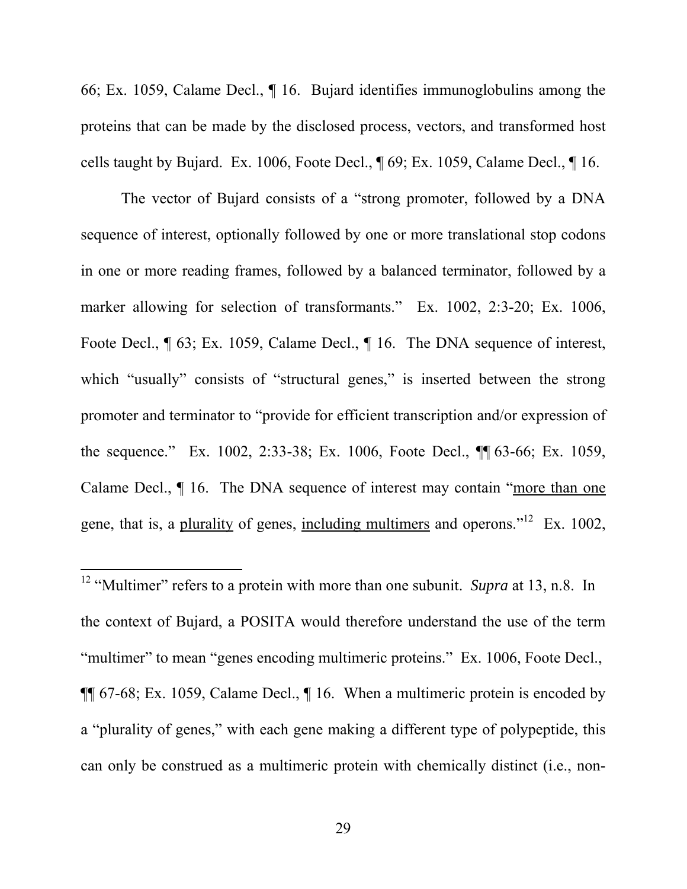66; Ex. 1059, Calame Decl., ¶ 16. Bujard identifies immunoglobulins among the proteins that can be made by the disclosed process, vectors, and transformed host cells taught by Bujard. Ex. 1006, Foote Decl., ¶ 69; Ex. 1059, Calame Decl., ¶ 16.

The vector of Bujard consists of a "strong promoter, followed by a DNA sequence of interest, optionally followed by one or more translational stop codons in one or more reading frames, followed by a balanced terminator, followed by a marker allowing for selection of transformants." Ex. 1002, 2:3-20; Ex. 1006, Foote Decl., ¶ 63; Ex. 1059, Calame Decl., ¶ 16. The DNA sequence of interest, which "usually" consists of "structural genes," is inserted between the strong promoter and terminator to "provide for efficient transcription and/or expression of the sequence." Ex. 1002, 2:33-38; Ex. 1006, Foote Decl., ¶¶ 63-66; Ex. 1059, Calame Decl., ¶ 16. The DNA sequence of interest may contain "<u>more than one</u> gene, that is, a <u>plurality</u> of genes, <u>including multimers</u> and operons."[12] Ex. 1002,

---

[12] "Multimer" refers to a protein with more than one subunit. *Supra* at 13, n.8. In the context of Bujard, a POSITA would therefore understand the use of the term "multimer" to mean "genes encoding multimeric proteins." Ex. 1006, Foote Decl., ¶¶ 67-68; Ex. 1059, Calame Decl., ¶ 16. When a multimeric protein is encoded by a "plurality of genes," with each gene making a different type of polypeptide, this can only be construed as a multimeric protein with chemically distinct (i.e., non-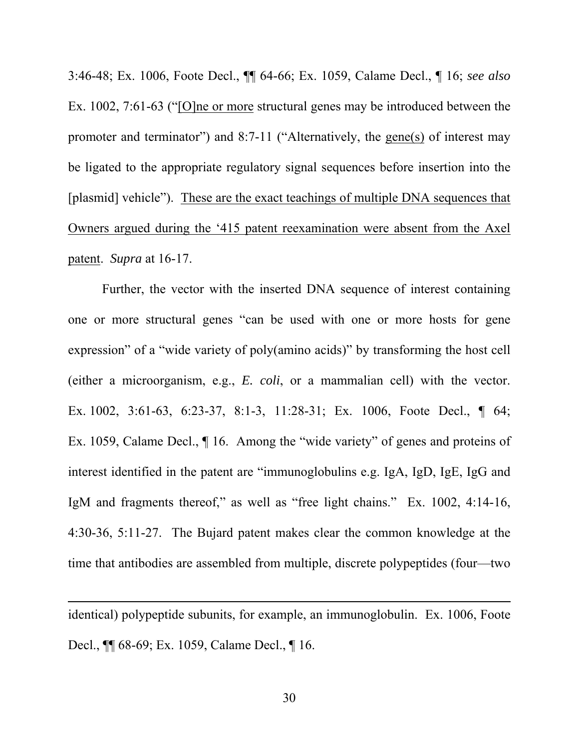3:46-48; Ex. 1006, Foote Decl., ¶¶ 64-66; Ex. 1059, Calame Decl., ¶ 16; *see also* Ex. 1002, 7:61-63 ("<u>[O]ne or more</u> structural genes may be introduced between the promoter and terminator") and 8:7-11 ("Alternatively, the <u>gene(s)</u> of interest may be ligated to the appropriate regulatory signal sequences before insertion into the [plasmid] vehicle"). <u>These are the exact teachings of multiple DNA sequences that Owners argued during the '415 patent reexamination were absent from the Axel patent</u>. *Supra* at 16-17.

Further, the vector with the inserted DNA sequence of interest containing one or more structural genes "can be used with one or more hosts for gene expression" of a "wide variety of poly(amino acids)" by transforming the host cell (either a microorganism, e.g., *E. coli*, or a mammalian cell) with the vector. Ex. 1002, 3:61-63, 6:23-37, 8:1-3, 11:28-31; Ex. 1006, Foote Decl., ¶ 64; Ex. 1059, Calame Decl., ¶ 16. Among the "wide variety" of genes and proteins of interest identified in the patent are "immunoglobulins e.g. IgA, IgD, IgE, IgG and IgM and fragments thereof," as well as "free light chains." Ex. 1002, 4:14-16, 4:30-36, 5:11-27. The Bujard patent makes clear the common knowledge at the time that antibodies are assembled from multiple, discrete polypeptides (four—two

---

identical) polypeptide subunits, for example, an immunoglobulin. Ex. 1006, Foote Decl., ¶¶ 68-69; Ex. 1059, Calame Decl., ¶ 16.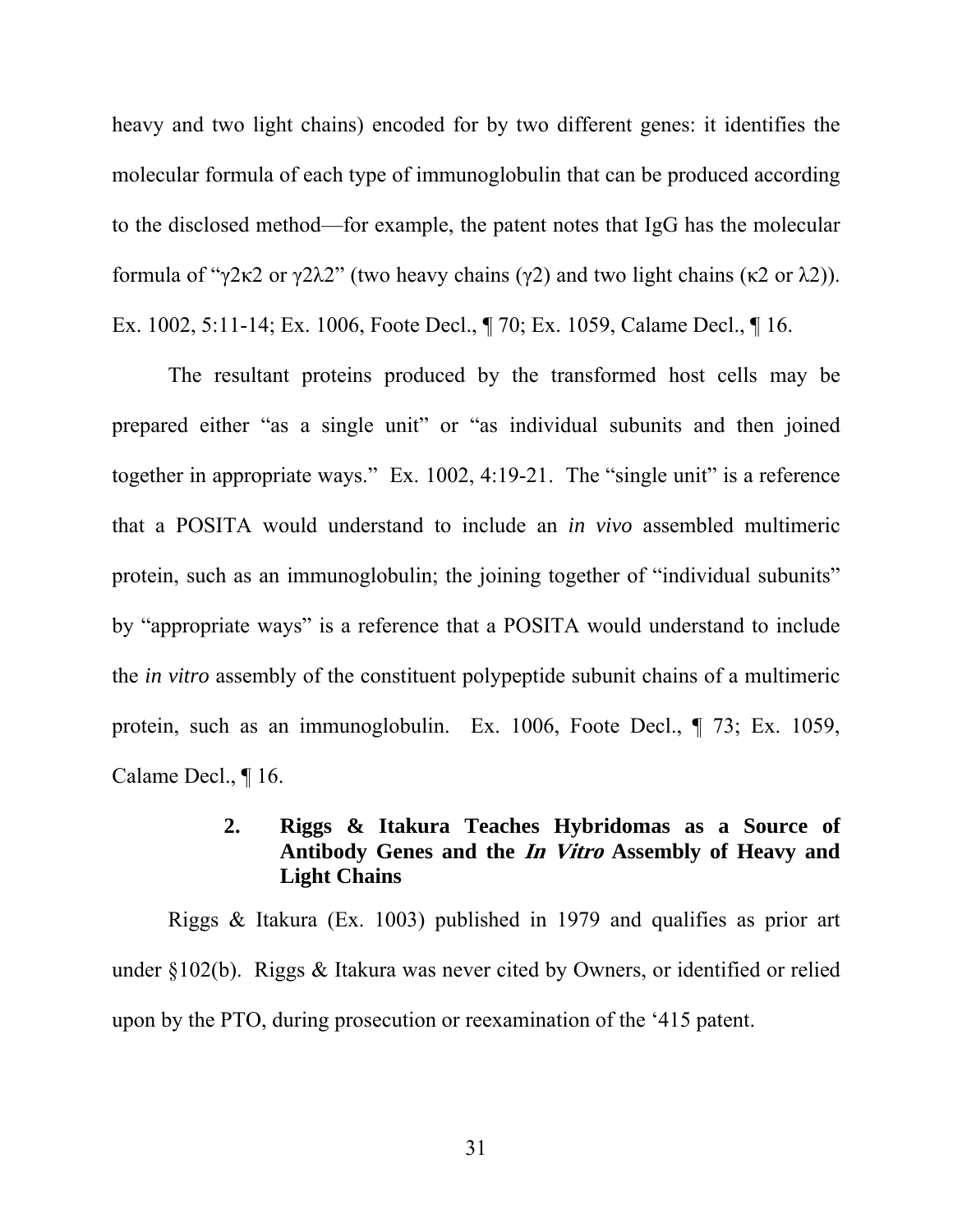heavy and two light chains) encoded for by two different genes: it identifies the molecular formula of each type of immunoglobulin that can be produced according to the disclosed method—for example, the patent notes that IgG has the molecular formula of "$\gamma 2 \kappa 2$ or $\gamma 2 \lambda 2$" (two heavy chains ($\gamma 2$) and two light chains ($\kappa 2$ or $\lambda 2$)). Ex. 1002, 5:11-14; Ex. 1006, Foote Decl., ¶ 70; Ex. 1059, Calame Decl., ¶ 16.

The resultant proteins produced by the transformed host cells may be prepared either "as a single unit" or "as individual subunits and then joined together in appropriate ways." Ex. 1002, 4:19-21. The "single unit" is a reference that a POSITA would understand to include an *in vivo* assembled multimeric protein, such as an immunoglobulin; the joining together of "individual subunits" by "appropriate ways" is a reference that a POSITA would understand to include the *in vitro* assembly of the constituent polypeptide subunit chains of a multimeric protein, such as an immunoglobulin. Ex. 1006, Foote Decl., ¶ 73; Ex. 1059, Calame Decl., ¶ 16.

#### 2. Riggs & Itakura Teaches Hybridomas as a Source of Antibody Genes and the *In Vitro* Assembly of Heavy and Light Chains

Riggs & Itakura (Ex. 1003) published in 1979 and qualifies as prior art under §102(b). Riggs & Itakura was never cited by Owners, or identified or relied upon by the PTO, during prosecution or reexamination of the '415 patent.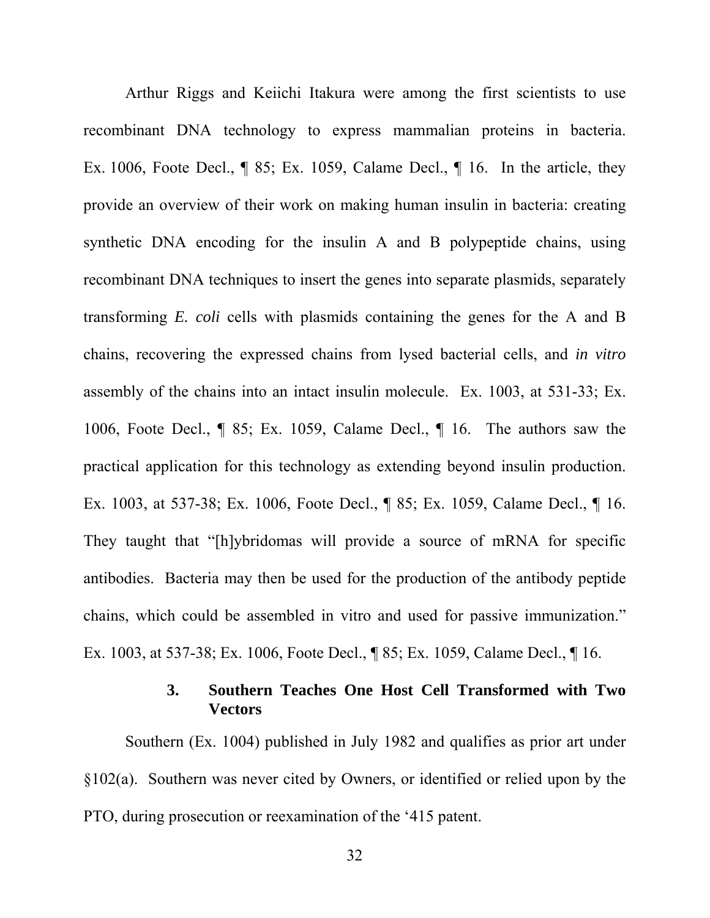Arthur Riggs and Keiichi Itakura were among the first scientists to use recombinant DNA technology to express mammalian proteins in bacteria. Ex. 1006, Foote Decl., ¶ 85; Ex. 1059, Calame Decl., ¶ 16. In the article, they provide an overview of their work on making human insulin in bacteria: creating synthetic DNA encoding for the insulin A and B polypeptide chains, using recombinant DNA techniques to insert the genes into separate plasmids, separately transforming *E. coli* cells with plasmids containing the genes for the A and B chains, recovering the expressed chains from lysed bacterial cells, and *in vitro* assembly of the chains into an intact insulin molecule. Ex. 1003, at 531-33; Ex. 1006, Foote Decl., ¶ 85; Ex. 1059, Calame Decl., ¶ 16. The authors saw the practical application for this technology as extending beyond insulin production. Ex. 1003, at 537-38; Ex. 1006, Foote Decl., ¶ 85; Ex. 1059, Calame Decl., ¶ 16. They taught that "[h]ybridomas will provide a source of mRNA for specific antibodies. Bacteria may then be used for the production of the antibody peptide chains, which could be assembled in vitro and used for passive immunization." Ex. 1003, at 537-38; Ex. 1006, Foote Decl., ¶ 85; Ex. 1059, Calame Decl., ¶ 16.

### 3. Southern Teaches One Host Cell Transformed with Two Vectors

Southern (Ex. 1004) published in July 1982 and qualifies as prior art under §102(a). Southern was never cited by Owners, or identified or relied upon by the PTO, during prosecution or reexamination of the '415 patent.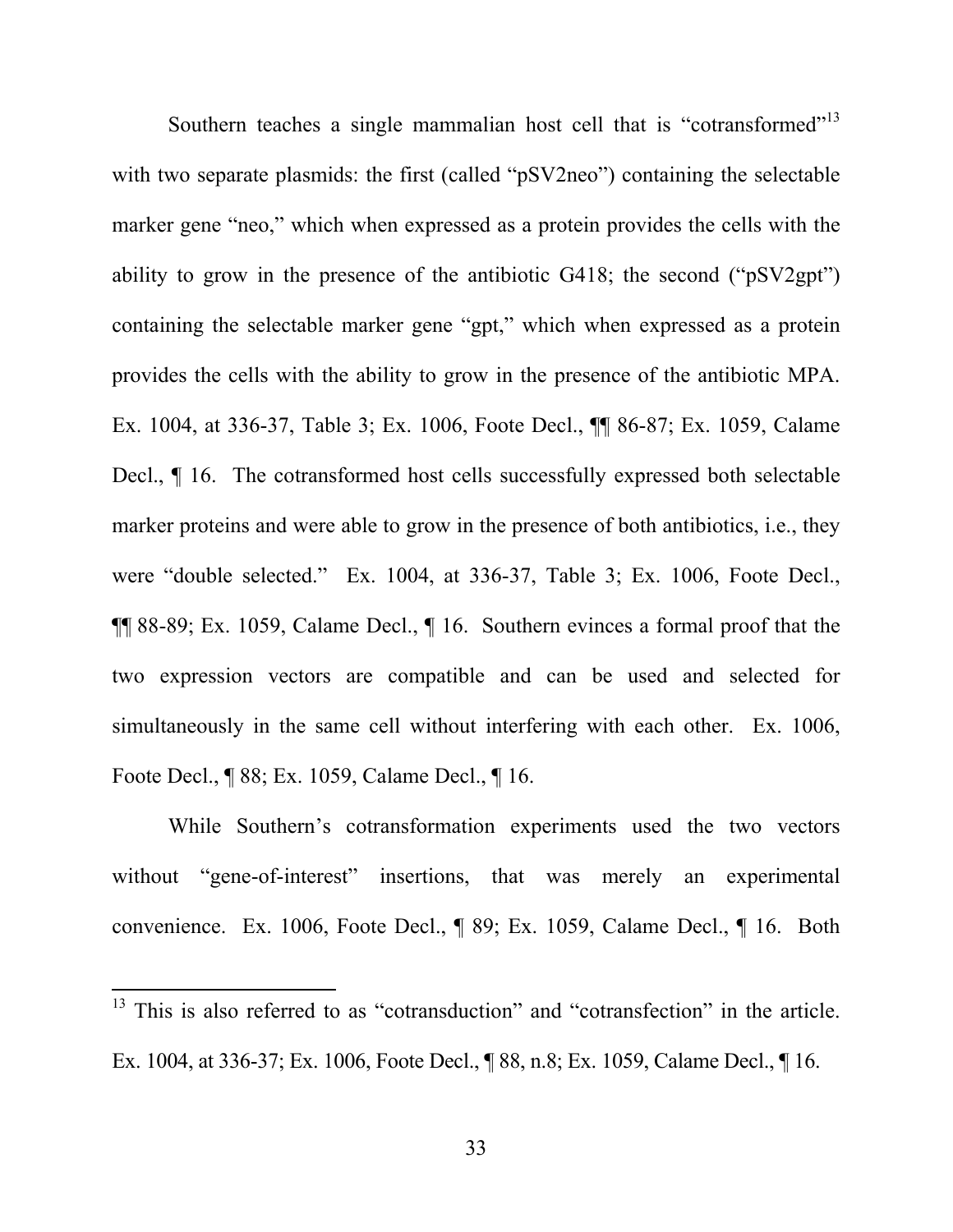Southern teaches a single mammalian host cell that is "cotransformed"[13] with two separate plasmids: the first (called "pSV2neo") containing the selectable marker gene "neo," which when expressed as a protein provides the cells with the ability to grow in the presence of the antibiotic G418; the second ("pSV2gpt") containing the selectable marker gene "gpt," which when expressed as a protein provides the cells with the ability to grow in the presence of the antibiotic MPA. Ex. 1004, at 336-37, Table 3; Ex. 1006, Foote Decl., ¶¶ 86-87; Ex. 1059, Calame Decl., ¶ 16. The cotransformed host cells successfully expressed both selectable marker proteins and were able to grow in the presence of both antibiotics, i.e., they were "double selected." Ex. 1004, at 336-37, Table 3; Ex. 1006, Foote Decl., ¶¶ 88-89; Ex. 1059, Calame Decl., ¶ 16. Southern evinces a formal proof that the two expression vectors are compatible and can be used and selected for simultaneously in the same cell without interfering with each other. Ex. 1006, Foote Decl., ¶ 88; Ex. 1059, Calame Decl., ¶ 16.

While Southern's cotransformation experiments used the two vectors without "gene-of-interest" insertions, that was merely an experimental convenience. Ex. 1006, Foote Decl., ¶ 89; Ex. 1059, Calame Decl., ¶ 16. Both

---

[13] This is also referred to as "cotransduction" and "cotransfection" in the article. Ex. 1004, at 336-37; Ex. 1006, Foote Decl., ¶ 88, n.8; Ex. 1059, Calame Decl., ¶ 16.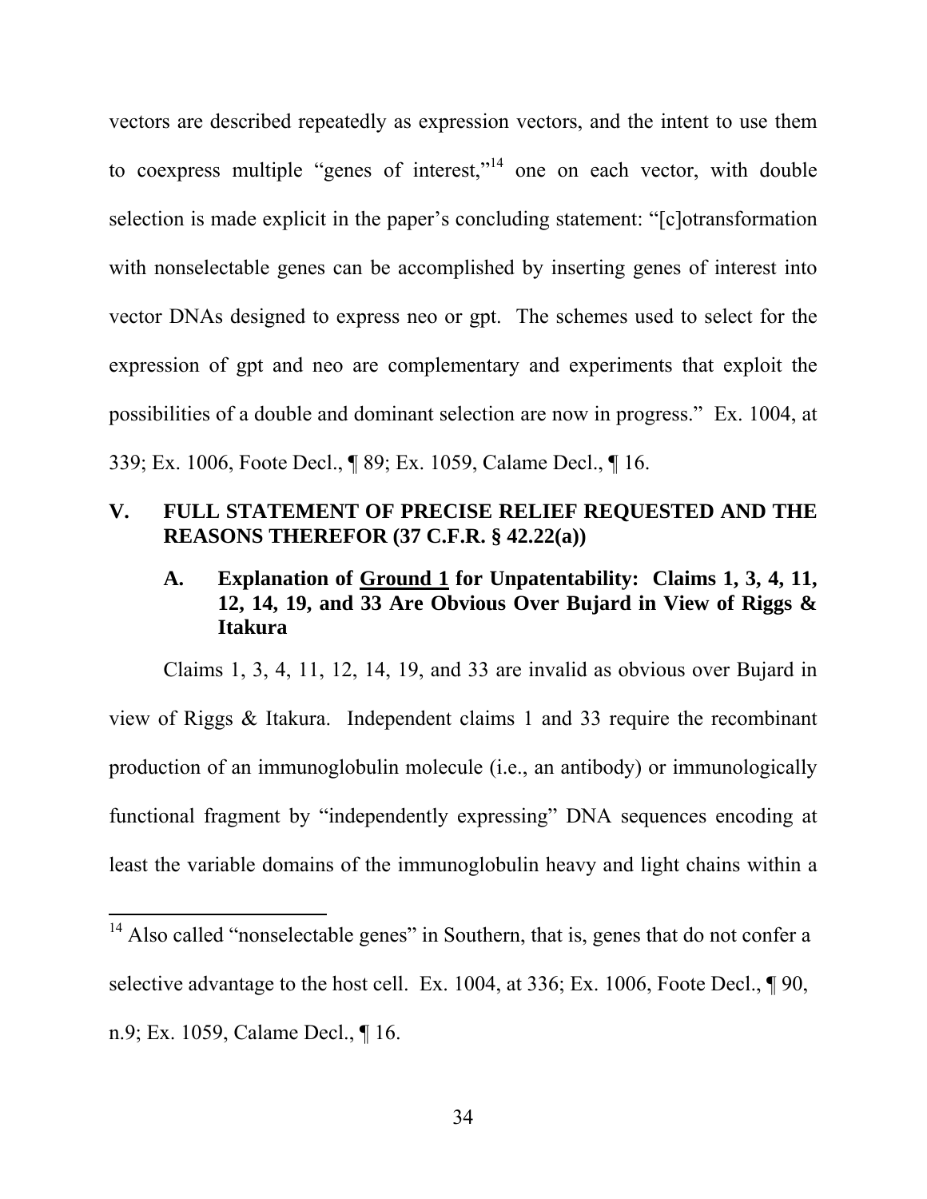vectors are described repeatedly as expression vectors, and the intent to use them to coexpress multiple "genes of interest,"[14] one on each vector, with double selection is made explicit in the paper's concluding statement: "[c]otransformation with nonselectable genes can be accomplished by inserting genes of interest into vector DNAs designed to express neo or gpt. The schemes used to select for the expression of gpt and neo are complementary and experiments that exploit the possibilities of a double and dominant selection are now in progress." Ex. 1004, at 339; Ex. 1006, Foote Decl., ¶ 89; Ex. 1059, Calame Decl., ¶ 16.

## V. FULL STATEMENT OF PRECISE RELIEF REQUESTED AND THE REASONS THEREFOR (37 C.F.R. § 42.22(a))

### A. Explanation of <u>Ground 1</u> for Unpatentability: Claims 1, 3, 4, 11, 12, 14, 19, and 33 Are Obvious Over Bujard in View of Riggs & Itakura

Claims 1, 3, 4, 11, 12, 14, 19, and 33 are invalid as obvious over Bujard in view of Riggs & Itakura. Independent claims 1 and 33 require the recombinant production of an immunoglobulin molecule (i.e., an antibody) or immunologically functional fragment by "independently expressing" DNA sequences encoding at least the variable domains of the immunoglobulin heavy and light chains within a

---

[14] Also called "nonselectable genes" in Southern, that is, genes that do not confer a selective advantage to the host cell. Ex. 1004, at 336; Ex. 1006, Foote Decl., ¶ 90, n.9; Ex. 1059, Calame Decl., ¶ 16.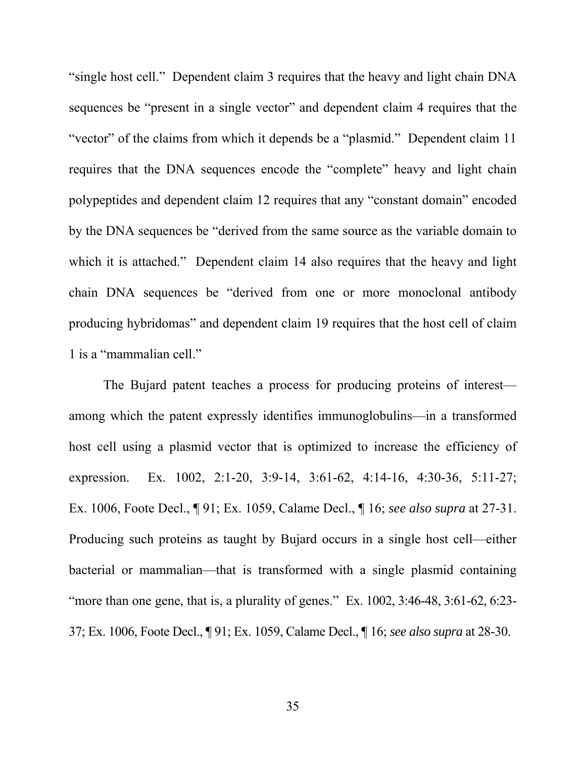"single host cell." Dependent claim 3 requires that the heavy and light chain DNA sequences be "present in a single vector" and dependent claim 4 requires that the "vector" of the claims from which it depends be a "plasmid." Dependent claim 11 requires that the DNA sequences encode the "complete" heavy and light chain polypeptides and dependent claim 12 requires that any "constant domain" encoded by the DNA sequences be "derived from the same source as the variable domain to which it is attached." Dependent claim 14 also requires that the heavy and light chain DNA sequences be "derived from one or more monoclonal antibody producing hybridomas" and dependent claim 19 requires that the host cell of claim 1 is a "mammalian cell."

The Bujard patent teaches a process for producing proteins of interest—among which the patent expressly identifies immunoglobulins—in a transformed host cell using a plasmid vector that is optimized to increase the efficiency of expression. Ex. 1002, 2:1-20, 3:9-14, 3:61-62, 4:14-16, 4:30-36, 5:11-27; Ex. 1006, Foote Decl., ¶ 91; Ex. 1059, Calame Decl., ¶ 16; *see also supra* at 27-31. Producing such proteins as taught by Bujard occurs in a single host cell—either bacterial or mammalian—that is transformed with a single plasmid containing "more than one gene, that is, a plurality of genes." Ex. 1002, 3:46-48, 3:61-62, 6:23-37; Ex. 1006, Foote Decl., ¶ 91; Ex. 1059, Calame Decl., ¶ 16; *see also supra* at 28-30.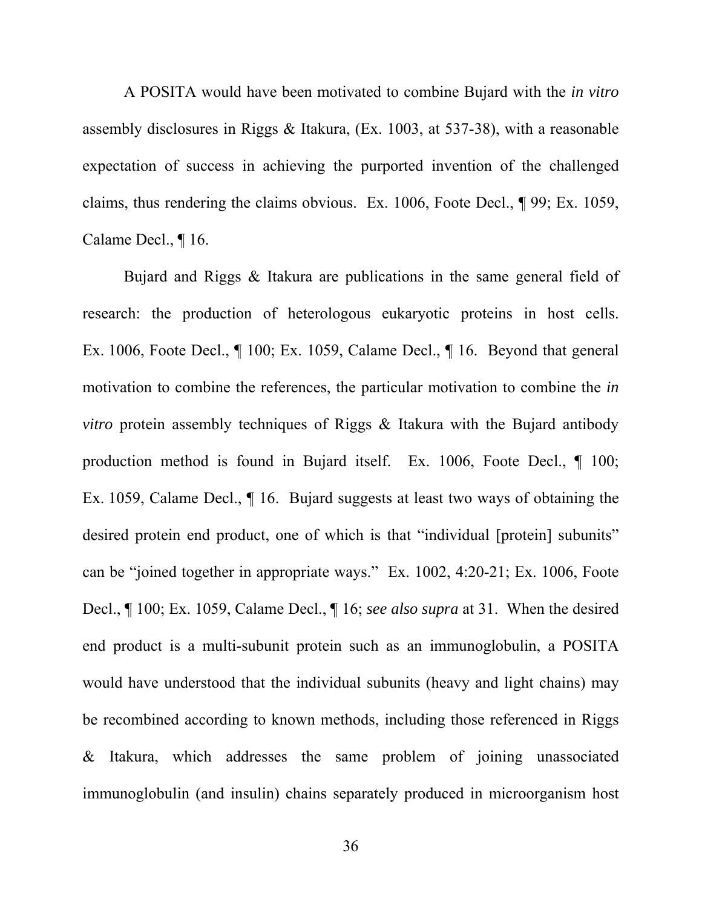A POSITA would have been motivated to combine Bujard with the *in vitro* assembly disclosures in Riggs & Itakura, (Ex. 1003, at 537-38), with a reasonable expectation of success in achieving the purported invention of the challenged claims, thus rendering the claims obvious. Ex. 1006, Foote Decl., ¶ 99; Ex. 1059, Calame Decl., ¶ 16.

Bujard and Riggs & Itakura are publications in the same general field of research: the production of heterologous eukaryotic proteins in host cells. Ex. 1006, Foote Decl., ¶ 100; Ex. 1059, Calame Decl., ¶ 16. Beyond that general motivation to combine the references, the particular motivation to combine the *in vitro* protein assembly techniques of Riggs & Itakura with the Bujard antibody production method is found in Bujard itself. Ex. 1006, Foote Decl., ¶ 100; Ex. 1059, Calame Decl., ¶ 16. Bujard suggests at least two ways of obtaining the desired protein end product, one of which is that "individual [protein] subunits" can be "joined together in appropriate ways." Ex. 1002, 4:20-21; Ex. 1006, Foote Decl., ¶ 100; Ex. 1059, Calame Decl., ¶ 16; *see also supra* at 31. When the desired end product is a multi-subunit protein such as an immunoglobulin, a POSITA would have understood that the individual subunits (heavy and light chains) may be recombined according to known methods, including those referenced in Riggs & Itakura, which addresses the same problem of joining unassociated immunoglobulin (and insulin) chains separately produced in microorganism host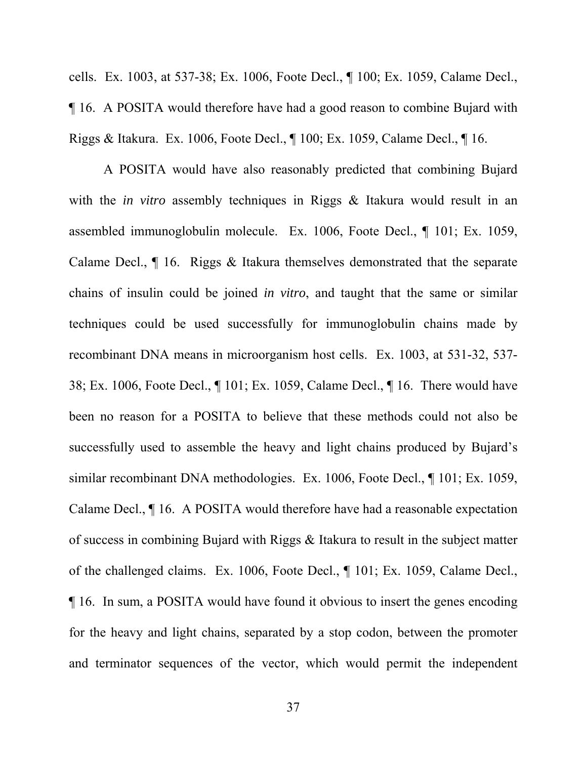cells. Ex. 1003, at 537-38; Ex. 1006, Foote Decl., ¶ 100; Ex. 1059, Calame Decl., ¶ 16. A POSITA would therefore have had a good reason to combine Bujard with Riggs & Itakura. Ex. 1006, Foote Decl., ¶ 100; Ex. 1059, Calame Decl., ¶ 16.

A POSITA would have also reasonably predicted that combining Bujard with the *in vitro* assembly techniques in Riggs & Itakura would result in an assembled immunoglobulin molecule. Ex. 1006, Foote Decl., ¶ 101; Ex. 1059, Calame Decl., ¶ 16. Riggs & Itakura themselves demonstrated that the separate chains of insulin could be joined *in vitro*, and taught that the same or similar techniques could be used successfully for immunoglobulin chains made by recombinant DNA means in microorganism host cells. Ex. 1003, at 531-32, 537-38; Ex. 1006, Foote Decl., ¶ 101; Ex. 1059, Calame Decl., ¶ 16. There would have been no reason for a POSITA to believe that these methods could not also be successfully used to assemble the heavy and light chains produced by Bujard's similar recombinant DNA methodologies. Ex. 1006, Foote Decl., ¶ 101; Ex. 1059, Calame Decl., ¶ 16. A POSITA would therefore have had a reasonable expectation of success in combining Bujard with Riggs & Itakura to result in the subject matter of the challenged claims. Ex. 1006, Foote Decl., ¶ 101; Ex. 1059, Calame Decl., ¶ 16. In sum, a POSITA would have found it obvious to insert the genes encoding for the heavy and light chains, separated by a stop codon, between the promoter and terminator sequences of the vector, which would permit the independent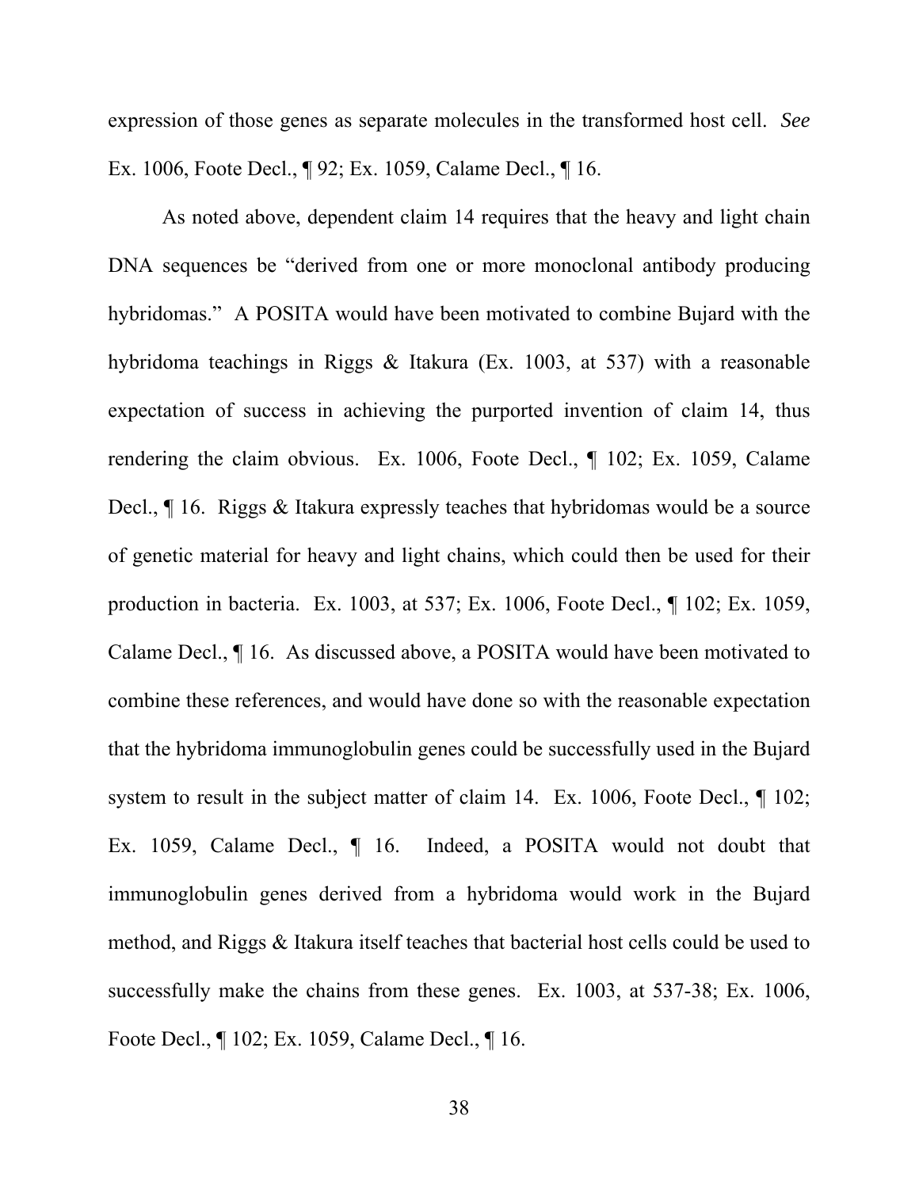expression of those genes as separate molecules in the transformed host cell. *See* Ex. 1006, Foote Decl., ¶ 92; Ex. 1059, Calame Decl., ¶ 16.

As noted above, dependent claim 14 requires that the heavy and light chain DNA sequences be "derived from one or more monoclonal antibody producing hybridomas." A POSITA would have been motivated to combine Bujard with the hybridoma teachings in Riggs & Itakura (Ex. 1003, at 537) with a reasonable expectation of success in achieving the purported invention of claim 14, thus rendering the claim obvious. Ex. 1006, Foote Decl., ¶ 102; Ex. 1059, Calame Decl., ¶ 16. Riggs & Itakura expressly teaches that hybridomas would be a source of genetic material for heavy and light chains, which could then be used for their production in bacteria. Ex. 1003, at 537; Ex. 1006, Foote Decl., ¶ 102; Ex. 1059, Calame Decl., ¶ 16. As discussed above, a POSITA would have been motivated to combine these references, and would have done so with the reasonable expectation that the hybridoma immunoglobulin genes could be successfully used in the Bujard system to result in the subject matter of claim 14. Ex. 1006, Foote Decl., ¶ 102; Ex. 1059, Calame Decl., ¶ 16. Indeed, a POSITA would not doubt that immunoglobulin genes derived from a hybridoma would work in the Bujard method, and Riggs & Itakura itself teaches that bacterial host cells could be used to successfully make the chains from these genes. Ex. 1003, at 537-38; Ex. 1006, Foote Decl., ¶ 102; Ex. 1059, Calame Decl., ¶ 16.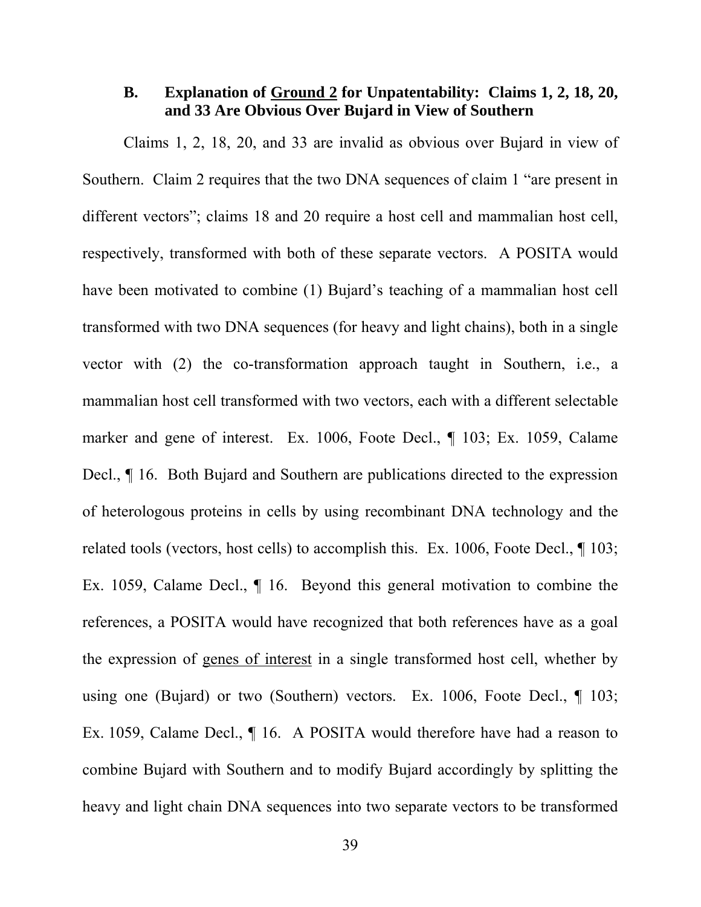### B. Explanation of <u>Ground 2</u> for Unpatentability: Claims 1, 2, 18, 20, and 33 Are Obvious Over Bujard in View of Southern

Claims 1, 2, 18, 20, and 33 are invalid as obvious over Bujard in view of Southern. Claim 2 requires that the two DNA sequences of claim 1 "are present in different vectors"; claims 18 and 20 require a host cell and mammalian host cell, respectively, transformed with both of these separate vectors. A POSITA would have been motivated to combine (1) Bujard's teaching of a mammalian host cell transformed with two DNA sequences (for heavy and light chains), both in a single vector with (2) the co-transformation approach taught in Southern, i.e., a mammalian host cell transformed with two vectors, each with a different selectable marker and gene of interest. Ex. 1006, Foote Decl., ¶ 103; Ex. 1059, Calame Decl., ¶ 16. Both Bujard and Southern are publications directed to the expression of heterologous proteins in cells by using recombinant DNA technology and the related tools (vectors, host cells) to accomplish this. Ex. 1006, Foote Decl., ¶ 103; Ex. 1059, Calame Decl., ¶ 16. Beyond this general motivation to combine the references, a POSITA would have recognized that both references have as a goal the expression of <u>genes of interest</u> in a single transformed host cell, whether by using one (Bujard) or two (Southern) vectors. Ex. 1006, Foote Decl., ¶ 103; Ex. 1059, Calame Decl., ¶ 16. A POSITA would therefore have had a reason to combine Bujard with Southern and to modify Bujard accordingly by splitting the heavy and light chain DNA sequences into two separate vectors to be transformed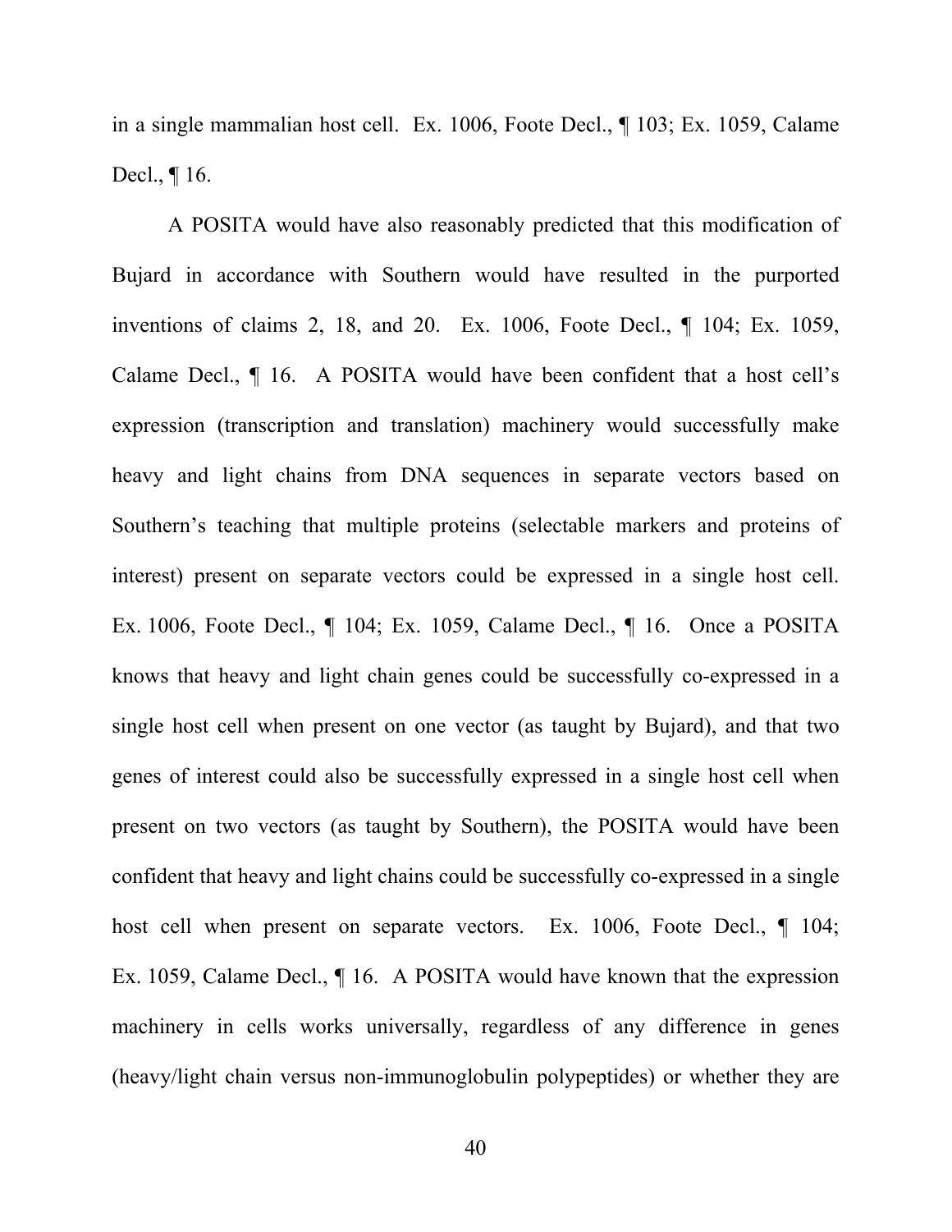in a single mammalian host cell. Ex. 1006, Foote Decl., ¶ 103; Ex. 1059, Calame Decl., ¶ 16.

A POSITA would have also reasonably predicted that this modification of Bujard in accordance with Southern would have resulted in the purported inventions of claims 2, 18, and 20. Ex. 1006, Foote Decl., ¶ 104; Ex. 1059, Calame Decl., ¶ 16. A POSITA would have been confident that a host cell's expression (transcription and translation) machinery would successfully make heavy and light chains from DNA sequences in separate vectors based on Southern's teaching that multiple proteins (selectable markers and proteins of interest) present on separate vectors could be expressed in a single host cell. Ex. 1006, Foote Decl., ¶ 104; Ex. 1059, Calame Decl., ¶ 16. Once a POSITA knows that heavy and light chain genes could be successfully co-expressed in a single host cell when present on one vector (as taught by Bujard), and that two genes of interest could also be successfully expressed in a single host cell when present on two vectors (as taught by Southern), the POSITA would have been confident that heavy and light chains could be successfully co-expressed in a single host cell when present on separate vectors. Ex. 1006, Foote Decl., ¶ 104; Ex. 1059, Calame Decl., ¶ 16. A POSITA would have known that the expression machinery in cells works universally, regardless of any difference in genes (heavy/light chain versus non-immunoglobulin polypeptides) or whether they are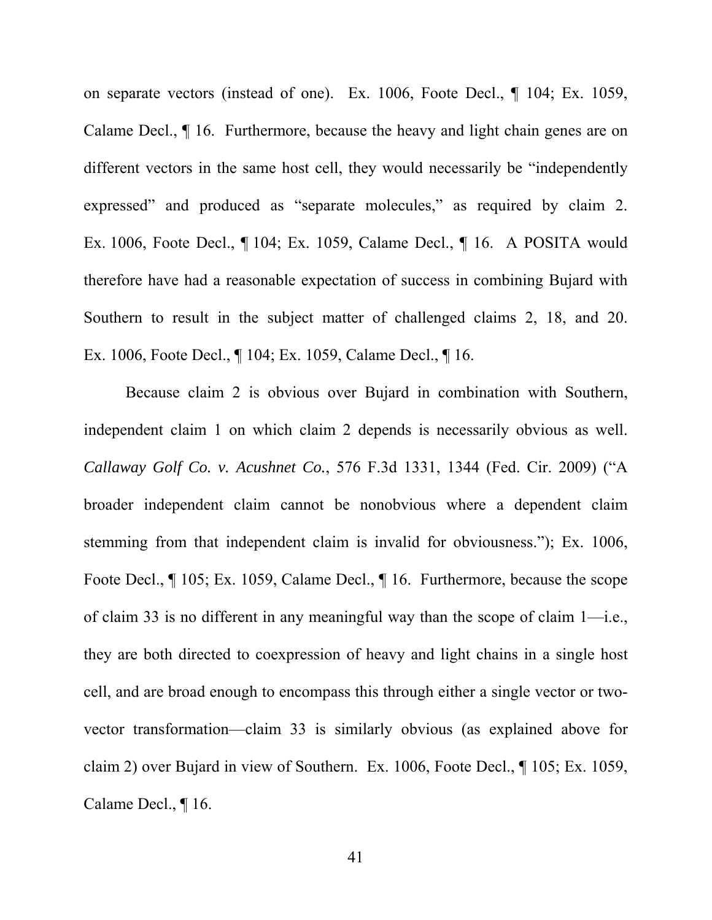on separate vectors (instead of one). Ex. 1006, Foote Decl., ¶ 104; Ex. 1059, Calame Decl., ¶ 16. Furthermore, because the heavy and light chain genes are on different vectors in the same host cell, they would necessarily be "independently expressed" and produced as "separate molecules," as required by claim 2. Ex. 1006, Foote Decl., ¶ 104; Ex. 1059, Calame Decl., ¶ 16. A POSITA would therefore have had a reasonable expectation of success in combining Bujard with Southern to result in the subject matter of challenged claims 2, 18, and 20. Ex. 1006, Foote Decl., ¶ 104; Ex. 1059, Calame Decl., ¶ 16.

Because claim 2 is obvious over Bujard in combination with Southern, independent claim 1 on which claim 2 depends is necessarily obvious as well. *Callaway Golf Co. v. Acushnet Co.*, 576 F.3d 1331, 1344 (Fed. Cir. 2009) ("A broader independent claim cannot be nonobvious where a dependent claim stemming from that independent claim is invalid for obviousness."); Ex. 1006, Foote Decl., ¶ 105; Ex. 1059, Calame Decl., ¶ 16. Furthermore, because the scope of claim 33 is no different in any meaningful way than the scope of claim 1—i.e., they are both directed to coexpression of heavy and light chains in a single host cell, and are broad enough to encompass this through either a single vector or two-vector transformation—claim 33 is similarly obvious (as explained above for claim 2) over Bujard in view of Southern. Ex. 1006, Foote Decl., ¶ 105; Ex. 1059, Calame Decl., ¶ 16.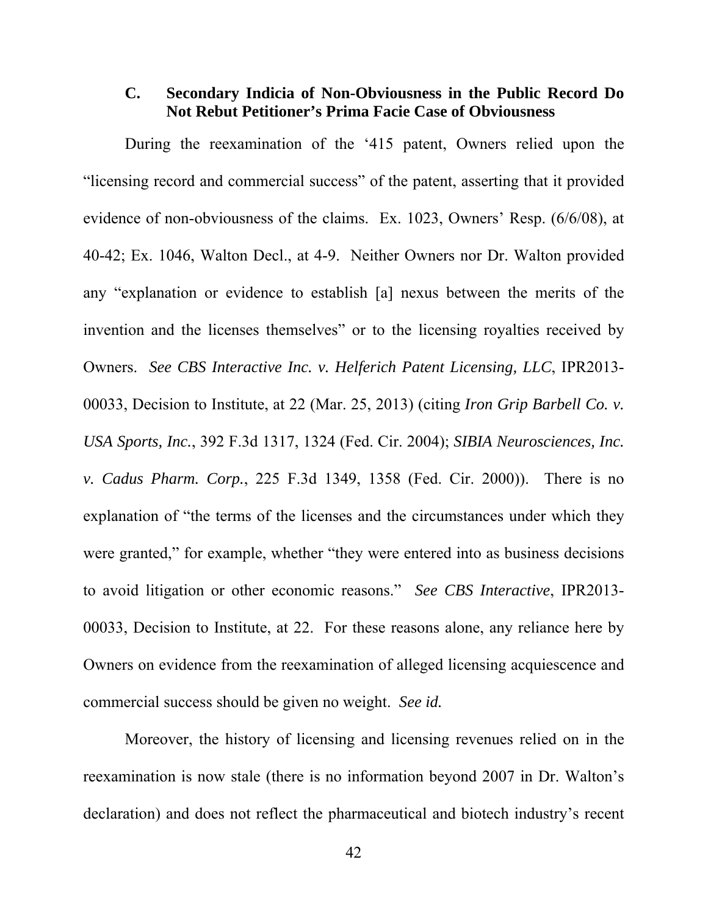### C. Secondary Indicia of Non-Obviousness in the Public Record Do Not Rebut Petitioner's Prima Facie Case of Obviousness

During the reexamination of the '415 patent, Owners relied upon the "licensing record and commercial success" of the patent, asserting that it provided evidence of non-obviousness of the claims. Ex. 1023, Owners' Resp. (6/6/08), at 40-42; Ex. 1046, Walton Decl., at 4-9. Neither Owners nor Dr. Walton provided any "explanation or evidence to establish [a] nexus between the merits of the invention and the licenses themselves" or to the licensing royalties received by Owners. *See CBS Interactive Inc. v. Helferich Patent Licensing, LLC*, IPR2013-00033, Decision to Institute, at 22 (Mar. 25, 2013) (citing *Iron Grip Barbell Co. v. USA Sports, Inc.*, 392 F.3d 1317, 1324 (Fed. Cir. 2004); *SIBIA Neurosciences, Inc. v. Cadus Pharm. Corp.*, 225 F.3d 1349, 1358 (Fed. Cir. 2000)). There is no explanation of "the terms of the licenses and the circumstances under which they were granted," for example, whether "they were entered into as business decisions to avoid litigation or other economic reasons." *See CBS Interactive*, IPR2013-00033, Decision to Institute, at 22. For these reasons alone, any reliance here by Owners on evidence from the reexamination of alleged licensing acquiescence and commercial success should be given no weight. *See id.*

Moreover, the history of licensing and licensing revenues relied on in the reexamination is now stale (there is no information beyond 2007 in Dr. Walton's declaration) and does not reflect the pharmaceutical and biotech industry's recent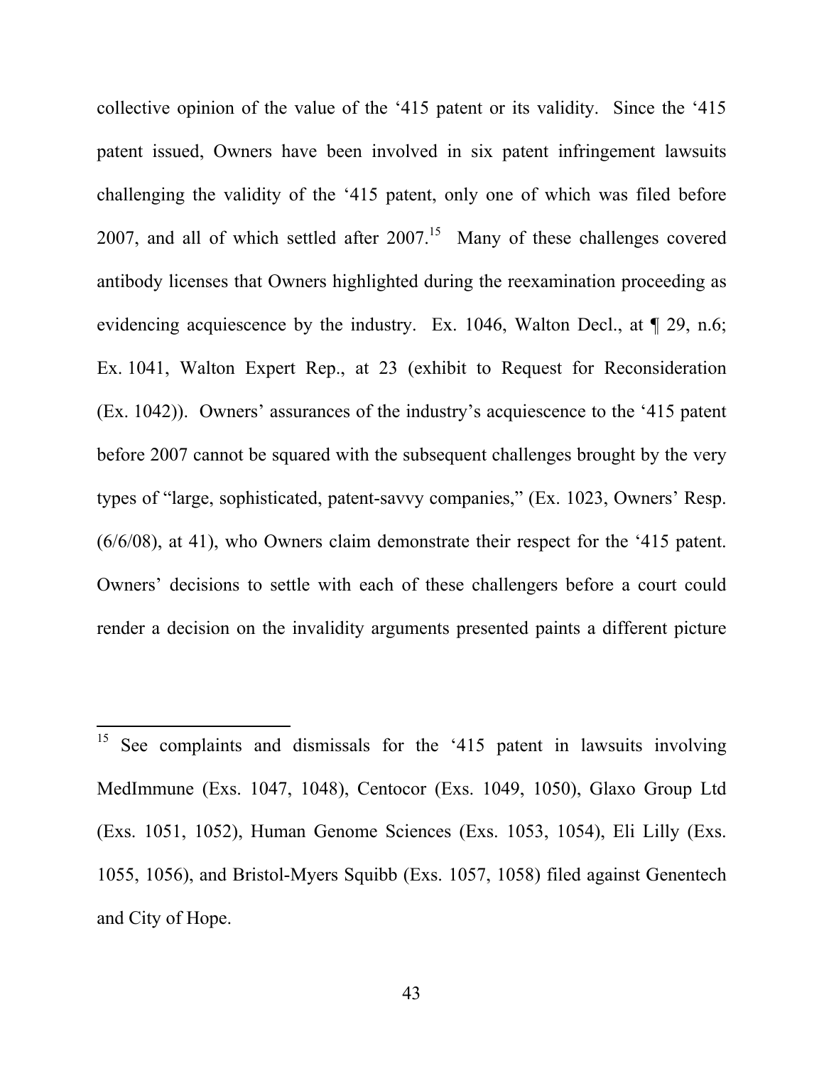collective opinion of the value of the '415 patent or its validity. Since the '415 patent issued, Owners have been involved in six patent infringement lawsuits challenging the validity of the '415 patent, only one of which was filed before 2007, and all of which settled after 2007.[15] Many of these challenges covered antibody licenses that Owners highlighted during the reexamination proceeding as evidencing acquiescence by the industry. Ex. 1046, Walton Decl., at ¶ 29, n.6; Ex. 1041, Walton Expert Rep., at 23 (exhibit to Request for Reconsideration (Ex. 1042)). Owners' assurances of the industry's acquiescence to the '415 patent before 2007 cannot be squared with the subsequent challenges brought by the very types of "large, sophisticated, patent-savvy companies," (Ex. 1023, Owners' Resp. (6/6/08), at 41), who Owners claim demonstrate their respect for the '415 patent. Owners' decisions to settle with each of these challengers before a court could render a decision on the invalidity arguments presented paints a different picture

---

[15] See complaints and dismissals for the '415 patent in lawsuits involving MedImmune (Exs. 1047, 1048), Centocor (Exs. 1049, 1050), Glaxo Group Ltd (Exs. 1051, 1052), Human Genome Sciences (Exs. 1053, 1054), Eli Lilly (Exs. 1055, 1056), and Bristol-Myers Squibb (Exs. 1057, 1058) filed against Genentech and City of Hope.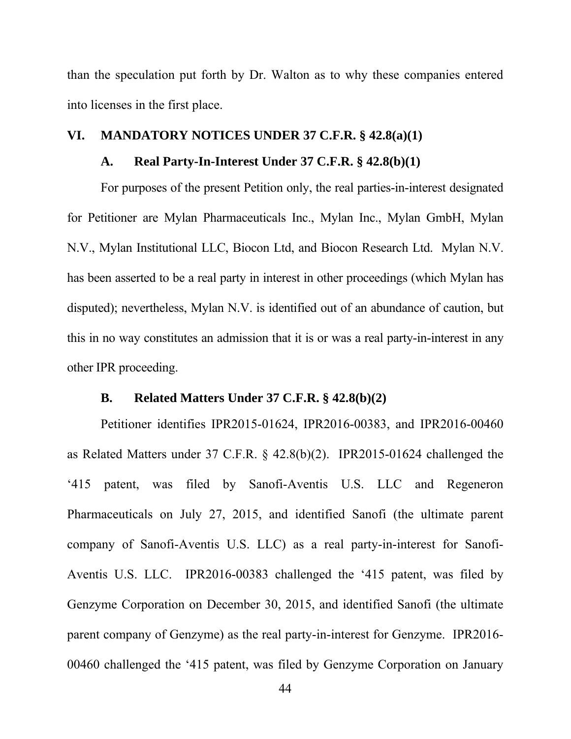than the speculation put forth by Dr. Walton as to why these companies entered into licenses in the first place.

## VI. MANDATORY NOTICES UNDER 37 C.F.R. § 42.8(a)(1)

### A. Real Party-In-Interest Under 37 C.F.R. § 42.8(b)(1)

For purposes of the present Petition only, the real parties-in-interest designated for Petitioner are Mylan Pharmaceuticals Inc., Mylan Inc., Mylan GmbH, Mylan N.V., Mylan Institutional LLC, Biocon Ltd, and Biocon Research Ltd. Mylan N.V. has been asserted to be a real party in interest in other proceedings (which Mylan has disputed); nevertheless, Mylan N.V. is identified out of an abundance of caution, but this in no way constitutes an admission that it is or was a real party-in-interest in any other IPR proceeding.

### B. Related Matters Under 37 C.F.R. § 42.8(b)(2)

Petitioner identifies IPR2015-01624, IPR2016-00383, and IPR2016-00460 as Related Matters under 37 C.F.R. § 42.8(b)(2). IPR2015-01624 challenged the '415 patent, was filed by Sanofi-Aventis U.S. LLC and Regeneron Pharmaceuticals on July 27, 2015, and identified Sanofi (the ultimate parent company of Sanofi-Aventis U.S. LLC) as a real party-in-interest for Sanofi-Aventis U.S. LLC. IPR2016-00383 challenged the '415 patent, was filed by Genzyme Corporation on December 30, 2015, and identified Sanofi (the ultimate parent company of Genzyme) as the real party-in-interest for Genzyme. IPR2016-00460 challenged the '415 patent, was filed by Genzyme Corporation on January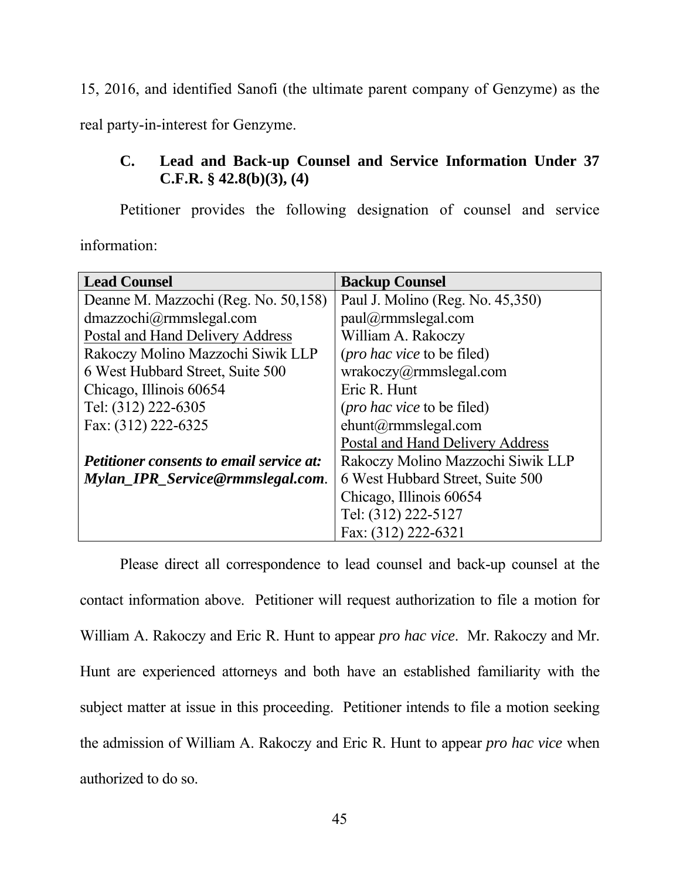15, 2016, and identified Sanofi (the ultimate parent company of Genzyme) as the real party-in-interest for Genzyme.

### C. Lead and Back-up Counsel and Service Information Under 37 C.F.R. § 42.8(b)(3), (4)

Petitioner provides the following designation of counsel and service information:

| Lead Counsel | Backup Counsel |
|---|---|
| Deanne M. Mazzochi (Reg. No. 50,158)<br>dmazzochi@rmmslegal.com<br><u>Postal and Hand Delivery Address</u><br>Rakoczy Molino Mazzochi Siwik LLP<br>6 West Hubbard Street, Suite 500<br>Chicago, Illinois 60654<br>Tel: (312) 222-6305<br>Fax: (312) 222-6325<br><br>***Petitioner consents to email service at: Mylan_IPR_Service@rmmslegal.com***. | Paul J. Molino (Reg. No. 45,350)<br>paul@rmmslegal.com<br>William A. Rakoczy<br>(*pro hac vice* to be filed)<br>wrakoczy@rmmslegal.com<br>Eric R. Hunt<br>(*pro hac vice* to be filed)<br>ehunt@rmmslegal.com<br><u>Postal and Hand Delivery Address</u><br>Rakoczy Molino Mazzochi Siwik LLP<br>6 West Hubbard Street, Suite 500<br>Chicago, Illinois 60654<br>Tel: (312) 222-5127<br>Fax: (312) 222-6321 |

Please direct all correspondence to lead counsel and back-up counsel at the contact information above. Petitioner will request authorization to file a motion for William A. Rakoczy and Eric R. Hunt to appear *pro hac vice*. Mr. Rakoczy and Mr. Hunt are experienced attorneys and both have an established familiarity with the subject matter at issue in this proceeding. Petitioner intends to file a motion seeking the admission of William A. Rakoczy and Eric R. Hunt to appear *pro hac vice* when authorized to do so.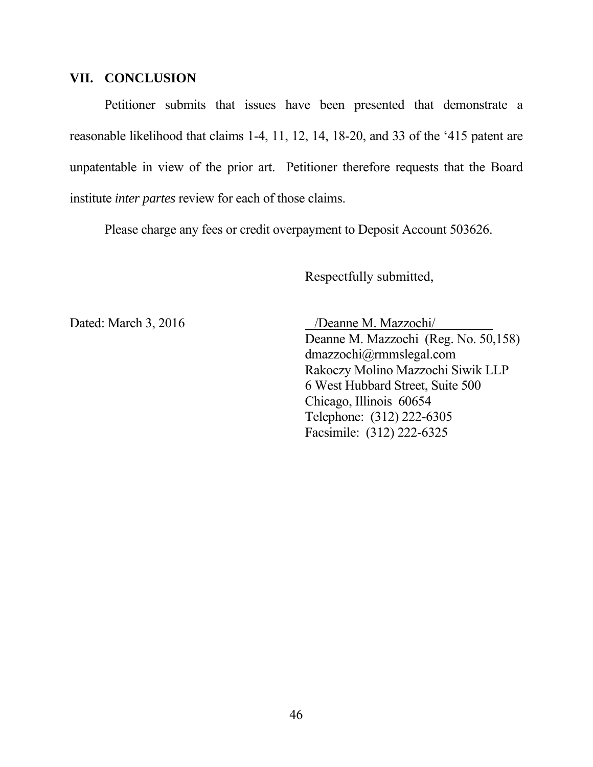## VII. CONCLUSION

Petitioner submits that issues have been presented that demonstrate a reasonable likelihood that claims 1-4, 11, 12, 14, 18-20, and 33 of the '415 patent are unpatentable in view of the prior art. Petitioner therefore requests that the Board institute *inter partes* review for each of those claims.

Please charge any fees or credit overpayment to Deposit Account 503626.

Respectfully submitted,

Dated: March 3, 2016

/Deanne M. Mazzochi/
Deanne M. Mazzochi (Reg. No. 50,158)
dmazzochi@rmmslegal.com
Rakoczy Molino Mazzochi Siwik LLP
6 West Hubbard Street, Suite 500
Chicago, Illinois 60654
Telephone: (312) 222-6305
Facsimile: (312) 222-6325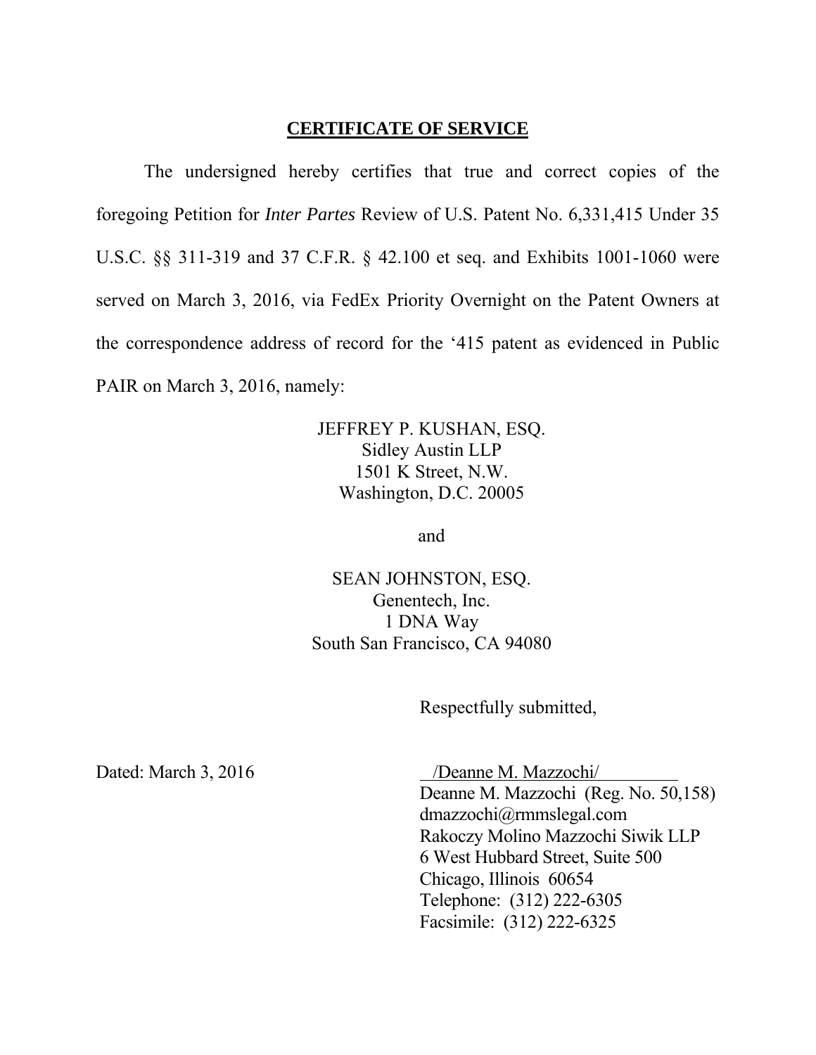# **CERTIFICATE OF SERVICE**

The undersigned hereby certifies that true and correct copies of the foregoing Petition for *Inter Partes* Review of U.S. Patent No. 6,331,415 Under 35 U.S.C. §§ 311-319 and 37 C.F.R. § 42.100 et seq. and Exhibits 1001-1060 were served on March 3, 2016, via FedEx Priority Overnight on the Patent Owners at the correspondence address of record for the '415 patent as evidenced in Public PAIR on March 3, 2016, namely:

JEFFREY P. KUSHAN, ESQ.
Sidley Austin LLP
1501 K Street, N.W.
Washington, D.C. 20005

and

SEAN JOHNSTON, ESQ.
Genentech, Inc.
1 DNA Way
South San Francisco, CA 94080

Respectfully submitted,

Dated: March 3, 2016

/Deanne M. Mazzochi/
Deanne M. Mazzochi (Reg. No. 50,158)
dmazzochi@rmmslegal.com
Rakoczy Molino Mazzochi Siwik LLP
6 West Hubbard Street, Suite 500
Chicago, Illinois 60654
Telephone: (312) 222-6305
Facsimile: (312) 222-6325